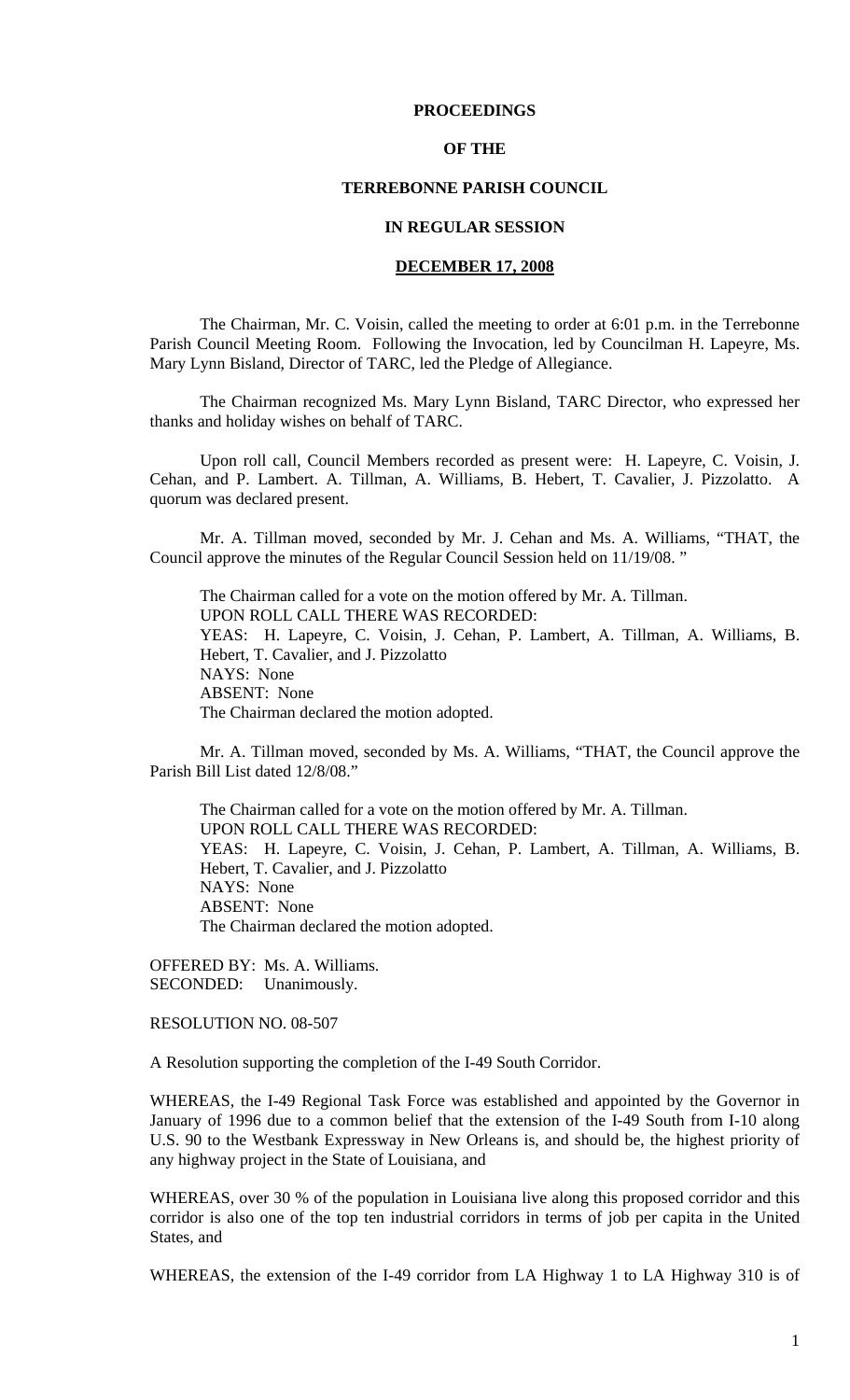**PROCEEDINGS**

**OF THE**

**TERREBONNE PARISH COUNCIL**

**IN REGULAR SESSION**

**DECEMBER 17, 2008**

The Chairman, Mr. C. Voisin, called the meeting to order at 6:01 p.m. in the Terrebonne Parish Council Meeting Room. Following the Invocation, led by Councilman H. Lapeyre, Ms. Mary Lynn Bisland, Director of TARC, led the Pledge of Allegiance.

The Chairman recognized Ms. Mary Lynn Bisland, TARC Director, who expressed her thanks and holiday wishes on behalf of TARC.

Upon roll call, Council Members recorded as present were: H. Lapeyre, C. Voisin, J. Cehan, and P. Lambert. A. Tillman, A. Williams, B. Hebert, T. Cavalier, J. Pizzolatto. A quorum was declared present.

Mr. A. Tillman moved, seconded by Mr. J. Cehan and Ms. A. Williams, "THAT, the Council approve the minutes of the Regular Council Session held on 11/19/08. "

The Chairman called for a vote on the motion offered by Mr. A. Tillman.
UPON ROLL CALL THERE WAS RECORDED:
YEAS: H. Lapeyre, C. Voisin, J. Cehan, P. Lambert, A. Tillman, A. Williams, B. Hebert, T. Cavalier, and J. Pizzolatto
NAYS: None
ABSENT: None
The Chairman declared the motion adopted.

Mr. A. Tillman moved, seconded by Ms. A. Williams, "THAT, the Council approve the Parish Bill List dated 12/8/08."

The Chairman called for a vote on the motion offered by Mr. A. Tillman.
UPON ROLL CALL THERE WAS RECORDED:
YEAS: H. Lapeyre, C. Voisin, J. Cehan, P. Lambert, A. Tillman, A. Williams, B. Hebert, T. Cavalier, and J. Pizzolatto
NAYS: None
ABSENT: None
The Chairman declared the motion adopted.

OFFERED BY: Ms. A. Williams.
SECONDED: Unanimously.

RESOLUTION NO. 08-507

A Resolution supporting the completion of the I-49 South Corridor.

WHEREAS, the I-49 Regional Task Force was established and appointed by the Governor in January of 1996 due to a common belief that the extension of the I-49 South from I-10 along U.S. 90 to the Westbank Expressway in New Orleans is, and should be, the highest priority of any highway project in the State of Louisiana, and

WHEREAS, over 30 % of the population in Louisiana live along this proposed corridor and this corridor is also one of the top ten industrial corridors in terms of job per capita in the United States, and

WHEREAS, the extension of the I-49 corridor from LA Highway 1 to LA Highway 310 is of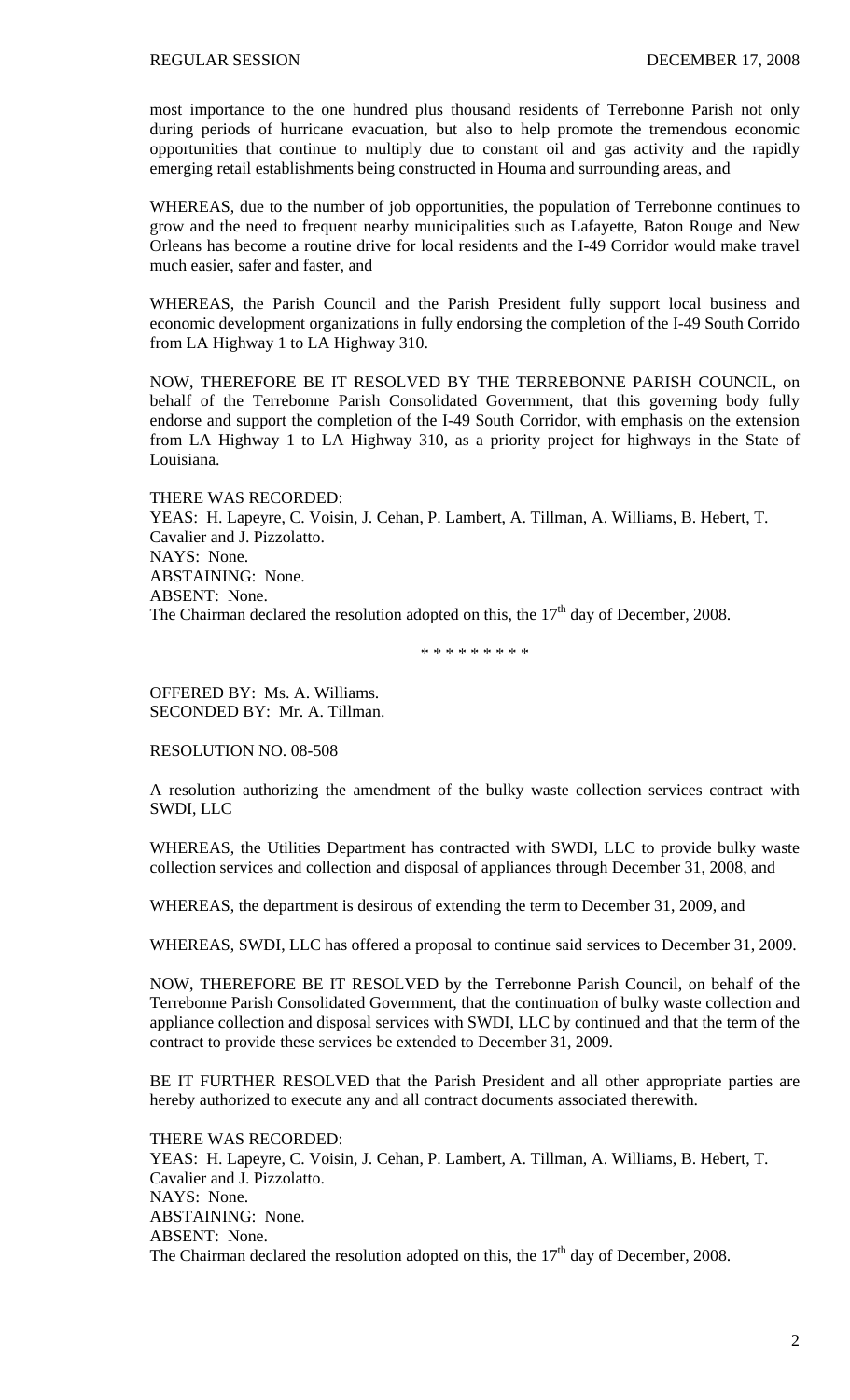most importance to the one hundred plus thousand residents of Terrebonne Parish not only during periods of hurricane evacuation, but also to help promote the tremendous economic opportunities that continue to multiply due to constant oil and gas activity and the rapidly emerging retail establishments being constructed in Houma and surrounding areas, and

WHEREAS, due to the number of job opportunities, the population of Terrebonne continues to grow and the need to frequent nearby municipalities such as Lafayette, Baton Rouge and New Orleans has become a routine drive for local residents and the I-49 Corridor would make travel much easier, safer and faster, and

WHEREAS, the Parish Council and the Parish President fully support local business and economic development organizations in fully endorsing the completion of the I-49 South Corrido from LA Highway 1 to LA Highway 310.

NOW, THEREFORE BE IT RESOLVED BY THE TERREBONNE PARISH COUNCIL, on behalf of the Terrebonne Parish Consolidated Government, that this governing body fully endorse and support the completion of the I-49 South Corridor, with emphasis on the extension from LA Highway 1 to LA Highway 310, as a priority project for highways in the State of Louisiana.

THERE WAS RECORDED:
YEAS: H. Lapeyre, C. Voisin, J. Cehan, P. Lambert, A. Tillman, A. Williams, B. Hebert, T. Cavalier and J. Pizzolatto.
NAYS: None.
ABSTAINING: None.
ABSENT: None.
The Chairman declared the resolution adopted on this, the 17th day of December, 2008.

\* \* \* \* \* \* \* \* \*

OFFERED BY: Ms. A. Williams.
SECONDED BY: Mr. A. Tillman.

RESOLUTION NO. 08-508

A resolution authorizing the amendment of the bulky waste collection services contract with SWDI, LLC

WHEREAS, the Utilities Department has contracted with SWDI, LLC to provide bulky waste collection services and collection and disposal of appliances through December 31, 2008, and

WHEREAS, the department is desirous of extending the term to December 31, 2009, and

WHEREAS, SWDI, LLC has offered a proposal to continue said services to December 31, 2009.

NOW, THEREFORE BE IT RESOLVED by the Terrebonne Parish Council, on behalf of the Terrebonne Parish Consolidated Government, that the continuation of bulky waste collection and appliance collection and disposal services with SWDI, LLC by continued and that the term of the contract to provide these services be extended to December 31, 2009.

BE IT FURTHER RESOLVED that the Parish President and all other appropriate parties are hereby authorized to execute any and all contract documents associated therewith.

THERE WAS RECORDED:
YEAS: H. Lapeyre, C. Voisin, J. Cehan, P. Lambert, A. Tillman, A. Williams, B. Hebert, T. Cavalier and J. Pizzolatto.
NAYS: None.
ABSTAINING: None.
ABSENT: None.
The Chairman declared the resolution adopted on this, the 17th day of December, 2008.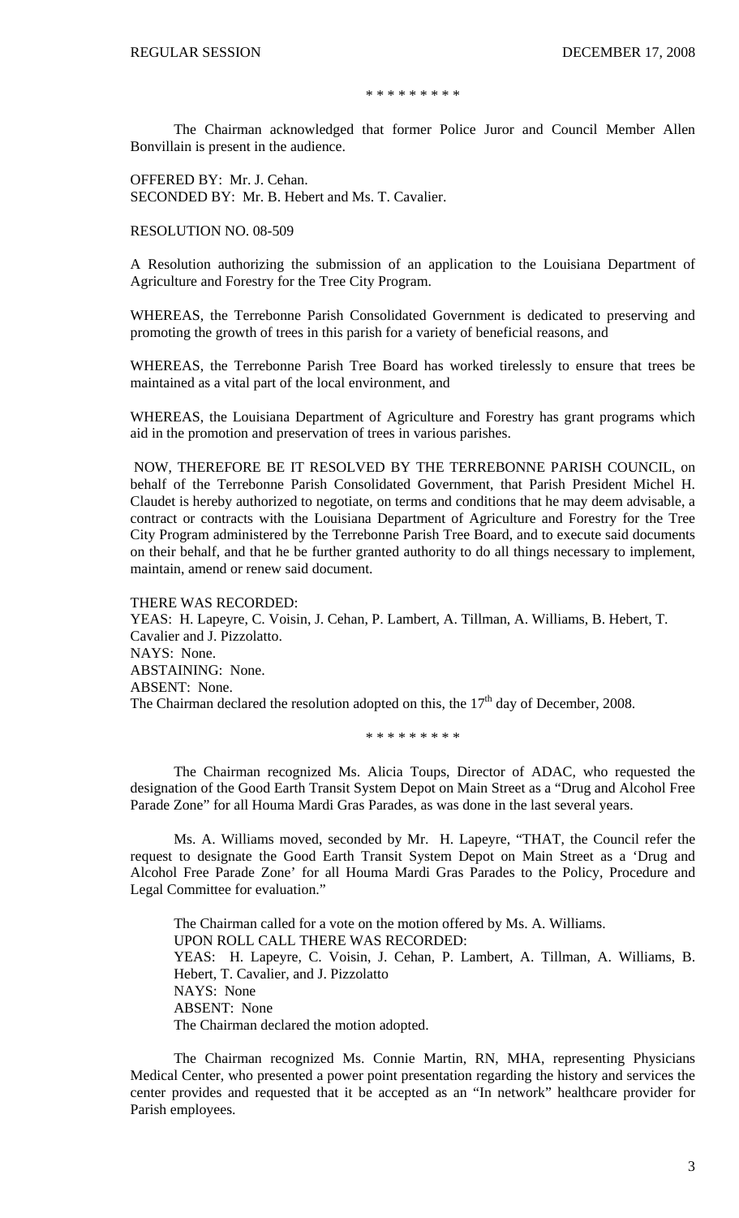\* \* \* \* \* \* \* \* \*

The Chairman acknowledged that former Police Juror and Council Member Allen Bonvillain is present in the audience.

OFFERED BY: Mr. J. Cehan.
SECONDED BY: Mr. B. Hebert and Ms. T. Cavalier.

RESOLUTION NO. 08-509

A Resolution authorizing the submission of an application to the Louisiana Department of Agriculture and Forestry for the Tree City Program.

WHEREAS, the Terrebonne Parish Consolidated Government is dedicated to preserving and promoting the growth of trees in this parish for a variety of beneficial reasons, and

WHEREAS, the Terrebonne Parish Tree Board has worked tirelessly to ensure that trees be maintained as a vital part of the local environment, and

WHEREAS, the Louisiana Department of Agriculture and Forestry has grant programs which aid in the promotion and preservation of trees in various parishes.

NOW, THEREFORE BE IT RESOLVED BY THE TERREBONNE PARISH COUNCIL, on behalf of the Terrebonne Parish Consolidated Government, that Parish President Michel H. Claudet is hereby authorized to negotiate, on terms and conditions that he may deem advisable, a contract or contracts with the Louisiana Department of Agriculture and Forestry for the Tree City Program administered by the Terrebonne Parish Tree Board, and to execute said documents on their behalf, and that he be further granted authority to do all things necessary to implement, maintain, amend or renew said document.

THERE WAS RECORDED:
YEAS: H. Lapeyre, C. Voisin, J. Cehan, P. Lambert, A. Tillman, A. Williams, B. Hebert, T. Cavalier and J. Pizzolatto.
NAYS: None.
ABSTAINING: None.
ABSENT: None.
The Chairman declared the resolution adopted on this, the 17th day of December, 2008.

\* \* \* \* \* \* \* \* \*

The Chairman recognized Ms. Alicia Toups, Director of ADAC, who requested the designation of the Good Earth Transit System Depot on Main Street as a "Drug and Alcohol Free Parade Zone" for all Houma Mardi Gras Parades, as was done in the last several years.

Ms. A. Williams moved, seconded by Mr. H. Lapeyre, "THAT, the Council refer the request to designate the Good Earth Transit System Depot on Main Street as a 'Drug and Alcohol Free Parade Zone' for all Houma Mardi Gras Parades to the Policy, Procedure and Legal Committee for evaluation."

The Chairman called for a vote on the motion offered by Ms. A. Williams.
UPON ROLL CALL THERE WAS RECORDED:
YEAS: H. Lapeyre, C. Voisin, J. Cehan, P. Lambert, A. Tillman, A. Williams, B. Hebert, T. Cavalier, and J. Pizzolatto
NAYS: None
ABSENT: None
The Chairman declared the motion adopted.

The Chairman recognized Ms. Connie Martin, RN, MHA, representing Physicians Medical Center, who presented a power point presentation regarding the history and services the center provides and requested that it be accepted as an "In network" healthcare provider for Parish employees.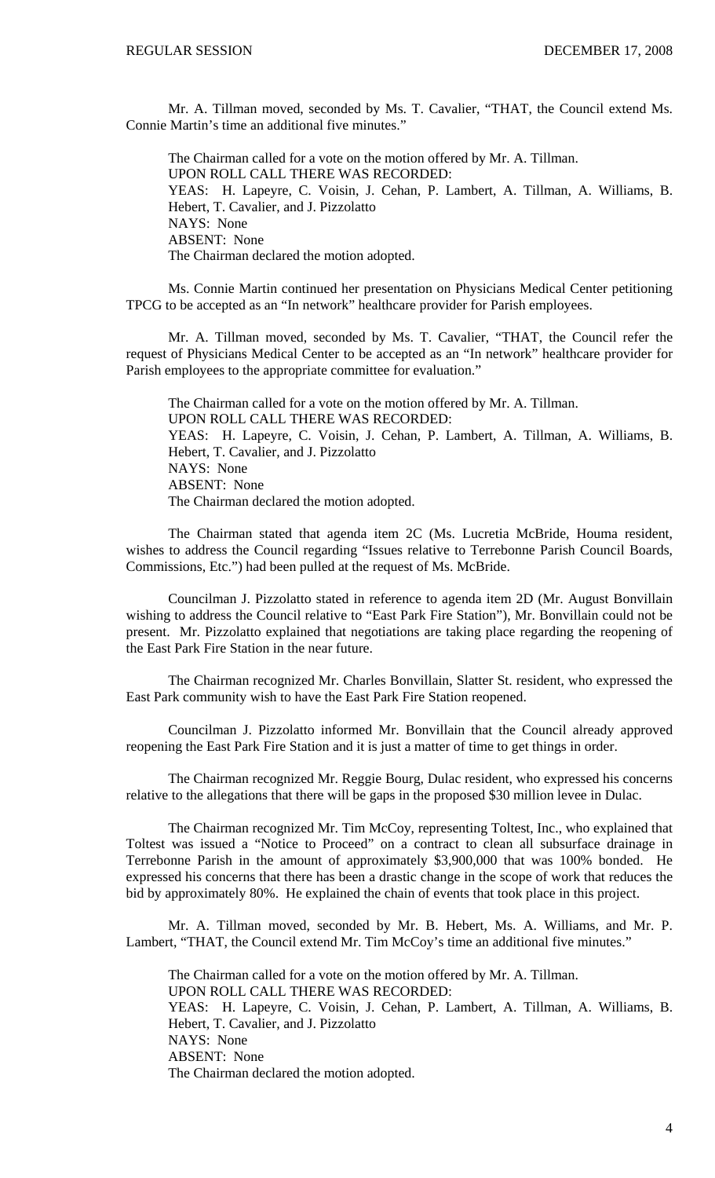Mr. A. Tillman moved, seconded by Ms. T. Cavalier, "THAT, the Council extend Ms. Connie Martin's time an additional five minutes."

The Chairman called for a vote on the motion offered by Mr. A. Tillman.
UPON ROLL CALL THERE WAS RECORDED:
YEAS: H. Lapeyre, C. Voisin, J. Cehan, P. Lambert, A. Tillman, A. Williams, B. Hebert, T. Cavalier, and J. Pizzolatto
NAYS: None
ABSENT: None
The Chairman declared the motion adopted.

Ms. Connie Martin continued her presentation on Physicians Medical Center petitioning TPCG to be accepted as an "In network" healthcare provider for Parish employees.

Mr. A. Tillman moved, seconded by Ms. T. Cavalier, "THAT, the Council refer the request of Physicians Medical Center to be accepted as an "In network" healthcare provider for Parish employees to the appropriate committee for evaluation."

The Chairman called for a vote on the motion offered by Mr. A. Tillman.
UPON ROLL CALL THERE WAS RECORDED:
YEAS: H. Lapeyre, C. Voisin, J. Cehan, P. Lambert, A. Tillman, A. Williams, B. Hebert, T. Cavalier, and J. Pizzolatto
NAYS: None
ABSENT: None
The Chairman declared the motion adopted.

The Chairman stated that agenda item 2C (Ms. Lucretia McBride, Houma resident, wishes to address the Council regarding "Issues relative to Terrebonne Parish Council Boards, Commissions, Etc.") had been pulled at the request of Ms. McBride.

Councilman J. Pizzolatto stated in reference to agenda item 2D (Mr. August Bonvillain wishing to address the Council relative to "East Park Fire Station"), Mr. Bonvillain could not be present. Mr. Pizzolatto explained that negotiations are taking place regarding the reopening of the East Park Fire Station in the near future.

The Chairman recognized Mr. Charles Bonvillain, Slatter St. resident, who expressed the East Park community wish to have the East Park Fire Station reopened.

Councilman J. Pizzolatto informed Mr. Bonvillain that the Council already approved reopening the East Park Fire Station and it is just a matter of time to get things in order.

The Chairman recognized Mr. Reggie Bourg, Dulac resident, who expressed his concerns relative to the allegations that there will be gaps in the proposed $30 million levee in Dulac.

The Chairman recognized Mr. Tim McCoy, representing Toltest, Inc., who explained that Toltest was issued a "Notice to Proceed" on a contract to clean all subsurface drainage in Terrebonne Parish in the amount of approximately $3,900,000 that was 100% bonded. He expressed his concerns that there has been a drastic change in the scope of work that reduces the bid by approximately 80%. He explained the chain of events that took place in this project.

Mr. A. Tillman moved, seconded by Mr. B. Hebert, Ms. A. Williams, and Mr. P. Lambert, "THAT, the Council extend Mr. Tim McCoy's time an additional five minutes."

The Chairman called for a vote on the motion offered by Mr. A. Tillman.
UPON ROLL CALL THERE WAS RECORDED:
YEAS: H. Lapeyre, C. Voisin, J. Cehan, P. Lambert, A. Tillman, A. Williams, B. Hebert, T. Cavalier, and J. Pizzolatto
NAYS: None
ABSENT: None
The Chairman declared the motion adopted.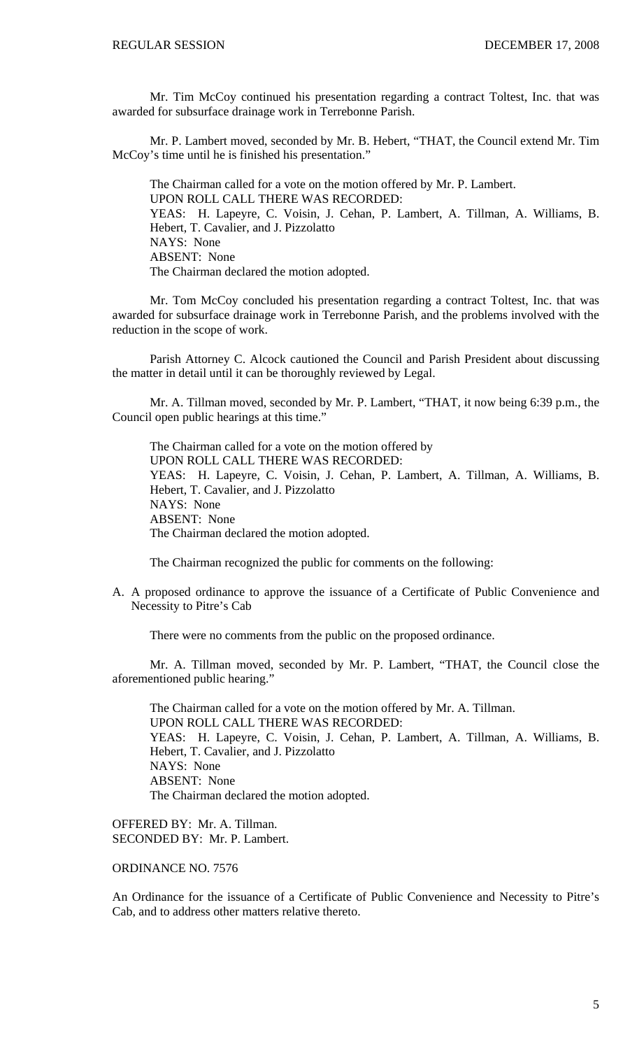Mr. Tim McCoy continued his presentation regarding a contract Toltest, Inc. that was awarded for subsurface drainage work in Terrebonne Parish.

Mr. P. Lambert moved, seconded by Mr. B. Hebert, "THAT, the Council extend Mr. Tim McCoy's time until he is finished his presentation."

The Chairman called for a vote on the motion offered by Mr. P. Lambert.
UPON ROLL CALL THERE WAS RECORDED:
YEAS: H. Lapeyre, C. Voisin, J. Cehan, P. Lambert, A. Tillman, A. Williams, B. Hebert, T. Cavalier, and J. Pizzolatto
NAYS: None
ABSENT: None
The Chairman declared the motion adopted.

Mr. Tom McCoy concluded his presentation regarding a contract Toltest, Inc. that was awarded for subsurface drainage work in Terrebonne Parish, and the problems involved with the reduction in the scope of work.

Parish Attorney C. Alcock cautioned the Council and Parish President about discussing the matter in detail until it can be thoroughly reviewed by Legal.

Mr. A. Tillman moved, seconded by Mr. P. Lambert, "THAT, it now being 6:39 p.m., the Council open public hearings at this time."

The Chairman called for a vote on the motion offered by
UPON ROLL CALL THERE WAS RECORDED:
YEAS: H. Lapeyre, C. Voisin, J. Cehan, P. Lambert, A. Tillman, A. Williams, B. Hebert, T. Cavalier, and J. Pizzolatto
NAYS: None
ABSENT: None
The Chairman declared the motion adopted.

The Chairman recognized the public for comments on the following:

A. A proposed ordinance to approve the issuance of a Certificate of Public Convenience and Necessity to Pitre's Cab

There were no comments from the public on the proposed ordinance.

Mr. A. Tillman moved, seconded by Mr. P. Lambert, "THAT, the Council close the aforementioned public hearing."

The Chairman called for a vote on the motion offered by Mr. A. Tillman.
UPON ROLL CALL THERE WAS RECORDED:
YEAS: H. Lapeyre, C. Voisin, J. Cehan, P. Lambert, A. Tillman, A. Williams, B. Hebert, T. Cavalier, and J. Pizzolatto
NAYS: None
ABSENT: None
The Chairman declared the motion adopted.

OFFERED BY: Mr. A. Tillman.
SECONDED BY: Mr. P. Lambert.

ORDINANCE NO. 7576

An Ordinance for the issuance of a Certificate of Public Convenience and Necessity to Pitre's Cab, and to address other matters relative thereto.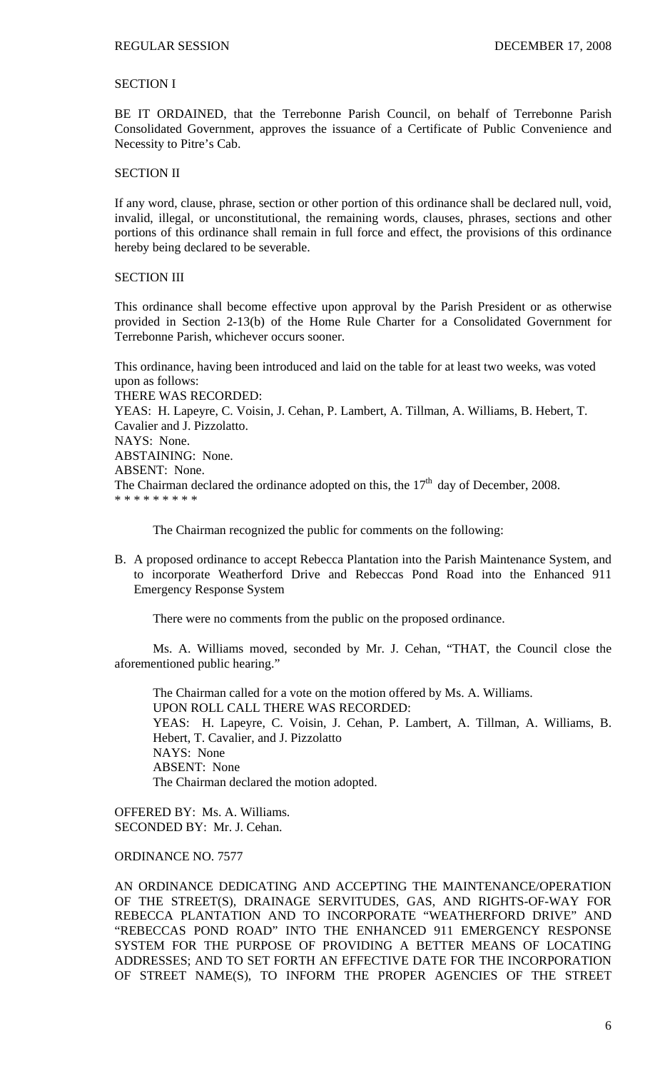SECTION I

BE IT ORDAINED, that the Terrebonne Parish Council, on behalf of Terrebonne Parish Consolidated Government, approves the issuance of a Certificate of Public Convenience and Necessity to Pitre's Cab.

SECTION II

If any word, clause, phrase, section or other portion of this ordinance shall be declared null, void, invalid, illegal, or unconstitutional, the remaining words, clauses, phrases, sections and other portions of this ordinance shall remain in full force and effect, the provisions of this ordinance hereby being declared to be severable.

SECTION III

This ordinance shall become effective upon approval by the Parish President or as otherwise provided in Section 2-13(b) of the Home Rule Charter for a Consolidated Government for Terrebonne Parish, whichever occurs sooner.

This ordinance, having been introduced and laid on the table for at least two weeks, was voted upon as follows:
THERE WAS RECORDED:
YEAS: H. Lapeyre, C. Voisin, J. Cehan, P. Lambert, A. Tillman, A. Williams, B. Hebert, T. Cavalier and J. Pizzolatto.
NAYS: None.
ABSTAINING: None.
ABSENT: None.
The Chairman declared the ordinance adopted on this, the 17th day of December, 2008.
* * * * * * * * *

The Chairman recognized the public for comments on the following:

B. A proposed ordinance to accept Rebecca Plantation into the Parish Maintenance System, and to incorporate Weatherford Drive and Rebeccas Pond Road into the Enhanced 911 Emergency Response System

There were no comments from the public on the proposed ordinance.

Ms. A. Williams moved, seconded by Mr. J. Cehan, "THAT, the Council close the aforementioned public hearing."

The Chairman called for a vote on the motion offered by Ms. A. Williams.
UPON ROLL CALL THERE WAS RECORDED:
YEAS: H. Lapeyre, C. Voisin, J. Cehan, P. Lambert, A. Tillman, A. Williams, B. Hebert, T. Cavalier, and J. Pizzolatto
NAYS: None
ABSENT: None
The Chairman declared the motion adopted.

OFFERED BY: Ms. A. Williams.
SECONDED BY: Mr. J. Cehan.

ORDINANCE NO. 7577

AN ORDINANCE DEDICATING AND ACCEPTING THE MAINTENANCE/OPERATION OF THE STREET(S), DRAINAGE SERVITUDES, GAS, AND RIGHTS-OF-WAY FOR REBECCA PLANTATION AND TO INCORPORATE "WEATHERFORD DRIVE" AND "REBECCAS POND ROAD" INTO THE ENHANCED 911 EMERGENCY RESPONSE SYSTEM FOR THE PURPOSE OF PROVIDING A BETTER MEANS OF LOCATING ADDRESSES; AND TO SET FORTH AN EFFECTIVE DATE FOR THE INCORPORATION OF STREET NAME(S), TO INFORM THE PROPER AGENCIES OF THE STREET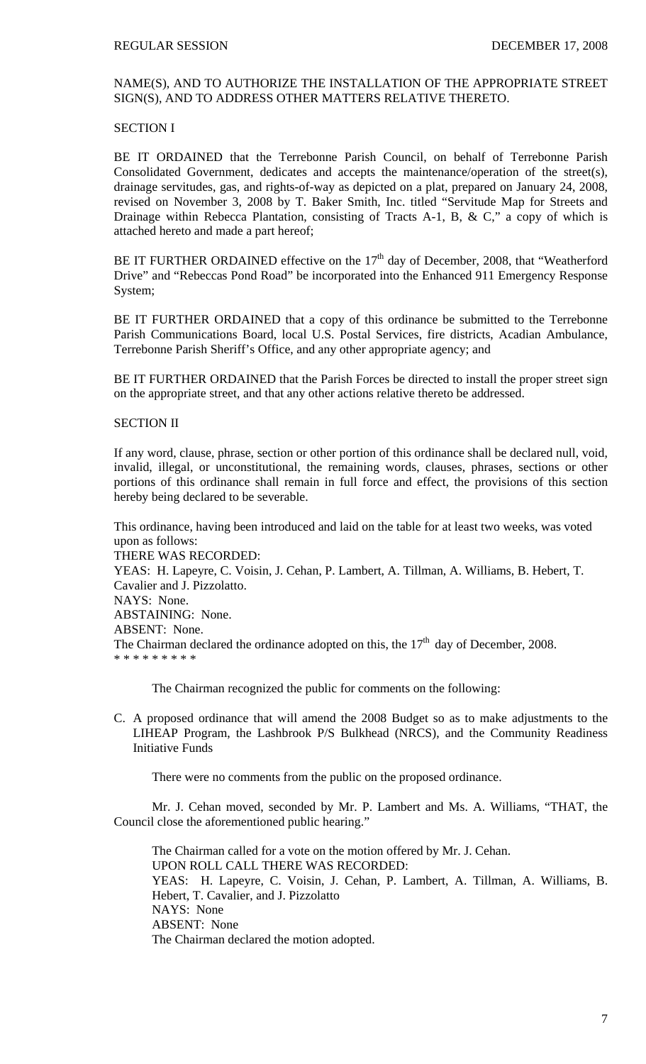NAME(S), AND TO AUTHORIZE THE INSTALLATION OF THE APPROPRIATE STREET SIGN(S), AND TO ADDRESS OTHER MATTERS RELATIVE THERETO.

SECTION I

BE IT ORDAINED that the Terrebonne Parish Council, on behalf of Terrebonne Parish Consolidated Government, dedicates and accepts the maintenance/operation of the street(s), drainage servitudes, gas, and rights-of-way as depicted on a plat, prepared on January 24, 2008, revised on November 3, 2008 by T. Baker Smith, Inc. titled "Servitude Map for Streets and Drainage within Rebecca Plantation, consisting of Tracts A-1, B, & C," a copy of which is attached hereto and made a part hereof;

BE IT FURTHER ORDAINED effective on the 17th day of December, 2008, that "Weatherford Drive" and "Rebeccas Pond Road" be incorporated into the Enhanced 911 Emergency Response System;

BE IT FURTHER ORDAINED that a copy of this ordinance be submitted to the Terrebonne Parish Communications Board, local U.S. Postal Services, fire districts, Acadian Ambulance, Terrebonne Parish Sheriff's Office, and any other appropriate agency; and

BE IT FURTHER ORDAINED that the Parish Forces be directed to install the proper street sign on the appropriate street, and that any other actions relative thereto be addressed.

SECTION II

If any word, clause, phrase, section or other portion of this ordinance shall be declared null, void, invalid, illegal, or unconstitutional, the remaining words, clauses, phrases, sections or other portions of this ordinance shall remain in full force and effect, the provisions of this section hereby being declared to be severable.

This ordinance, having been introduced and laid on the table for at least two weeks, was voted upon as follows:
THERE WAS RECORDED:
YEAS: H. Lapeyre, C. Voisin, J. Cehan, P. Lambert, A. Tillman, A. Williams, B. Hebert, T. Cavalier and J. Pizzolatto.
NAYS: None.
ABSTAINING: None.
ABSENT: None.
The Chairman declared the ordinance adopted on this, the 17th day of December, 2008.
* * * * * * * * *

The Chairman recognized the public for comments on the following:

C. A proposed ordinance that will amend the 2008 Budget so as to make adjustments to the LIHEAP Program, the Lashbrook P/S Bulkhead (NRCS), and the Community Readiness Initiative Funds

There were no comments from the public on the proposed ordinance.

Mr. J. Cehan moved, seconded by Mr. P. Lambert and Ms. A. Williams, "THAT, the Council close the aforementioned public hearing."

The Chairman called for a vote on the motion offered by Mr. J. Cehan.
UPON ROLL CALL THERE WAS RECORDED:
YEAS: H. Lapeyre, C. Voisin, J. Cehan, P. Lambert, A. Tillman, A. Williams, B. Hebert, T. Cavalier, and J. Pizzolatto
NAYS: None
ABSENT: None
The Chairman declared the motion adopted.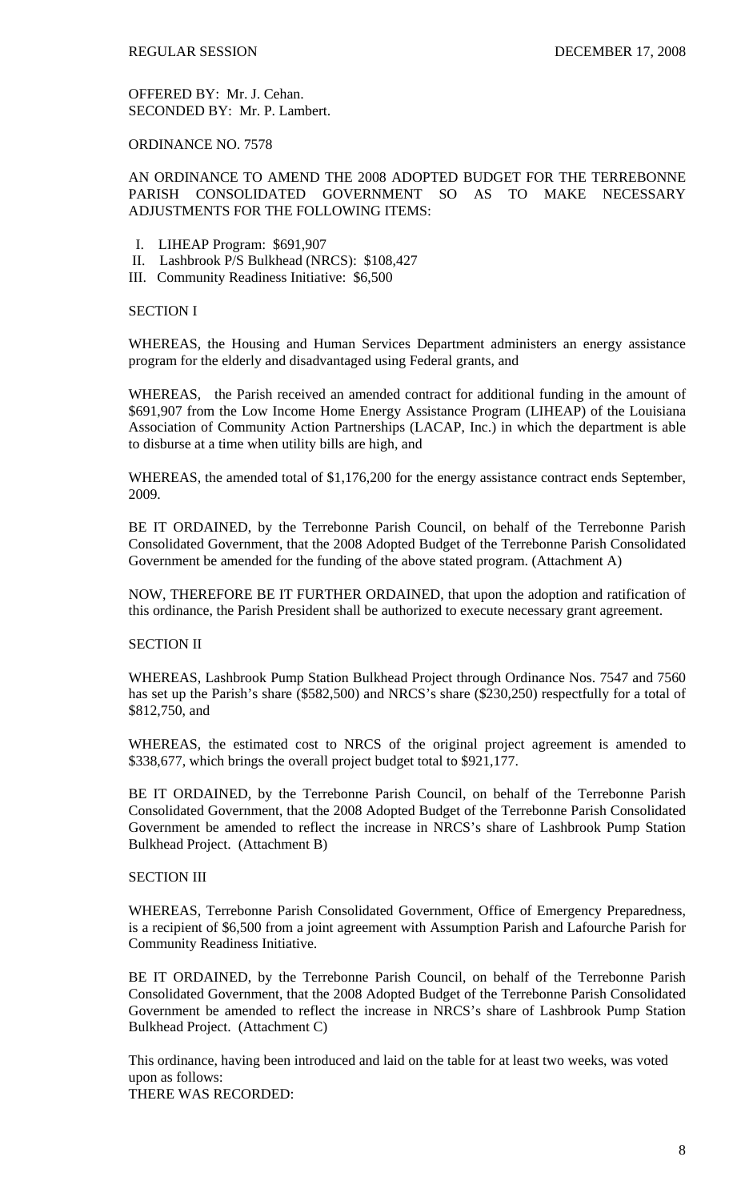REGULAR SESSION DECEMBER 17, 2008

OFFERED BY: Mr. J. Cehan.
SECONDED BY: Mr. P. Lambert.

ORDINANCE NO. 7578

AN ORDINANCE TO AMEND THE 2008 ADOPTED BUDGET FOR THE TERREBONNE PARISH CONSOLIDATED GOVERNMENT SO AS TO MAKE NECESSARY ADJUSTMENTS FOR THE FOLLOWING ITEMS:

I. LIHEAP Program: $691,907
II. Lashbrook P/S Bulkhead (NRCS): $108,427
III. Community Readiness Initiative: $6,500

SECTION I

WHEREAS, the Housing and Human Services Department administers an energy assistance program for the elderly and disadvantaged using Federal grants, and

WHEREAS, the Parish received an amended contract for additional funding in the amount of $691,907 from the Low Income Home Energy Assistance Program (LIHEAP) of the Louisiana Association of Community Action Partnerships (LACAP, Inc.) in which the department is able to disburse at a time when utility bills are high, and

WHEREAS, the amended total of $1,176,200 for the energy assistance contract ends September, 2009.

BE IT ORDAINED, by the Terrebonne Parish Council, on behalf of the Terrebonne Parish Consolidated Government, that the 2008 Adopted Budget of the Terrebonne Parish Consolidated Government be amended for the funding of the above stated program. (Attachment A)

NOW, THEREFORE BE IT FURTHER ORDAINED, that upon the adoption and ratification of this ordinance, the Parish President shall be authorized to execute necessary grant agreement.

SECTION II

WHEREAS, Lashbrook Pump Station Bulkhead Project through Ordinance Nos. 7547 and 7560 has set up the Parish's share ($582,500) and NRCS's share ($230,250) respectfully for a total of $812,750, and

WHEREAS, the estimated cost to NRCS of the original project agreement is amended to $338,677, which brings the overall project budget total to $921,177.

BE IT ORDAINED, by the Terrebonne Parish Council, on behalf of the Terrebonne Parish Consolidated Government, that the 2008 Adopted Budget of the Terrebonne Parish Consolidated Government be amended to reflect the increase in NRCS's share of Lashbrook Pump Station Bulkhead Project. (Attachment B)

SECTION III

WHEREAS, Terrebonne Parish Consolidated Government, Office of Emergency Preparedness, is a recipient of $6,500 from a joint agreement with Assumption Parish and Lafourche Parish for Community Readiness Initiative.

BE IT ORDAINED, by the Terrebonne Parish Council, on behalf of the Terrebonne Parish Consolidated Government, that the 2008 Adopted Budget of the Terrebonne Parish Consolidated Government be amended to reflect the increase in NRCS's share of Lashbrook Pump Station Bulkhead Project. (Attachment C)

This ordinance, having been introduced and laid on the table for at least two weeks, was voted upon as follows:
THERE WAS RECORDED: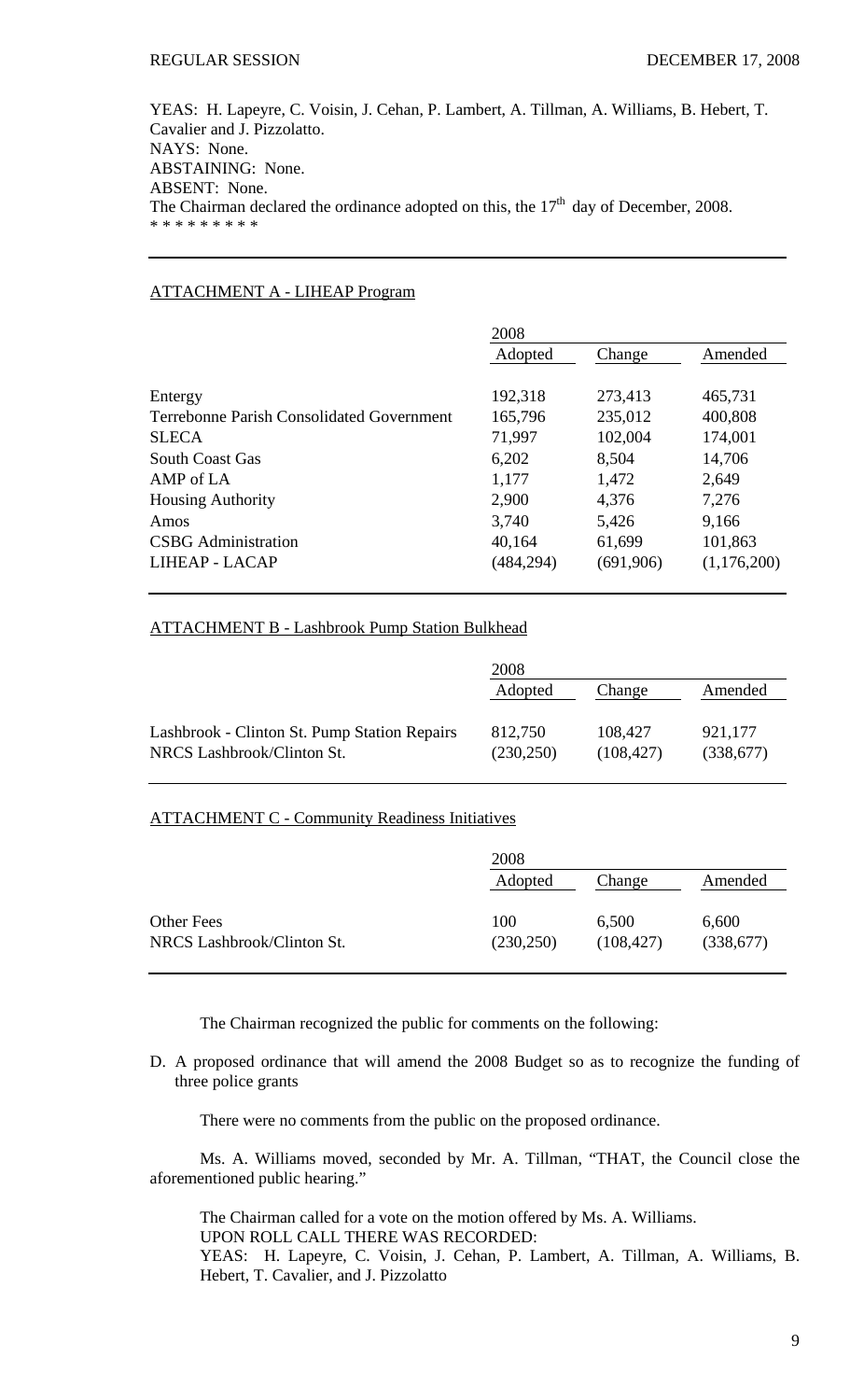YEAS: H. Lapeyre, C. Voisin, J. Cehan, P. Lambert, A. Tillman, A. Williams, B. Hebert, T. Cavalier and J. Pizzolatto.
NAYS: None.
ABSTAINING: None.
ABSENT: None.
The Chairman declared the ordinance adopted on this, the 17th day of December, 2008.
\* \* \* \* \* \* \* \* \*

---

ATTACHMENT A - LIHEAP Program

| | 2008 | | |
|---|---|---|---|
| | Adopted | Change | Amended |
| Entergy | 192,318 | 273,413 | 465,731 |
| Terrebonne Parish Consolidated Government | 165,796 | 235,012 | 400,808 |
| SLECA | 71,997 | 102,004 | 174,001 |
| South Coast Gas | 6,202 | 8,504 | 14,706 |
| AMP of LA | 1,177 | 1,472 | 2,649 |
| Housing Authority | 2,900 | 4,376 | 7,276 |
| Amos | 3,740 | 5,426 | 9,166 |
| CSBG Administration | 40,164 | 61,699 | 101,863 |
| LIHEAP - LACAP | (484,294) | (691,906) | (1,176,200) |

ATTACHMENT B - Lashbrook Pump Station Bulkhead

| | 2008 | | |
|---|---|---|---|
| | Adopted | Change | Amended |
| Lashbrook - Clinton St. Pump Station Repairs | 812,750 | 108,427 | 921,177 |
| NRCS Lashbrook/Clinton St. | (230,250) | (108,427) | (338,677) |

ATTACHMENT C - Community Readiness Initiatives

| | 2008 | | |
|---|---|---|---|
| | Adopted | Change | Amended |
| Other Fees | 100 | 6,500 | 6,600 |
| NRCS Lashbrook/Clinton St. | (230,250) | (108,427) | (338,677) |

The Chairman recognized the public for comments on the following:

D. A proposed ordinance that will amend the 2008 Budget so as to recognize the funding of three police grants

There were no comments from the public on the proposed ordinance.

Ms. A. Williams moved, seconded by Mr. A. Tillman, "THAT, the Council close the aforementioned public hearing."

The Chairman called for a vote on the motion offered by Ms. A. Williams.
UPON ROLL CALL THERE WAS RECORDED:
YEAS: H. Lapeyre, C. Voisin, J. Cehan, P. Lambert, A. Tillman, A. Williams, B. Hebert, T. Cavalier, and J. Pizzolatto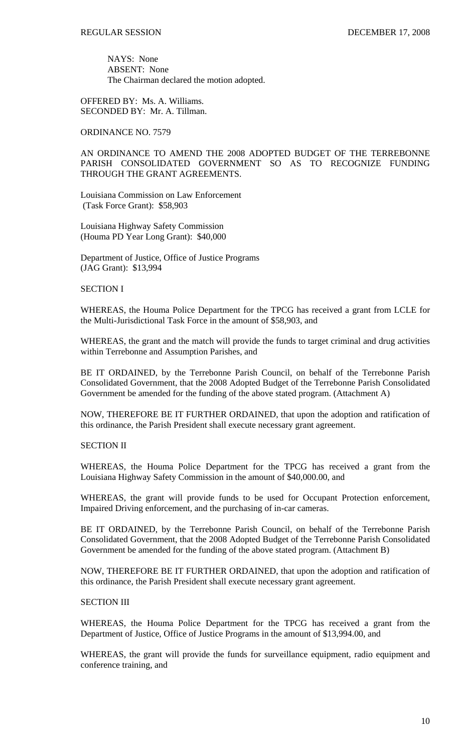NAYS: None
ABSENT: None
The Chairman declared the motion adopted.

OFFERED BY: Ms. A. Williams.
SECONDED BY: Mr. A. Tillman.

ORDINANCE NO. 7579

AN ORDINANCE TO AMEND THE 2008 ADOPTED BUDGET OF THE TERREBONNE PARISH CONSOLIDATED GOVERNMENT SO AS TO RECOGNIZE FUNDING THROUGH THE GRANT AGREEMENTS.

Louisiana Commission on Law Enforcement
(Task Force Grant): $58,903

Louisiana Highway Safety Commission
(Houma PD Year Long Grant): $40,000

Department of Justice, Office of Justice Programs
(JAG Grant): $13,994

SECTION I

WHEREAS, the Houma Police Department for the TPCG has received a grant from LCLE for the Multi-Jurisdictional Task Force in the amount of $58,903, and

WHEREAS, the grant and the match will provide the funds to target criminal and drug activities within Terrebonne and Assumption Parishes, and

BE IT ORDAINED, by the Terrebonne Parish Council, on behalf of the Terrebonne Parish Consolidated Government, that the 2008 Adopted Budget of the Terrebonne Parish Consolidated Government be amended for the funding of the above stated program. (Attachment A)

NOW, THEREFORE BE IT FURTHER ORDAINED, that upon the adoption and ratification of this ordinance, the Parish President shall execute necessary grant agreement.

SECTION II

WHEREAS, the Houma Police Department for the TPCG has received a grant from the Louisiana Highway Safety Commission in the amount of $40,000.00, and

WHEREAS, the grant will provide funds to be used for Occupant Protection enforcement, Impaired Driving enforcement, and the purchasing of in-car cameras.

BE IT ORDAINED, by the Terrebonne Parish Council, on behalf of the Terrebonne Parish Consolidated Government, that the 2008 Adopted Budget of the Terrebonne Parish Consolidated Government be amended for the funding of the above stated program. (Attachment B)

NOW, THEREFORE BE IT FURTHER ORDAINED, that upon the adoption and ratification of this ordinance, the Parish President shall execute necessary grant agreement.

SECTION III

WHEREAS, the Houma Police Department for the TPCG has received a grant from the Department of Justice, Office of Justice Programs in the amount of $13,994.00, and

WHEREAS, the grant will provide the funds for surveillance equipment, radio equipment and conference training, and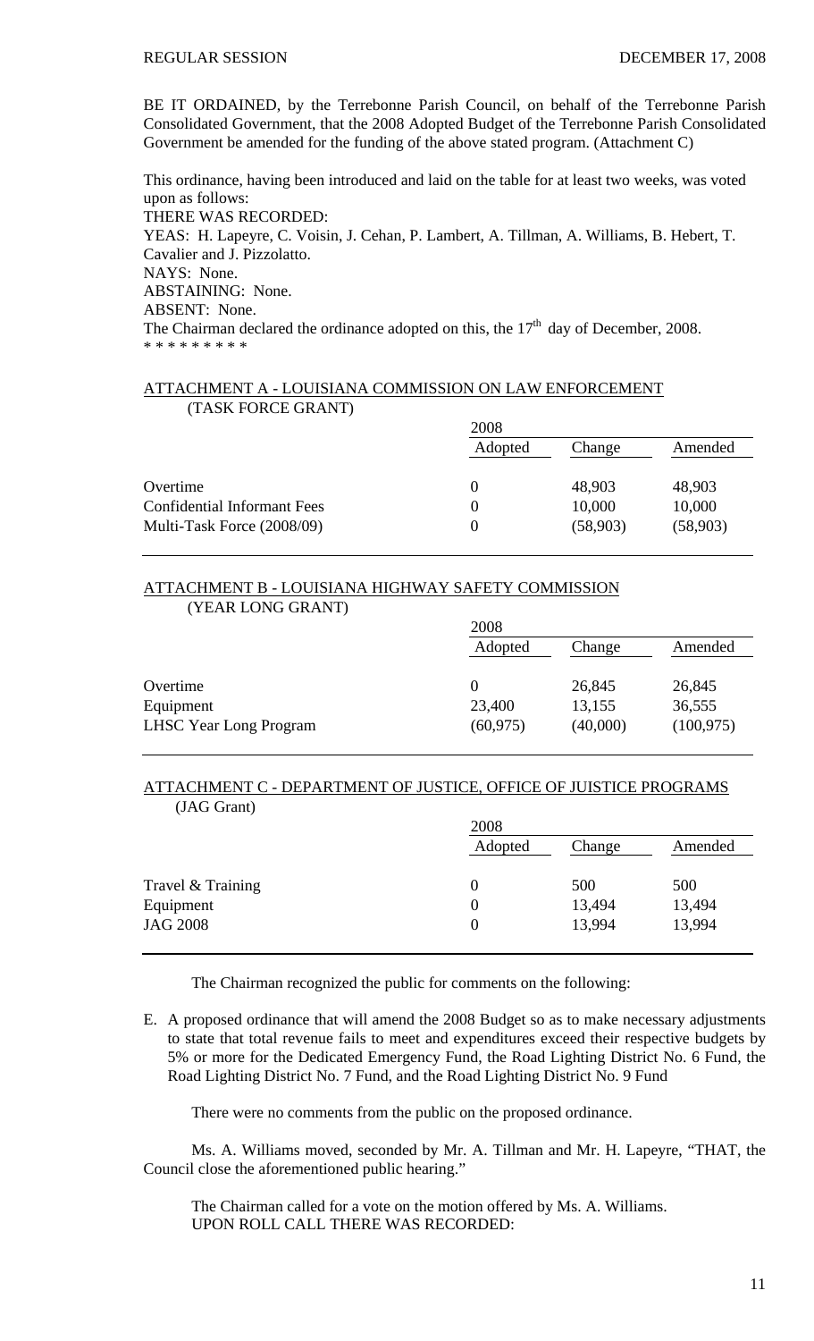BE IT ORDAINED, by the Terrebonne Parish Council, on behalf of the Terrebonne Parish Consolidated Government, that the 2008 Adopted Budget of the Terrebonne Parish Consolidated Government be amended for the funding of the above stated program. (Attachment C)

This ordinance, having been introduced and laid on the table for at least two weeks, was voted upon as follows:

THERE WAS RECORDED:

YEAS: H. Lapeyre, C. Voisin, J. Cehan, P. Lambert, A. Tillman, A. Williams, B. Hebert, T. Cavalier and J. Pizzolatto.

NAYS: None.

ABSTAINING: None.

ABSENT: None.

The Chairman declared the ordinance adopted on this, the 17th day of December, 2008.

\* \* \* \* \* \* \* \* \*

ATTACHMENT A - LOUISIANA COMMISSION ON LAW ENFORCEMENT (TASK FORCE GRANT)

| | 2008 Adopted | Change | Amended |
|---|---|---|---|
| Overtime | 0 | 48,903 | 48,903 |
| Confidential Informant Fees | 0 | 10,000 | 10,000 |
| Multi-Task Force (2008/09) | 0 | (58,903) | (58,903) |

ATTACHMENT B - LOUISIANA HIGHWAY SAFETY COMMISSION (YEAR LONG GRANT)

| | 2008 Adopted | Change | Amended |
|---|---|---|---|
| Overtime | 0 | 26,845 | 26,845 |
| Equipment | 23,400 | 13,155 | 36,555 |
| LHSC Year Long Program | (60,975) | (40,000) | (100,975) |

ATTACHMENT C - DEPARTMENT OF JUSTICE, OFFICE OF JUISTICE PROGRAMS (JAG Grant)

| | 2008 Adopted | Change | Amended |
|---|---|---|---|
| Travel & Training | 0 | 500 | 500 |
| Equipment | 0 | 13,494 | 13,494 |
| JAG 2008 | 0 | 13,994 | 13,994 |

The Chairman recognized the public for comments on the following:

E. A proposed ordinance that will amend the 2008 Budget so as to make necessary adjustments to state that total revenue fails to meet and expenditures exceed their respective budgets by 5% or more for the Dedicated Emergency Fund, the Road Lighting District No. 6 Fund, the Road Lighting District No. 7 Fund, and the Road Lighting District No. 9 Fund

There were no comments from the public on the proposed ordinance.

Ms. A. Williams moved, seconded by Mr. A. Tillman and Mr. H. Lapeyre, "THAT, the Council close the aforementioned public hearing."

The Chairman called for a vote on the motion offered by Ms. A. Williams.
UPON ROLL CALL THERE WAS RECORDED: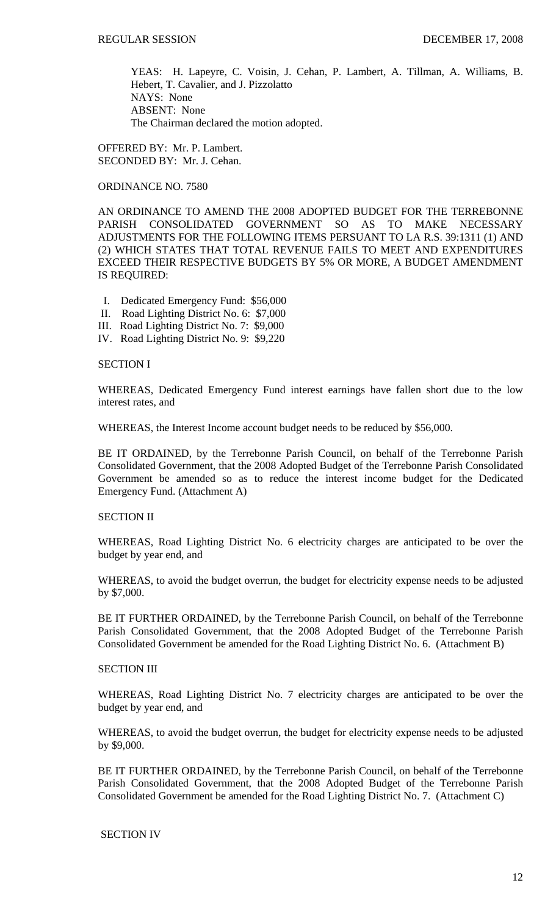YEAS: H. Lapeyre, C. Voisin, J. Cehan, P. Lambert, A. Tillman, A. Williams, B. Hebert, T. Cavalier, and J. Pizzolatto
NAYS: None
ABSENT: None
The Chairman declared the motion adopted.

OFFERED BY: Mr. P. Lambert.
SECONDED BY: Mr. J. Cehan.

ORDINANCE NO. 7580

AN ORDINANCE TO AMEND THE 2008 ADOPTED BUDGET FOR THE TERREBONNE PARISH CONSOLIDATED GOVERNMENT SO AS TO MAKE NECESSARY ADJUSTMENTS FOR THE FOLLOWING ITEMS PERSUANT TO LA R.S. 39:1311 (1) AND (2) WHICH STATES THAT TOTAL REVENUE FAILS TO MEET AND EXPENDITURES EXCEED THEIR RESPECTIVE BUDGETS BY 5% OR MORE, A BUDGET AMENDMENT IS REQUIRED:

I. Dedicated Emergency Fund: $56,000
II. Road Lighting District No. 6: $7,000
III. Road Lighting District No. 7: $9,000
IV. Road Lighting District No. 9: $9,220

SECTION I

WHEREAS, Dedicated Emergency Fund interest earnings have fallen short due to the low interest rates, and

WHEREAS, the Interest Income account budget needs to be reduced by $56,000.

BE IT ORDAINED, by the Terrebonne Parish Council, on behalf of the Terrebonne Parish Consolidated Government, that the 2008 Adopted Budget of the Terrebonne Parish Consolidated Government be amended so as to reduce the interest income budget for the Dedicated Emergency Fund. (Attachment A)

SECTION II

WHEREAS, Road Lighting District No. 6 electricity charges are anticipated to be over the budget by year end, and

WHEREAS, to avoid the budget overrun, the budget for electricity expense needs to be adjusted by $7,000.

BE IT FURTHER ORDAINED, by the Terrebonne Parish Council, on behalf of the Terrebonne Parish Consolidated Government, that the 2008 Adopted Budget of the Terrebonne Parish Consolidated Government be amended for the Road Lighting District No. 6. (Attachment B)

SECTION III

WHEREAS, Road Lighting District No. 7 electricity charges are anticipated to be over the budget by year end, and

WHEREAS, to avoid the budget overrun, the budget for electricity expense needs to be adjusted by $9,000.

BE IT FURTHER ORDAINED, by the Terrebonne Parish Council, on behalf of the Terrebonne Parish Consolidated Government, that the 2008 Adopted Budget of the Terrebonne Parish Consolidated Government be amended for the Road Lighting District No. 7. (Attachment C)

SECTION IV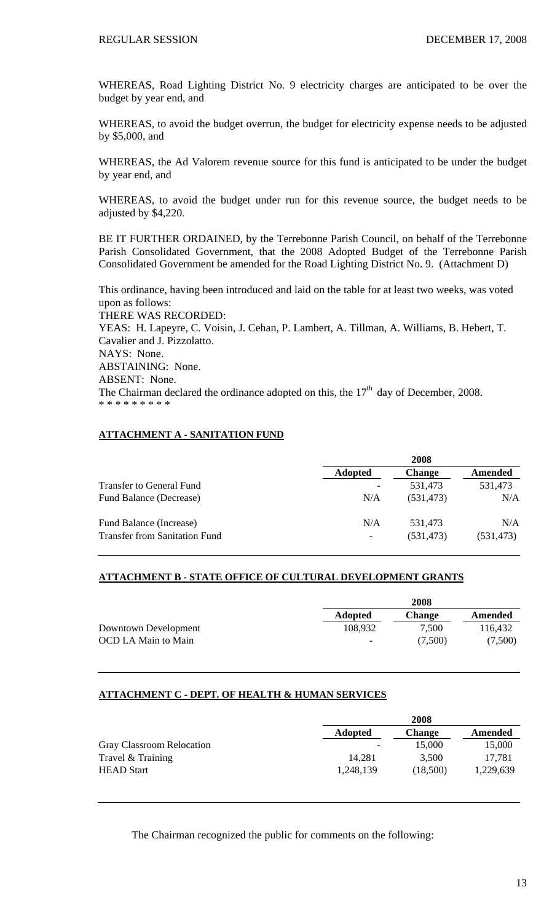WHEREAS, Road Lighting District No. 9 electricity charges are anticipated to be over the budget by year end, and

WHEREAS, to avoid the budget overrun, the budget for electricity expense needs to be adjusted by $5,000, and

WHEREAS, the Ad Valorem revenue source for this fund is anticipated to be under the budget by year end, and

WHEREAS, to avoid the budget under run for this revenue source, the budget needs to be adjusted by $4,220.

BE IT FURTHER ORDAINED, by the Terrebonne Parish Council, on behalf of the Terrebonne Parish Consolidated Government, that the 2008 Adopted Budget of the Terrebonne Parish Consolidated Government be amended for the Road Lighting District No. 9. (Attachment D)

This ordinance, having been introduced and laid on the table for at least two weeks, was voted upon as follows:
THERE WAS RECORDED:
YEAS: H. Lapeyre, C. Voisin, J. Cehan, P. Lambert, A. Tillman, A. Williams, B. Hebert, T. Cavalier and J. Pizzolatto.
NAYS: None.
ABSTAINING: None.
ABSENT: None.
The Chairman declared the ordinance adopted on this, the 17th day of December, 2008.
* * * * * * * * *

**ATTACHMENT A - SANITATION FUND**

| | 2008 | | |
|---|---|---|---|
| | **Adopted** | **Change** | **Amended** |
| Transfer to General Fund | - | 531,473 | 531,473 |
| Fund Balance (Decrease) | N/A | (531,473) | N/A |
| Fund Balance (Increase) | N/A | 531,473 | N/A |
| Transfer from Sanitation Fund | - | (531,473) | (531,473) |

**ATTACHMENT B - STATE OFFICE OF CULTURAL DEVELOPMENT GRANTS**

| | 2008 | | |
|---|---|---|---|
| | **Adopted** | **Change** | **Amended** |
| Downtown Development | 108,932 | 7,500 | 116,432 |
| OCD LA Main to Main | - | (7,500) | (7,500) |

**ATTACHMENT C - DEPT. OF HEALTH & HUMAN SERVICES**

| | 2008 | | |
|---|---|---|---|
| | **Adopted** | **Change** | **Amended** |
| Gray Classroom Relocation | - | 15,000 | 15,000 |
| Travel & Training | 14,281 | 3,500 | 17,781 |
| HEAD Start | 1,248,139 | (18,500) | 1,229,639 |

The Chairman recognized the public for comments on the following: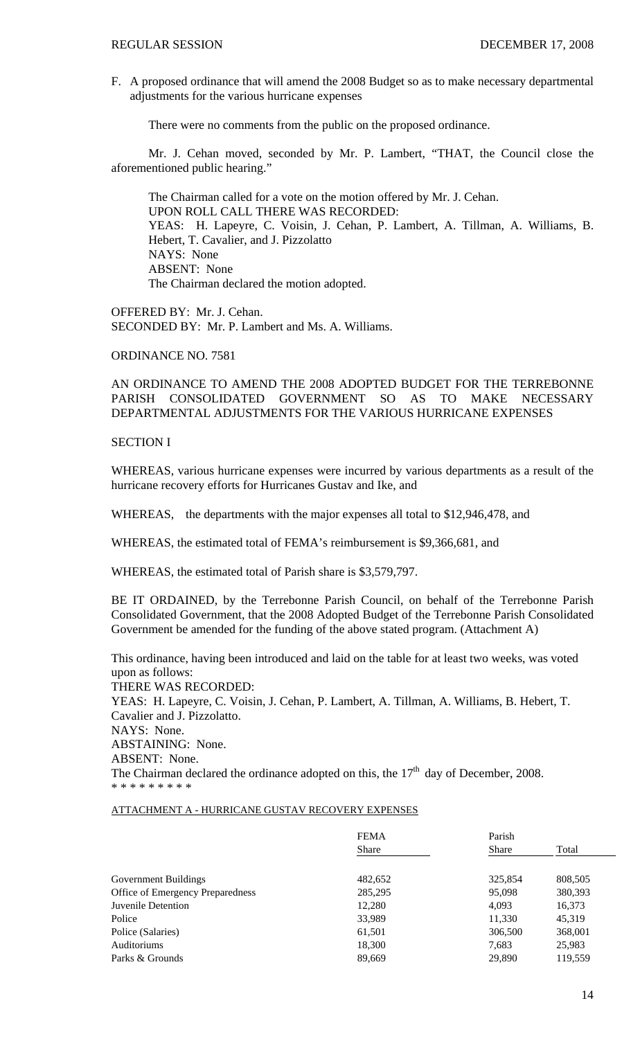F. A proposed ordinance that will amend the 2008 Budget so as to make necessary departmental adjustments for the various hurricane expenses

There were no comments from the public on the proposed ordinance.

Mr. J. Cehan moved, seconded by Mr. P. Lambert, "THAT, the Council close the aforementioned public hearing."

The Chairman called for a vote on the motion offered by Mr. J. Cehan.
UPON ROLL CALL THERE WAS RECORDED:
YEAS: H. Lapeyre, C. Voisin, J. Cehan, P. Lambert, A. Tillman, A. Williams, B. Hebert, T. Cavalier, and J. Pizzolatto
NAYS: None
ABSENT: None
The Chairman declared the motion adopted.

OFFERED BY: Mr. J. Cehan.
SECONDED BY: Mr. P. Lambert and Ms. A. Williams.

ORDINANCE NO. 7581

AN ORDINANCE TO AMEND THE 2008 ADOPTED BUDGET FOR THE TERREBONNE PARISH CONSOLIDATED GOVERNMENT SO AS TO MAKE NECESSARY DEPARTMENTAL ADJUSTMENTS FOR THE VARIOUS HURRICANE EXPENSES

SECTION I

WHEREAS, various hurricane expenses were incurred by various departments as a result of the hurricane recovery efforts for Hurricanes Gustav and Ike, and

WHEREAS, the departments with the major expenses all total to $12,946,478, and

WHEREAS, the estimated total of FEMA's reimbursement is $9,366,681, and

WHEREAS, the estimated total of Parish share is $3,579,797.

BE IT ORDAINED, by the Terrebonne Parish Council, on behalf of the Terrebonne Parish Consolidated Government, that the 2008 Adopted Budget of the Terrebonne Parish Consolidated Government be amended for the funding of the above stated program. (Attachment A)

This ordinance, having been introduced and laid on the table for at least two weeks, was voted upon as follows:
THERE WAS RECORDED:
YEAS: H. Lapeyre, C. Voisin, J. Cehan, P. Lambert, A. Tillman, A. Williams, B. Hebert, T. Cavalier and J. Pizzolatto.
NAYS: None.
ABSTAINING: None.
ABSENT: None.
The Chairman declared the ordinance adopted on this, the 17th day of December, 2008.
* * * * * * * * *

ATTACHMENT A - HURRICANE GUSTAV RECOVERY EXPENSES

| | FEMA Share | Parish Share | Total |
|---|---|---|---|
| Government Buildings | 482,652 | 325,854 | 808,505 |
| Office of Emergency Preparedness | 285,295 | 95,098 | 380,393 |
| Juvenile Detention | 12,280 | 4,093 | 16,373 |
| Police | 33,989 | 11,330 | 45,319 |
| Police (Salaries) | 61,501 | 306,500 | 368,001 |
| Auditoriums | 18,300 | 7,683 | 25,983 |
| Parks & Grounds | 89,669 | 29,890 | 119,559 |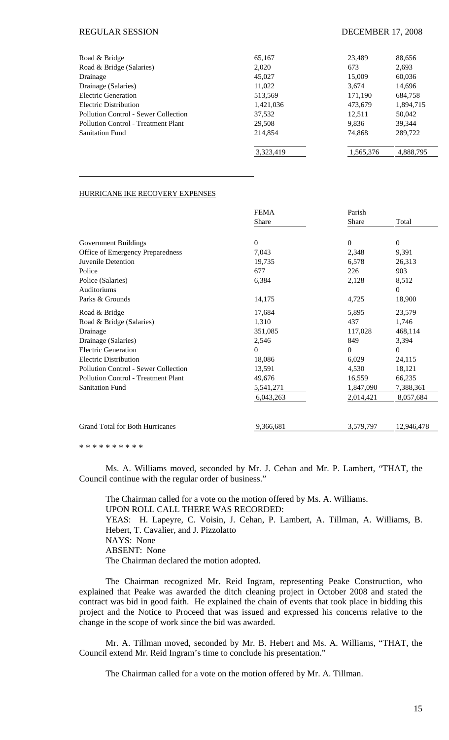| | | | |
|---|---|---|---|
| Road & Bridge | 65,167 | 23,489 | 88,656 |
| Road & Bridge (Salaries) | 2,020 | 673 | 2,693 |
| Drainage | 45,027 | 15,009 | 60,036 |
| Drainage (Salaries) | 11,022 | 3,674 | 14,696 |
| Electric Generation | 513,569 | 171,190 | 684,758 |
| Electric Distribution | 1,421,036 | 473,679 | 1,894,715 |
| Pollution Control - Sewer Collection | 37,532 | 12,511 | 50,042 |
| Pollution Control - Treatment Plant | 29,508 | 9,836 | 39,344 |
| Sanitation Fund | 214,854 | 74,868 | 289,722 |
| | 3,323,419 | 1,565,376 | 4,888,795 |

HURRICANE IKE RECOVERY EXPENSES

| | FEMA Share | Parish Share | Total |
|---|---|---|---|
| Government Buildings | 0 | 0 | 0 |
| Office of Emergency Preparedness | 7,043 | 2,348 | 9,391 |
| Juvenile Detention | 19,735 | 6,578 | 26,313 |
| Police | 677 | 226 | 903 |
| Police (Salaries) | 6,384 | 2,128 | 8,512 |
| Auditoriums | | | 0 |
| Parks & Grounds | 14,175 | 4,725 | 18,900 |
| Road & Bridge | 17,684 | 5,895 | 23,579 |
| Road & Bridge (Salaries) | 1,310 | 437 | 1,746 |
| Drainage | 351,085 | 117,028 | 468,114 |
| Drainage (Salaries) | 2,546 | 849 | 3,394 |
| Electric Generation | 0 | 0 | 0 |
| Electric Distribution | 18,086 | 6,029 | 24,115 |
| Pollution Control - Sewer Collection | 13,591 | 4,530 | 18,121 |
| Pollution Control - Treatment Plant | 49,676 | 16,559 | 66,235 |
| Sanitation Fund | 5,541,271 | 1,847,090 | 7,388,361 |
| | 6,043,263 | 2,014,421 | 8,057,684 |
| Grand Total for Both Hurricanes | 9,366,681 | 3,579,797 | 12,946,478 |

* * * * * * * * * *

Ms. A. Williams moved, seconded by Mr. J. Cehan and Mr. P. Lambert, "THAT, the Council continue with the regular order of business."

The Chairman called for a vote on the motion offered by Ms. A. Williams.
UPON ROLL CALL THERE WAS RECORDED:
YEAS: H. Lapeyre, C. Voisin, J. Cehan, P. Lambert, A. Tillman, A. Williams, B. Hebert, T. Cavalier, and J. Pizzolatto
NAYS: None
ABSENT: None
The Chairman declared the motion adopted.

The Chairman recognized Mr. Reid Ingram, representing Peake Construction, who explained that Peake was awarded the ditch cleaning project in October 2008 and stated the contract was bid in good faith. He explained the chain of events that took place in bidding this project and the Notice to Proceed that was issued and expressed his concerns relative to the change in the scope of work since the bid was awarded.

Mr. A. Tillman moved, seconded by Mr. B. Hebert and Ms. A. Williams, "THAT, the Council extend Mr. Reid Ingram's time to conclude his presentation."

The Chairman called for a vote on the motion offered by Mr. A. Tillman.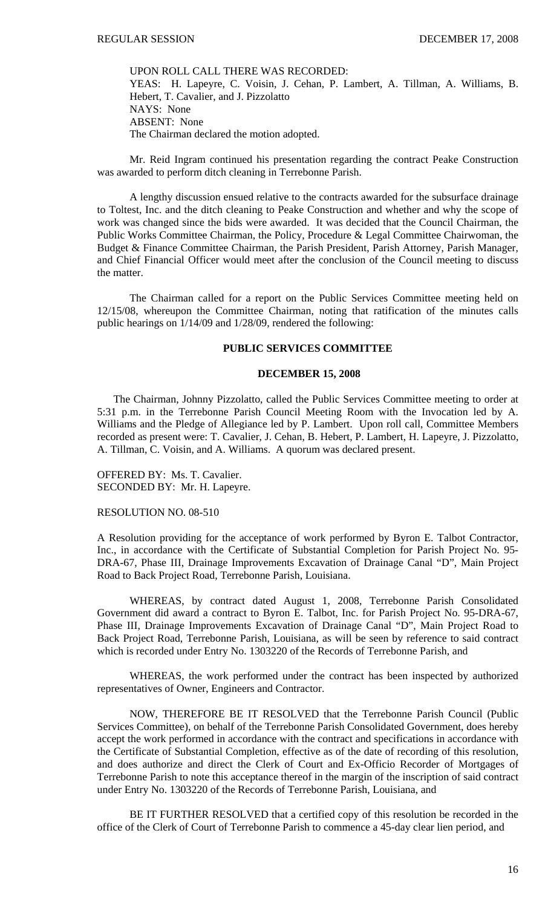UPON ROLL CALL THERE WAS RECORDED:
YEAS: H. Lapeyre, C. Voisin, J. Cehan, P. Lambert, A. Tillman, A. Williams, B. Hebert, T. Cavalier, and J. Pizzolatto
NAYS: None
ABSENT: None
The Chairman declared the motion adopted.

Mr. Reid Ingram continued his presentation regarding the contract Peake Construction was awarded to perform ditch cleaning in Terrebonne Parish.

A lengthy discussion ensued relative to the contracts awarded for the subsurface drainage to Toltest, Inc. and the ditch cleaning to Peake Construction and whether and why the scope of work was changed since the bids were awarded. It was decided that the Council Chairman, the Public Works Committee Chairman, the Policy, Procedure & Legal Committee Chairwoman, the Budget & Finance Committee Chairman, the Parish President, Parish Attorney, Parish Manager, and Chief Financial Officer would meet after the conclusion of the Council meeting to discuss the matter.

The Chairman called for a report on the Public Services Committee meeting held on 12/15/08, whereupon the Committee Chairman, noting that ratification of the minutes calls public hearings on 1/14/09 and 1/28/09, rendered the following:

## PUBLIC SERVICES COMMITTEE

### DECEMBER 15, 2008

The Chairman, Johnny Pizzolatto, called the Public Services Committee meeting to order at 5:31 p.m. in the Terrebonne Parish Council Meeting Room with the Invocation led by A. Williams and the Pledge of Allegiance led by P. Lambert. Upon roll call, Committee Members recorded as present were: T. Cavalier, J. Cehan, B. Hebert, P. Lambert, H. Lapeyre, J. Pizzolatto, A. Tillman, C. Voisin, and A. Williams. A quorum was declared present.

OFFERED BY: Ms. T. Cavalier.
SECONDED BY: Mr. H. Lapeyre.

RESOLUTION NO. 08-510

A Resolution providing for the acceptance of work performed by Byron E. Talbot Contractor, Inc., in accordance with the Certificate of Substantial Completion for Parish Project No. 95-DRA-67, Phase III, Drainage Improvements Excavation of Drainage Canal "D", Main Project Road to Back Project Road, Terrebonne Parish, Louisiana.

WHEREAS, by contract dated August 1, 2008, Terrebonne Parish Consolidated Government did award a contract to Byron E. Talbot, Inc. for Parish Project No. 95-DRA-67, Phase III, Drainage Improvements Excavation of Drainage Canal "D", Main Project Road to Back Project Road, Terrebonne Parish, Louisiana, as will be seen by reference to said contract which is recorded under Entry No. 1303220 of the Records of Terrebonne Parish, and

WHEREAS, the work performed under the contract has been inspected by authorized representatives of Owner, Engineers and Contractor.

NOW, THEREFORE BE IT RESOLVED that the Terrebonne Parish Council (Public Services Committee), on behalf of the Terrebonne Parish Consolidated Government, does hereby accept the work performed in accordance with the contract and specifications in accordance with the Certificate of Substantial Completion, effective as of the date of recording of this resolution, and does authorize and direct the Clerk of Court and Ex-Officio Recorder of Mortgages of Terrebonne Parish to note this acceptance thereof in the margin of the inscription of said contract under Entry No. 1303220 of the Records of Terrebonne Parish, Louisiana, and

BE IT FURTHER RESOLVED that a certified copy of this resolution be recorded in the office of the Clerk of Court of Terrebonne Parish to commence a 45-day clear lien period, and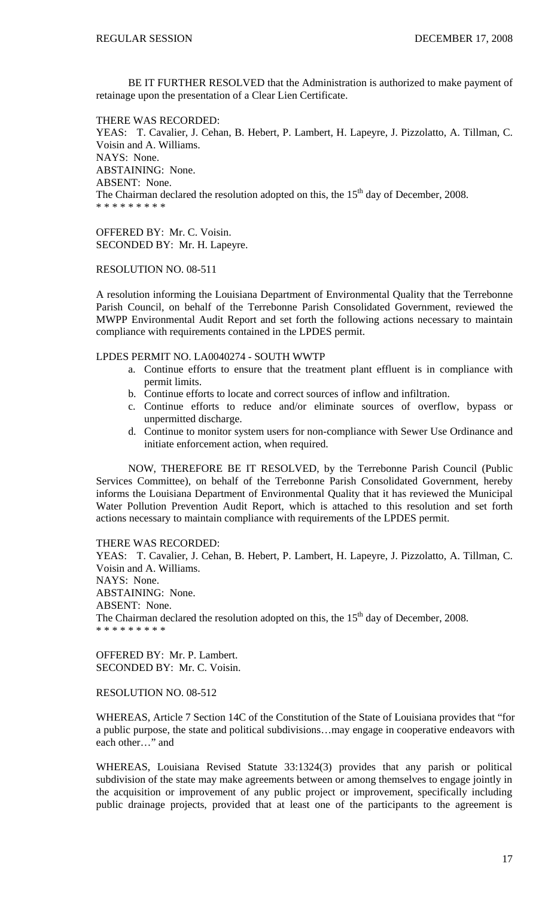BE IT FURTHER RESOLVED that the Administration is authorized to make payment of retainage upon the presentation of a Clear Lien Certificate.

THERE WAS RECORDED:
YEAS: T. Cavalier, J. Cehan, B. Hebert, P. Lambert, H. Lapeyre, J. Pizzolatto, A. Tillman, C. Voisin and A. Williams.
NAYS: None.
ABSTAINING: None.
ABSENT: None.
The Chairman declared the resolution adopted on this, the 15th day of December, 2008.
\* \* \* \* \* \* \* \* \*

OFFERED BY: Mr. C. Voisin.
SECONDED BY: Mr. H. Lapeyre.

RESOLUTION NO. 08-511

A resolution informing the Louisiana Department of Environmental Quality that the Terrebonne Parish Council, on behalf of the Terrebonne Parish Consolidated Government, reviewed the MWPP Environmental Audit Report and set forth the following actions necessary to maintain compliance with requirements contained in the LPDES permit.

LPDES PERMIT NO. LA0040274 - SOUTH WWTP

a. Continue efforts to ensure that the treatment plant effluent is in compliance with permit limits.
b. Continue efforts to locate and correct sources of inflow and infiltration.
c. Continue efforts to reduce and/or eliminate sources of overflow, bypass or unpermitted discharge.
d. Continue to monitor system users for non-compliance with Sewer Use Ordinance and initiate enforcement action, when required.

NOW, THEREFORE BE IT RESOLVED, by the Terrebonne Parish Council (Public Services Committee), on behalf of the Terrebonne Parish Consolidated Government, hereby informs the Louisiana Department of Environmental Quality that it has reviewed the Municipal Water Pollution Prevention Audit Report, which is attached to this resolution and set forth actions necessary to maintain compliance with requirements of the LPDES permit.

THERE WAS RECORDED:
YEAS: T. Cavalier, J. Cehan, B. Hebert, P. Lambert, H. Lapeyre, J. Pizzolatto, A. Tillman, C. Voisin and A. Williams.
NAYS: None.
ABSTAINING: None.
ABSENT: None.
The Chairman declared the resolution adopted on this, the 15th day of December, 2008.
\* \* \* \* \* \* \* \* \*

OFFERED BY: Mr. P. Lambert.
SECONDED BY: Mr. C. Voisin.

RESOLUTION NO. 08-512

WHEREAS, Article 7 Section 14C of the Constitution of the State of Louisiana provides that "for a public purpose, the state and political subdivisions…may engage in cooperative endeavors with each other…" and

WHEREAS, Louisiana Revised Statute 33:1324(3) provides that any parish or political subdivision of the state may make agreements between or among themselves to engage jointly in the acquisition or improvement of any public project or improvement, specifically including public drainage projects, provided that at least one of the participants to the agreement is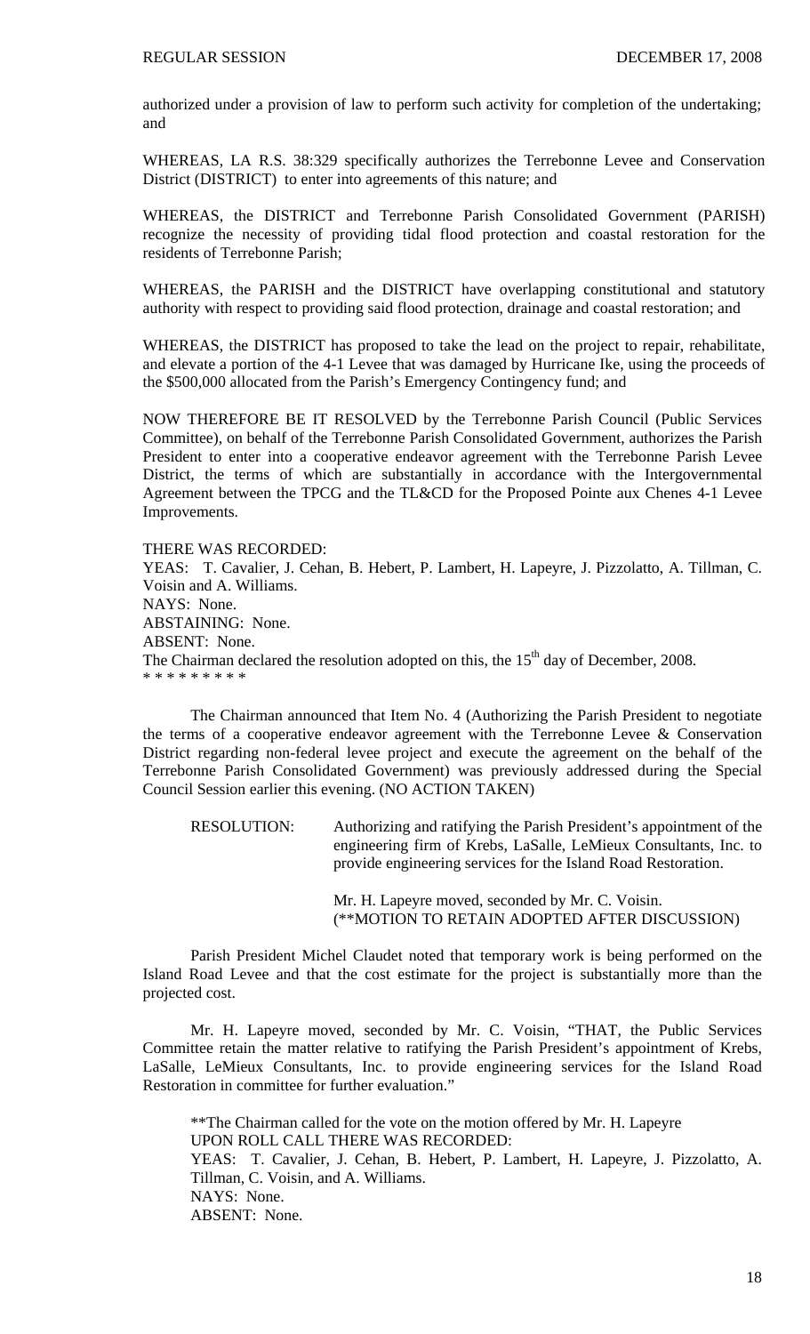authorized under a provision of law to perform such activity for completion of the undertaking; and

WHEREAS, LA R.S. 38:329 specifically authorizes the Terrebonne Levee and Conservation District (DISTRICT) to enter into agreements of this nature; and

WHEREAS, the DISTRICT and Terrebonne Parish Consolidated Government (PARISH) recognize the necessity of providing tidal flood protection and coastal restoration for the residents of Terrebonne Parish;

WHEREAS, the PARISH and the DISTRICT have overlapping constitutional and statutory authority with respect to providing said flood protection, drainage and coastal restoration; and

WHEREAS, the DISTRICT has proposed to take the lead on the project to repair, rehabilitate, and elevate a portion of the 4-1 Levee that was damaged by Hurricane Ike, using the proceeds of the $500,000 allocated from the Parish's Emergency Contingency fund; and

NOW THEREFORE BE IT RESOLVED by the Terrebonne Parish Council (Public Services Committee), on behalf of the Terrebonne Parish Consolidated Government, authorizes the Parish President to enter into a cooperative endeavor agreement with the Terrebonne Parish Levee District, the terms of which are substantially in accordance with the Intergovernmental Agreement between the TPCG and the TL&CD for the Proposed Pointe aux Chenes 4-1 Levee Improvements.

THERE WAS RECORDED:
YEAS: T. Cavalier, J. Cehan, B. Hebert, P. Lambert, H. Lapeyre, J. Pizzolatto, A. Tillman, C. Voisin and A. Williams.
NAYS: None.
ABSTAINING: None.
ABSENT: None.
The Chairman declared the resolution adopted on this, the 15th day of December, 2008.
* * * * * * * * *

The Chairman announced that Item No. 4 (Authorizing the Parish President to negotiate the terms of a cooperative endeavor agreement with the Terrebonne Levee & Conservation District regarding non-federal levee project and execute the agreement on the behalf of the Terrebonne Parish Consolidated Government) was previously addressed during the Special Council Session earlier this evening. (NO ACTION TAKEN)

RESOLUTION: Authorizing and ratifying the Parish President's appointment of the engineering firm of Krebs, LaSalle, LeMieux Consultants, Inc. to provide engineering services for the Island Road Restoration.

Mr. H. Lapeyre moved, seconded by Mr. C. Voisin.
(**MOTION TO RETAIN ADOPTED AFTER DISCUSSION)

Parish President Michel Claudet noted that temporary work is being performed on the Island Road Levee and that the cost estimate for the project is substantially more than the projected cost.

Mr. H. Lapeyre moved, seconded by Mr. C. Voisin, "THAT, the Public Services Committee retain the matter relative to ratifying the Parish President's appointment of Krebs, LaSalle, LeMieux Consultants, Inc. to provide engineering services for the Island Road Restoration in committee for further evaluation."

**The Chairman called for the vote on the motion offered by Mr. H. Lapeyre
UPON ROLL CALL THERE WAS RECORDED:
YEAS: T. Cavalier, J. Cehan, B. Hebert, P. Lambert, H. Lapeyre, J. Pizzolatto, A. Tillman, C. Voisin, and A. Williams.
NAYS: None.
ABSENT: None.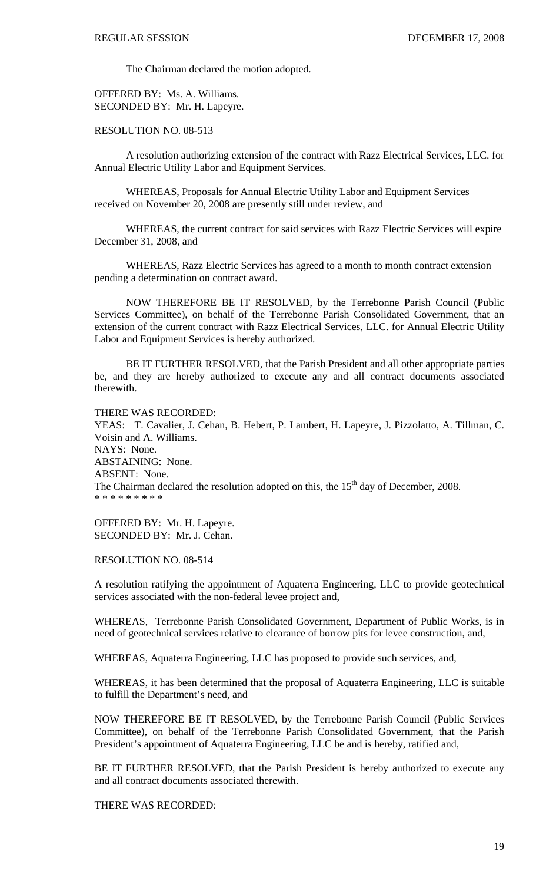The Chairman declared the motion adopted.

OFFERED BY: Ms. A. Williams.
SECONDED BY: Mr. H. Lapeyre.

RESOLUTION NO. 08-513

A resolution authorizing extension of the contract with Razz Electrical Services, LLC. for Annual Electric Utility Labor and Equipment Services.

WHEREAS, Proposals for Annual Electric Utility Labor and Equipment Services received on November 20, 2008 are presently still under review, and

WHEREAS, the current contract for said services with Razz Electric Services will expire December 31, 2008, and

WHEREAS, Razz Electric Services has agreed to a month to month contract extension pending a determination on contract award.

NOW THEREFORE BE IT RESOLVED, by the Terrebonne Parish Council (Public Services Committee), on behalf of the Terrebonne Parish Consolidated Government, that an extension of the current contract with Razz Electrical Services, LLC. for Annual Electric Utility Labor and Equipment Services is hereby authorized.

BE IT FURTHER RESOLVED, that the Parish President and all other appropriate parties be, and they are hereby authorized to execute any and all contract documents associated therewith.

THERE WAS RECORDED:
YEAS: T. Cavalier, J. Cehan, B. Hebert, P. Lambert, H. Lapeyre, J. Pizzolatto, A. Tillman, C. Voisin and A. Williams.
NAYS: None.
ABSTAINING: None.
ABSENT: None.
The Chairman declared the resolution adopted on this, the 15th day of December, 2008.
* * * * * * * * *

OFFERED BY: Mr. H. Lapeyre.
SECONDED BY: Mr. J. Cehan.

RESOLUTION NO. 08-514

A resolution ratifying the appointment of Aquaterra Engineering, LLC to provide geotechnical services associated with the non-federal levee project and,

WHEREAS, Terrebonne Parish Consolidated Government, Department of Public Works, is in need of geotechnical services relative to clearance of borrow pits for levee construction, and,

WHEREAS, Aquaterra Engineering, LLC has proposed to provide such services, and,

WHEREAS, it has been determined that the proposal of Aquaterra Engineering, LLC is suitable to fulfill the Department's need, and

NOW THEREFORE BE IT RESOLVED, by the Terrebonne Parish Council (Public Services Committee), on behalf of the Terrebonne Parish Consolidated Government, that the Parish President's appointment of Aquaterra Engineering, LLC be and is hereby, ratified and,

BE IT FURTHER RESOLVED, that the Parish President is hereby authorized to execute any and all contract documents associated therewith.

THERE WAS RECORDED: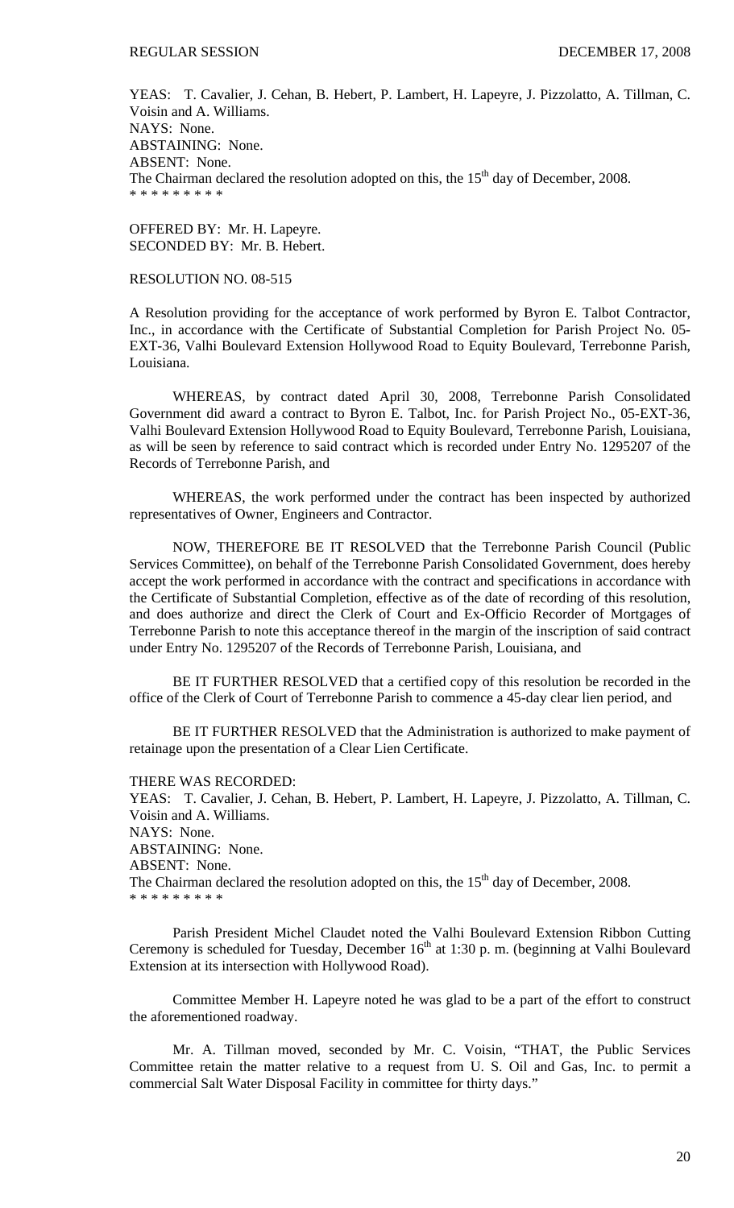YEAS: T. Cavalier, J. Cehan, B. Hebert, P. Lambert, H. Lapeyre, J. Pizzolatto, A. Tillman, C. Voisin and A. Williams.
NAYS: None.
ABSTAINING: None.
ABSENT: None.
The Chairman declared the resolution adopted on this, the 15th day of December, 2008.
* * * * * * * * *

OFFERED BY: Mr. H. Lapeyre.
SECONDED BY: Mr. B. Hebert.

RESOLUTION NO. 08-515

A Resolution providing for the acceptance of work performed by Byron E. Talbot Contractor, Inc., in accordance with the Certificate of Substantial Completion for Parish Project No. 05-EXT-36, Valhi Boulevard Extension Hollywood Road to Equity Boulevard, Terrebonne Parish, Louisiana.

WHEREAS, by contract dated April 30, 2008, Terrebonne Parish Consolidated Government did award a contract to Byron E. Talbot, Inc. for Parish Project No., 05-EXT-36, Valhi Boulevard Extension Hollywood Road to Equity Boulevard, Terrebonne Parish, Louisiana, as will be seen by reference to said contract which is recorded under Entry No. 1295207 of the Records of Terrebonne Parish, and

WHEREAS, the work performed under the contract has been inspected by authorized representatives of Owner, Engineers and Contractor.

NOW, THEREFORE BE IT RESOLVED that the Terrebonne Parish Council (Public Services Committee), on behalf of the Terrebonne Parish Consolidated Government, does hereby accept the work performed in accordance with the contract and specifications in accordance with the Certificate of Substantial Completion, effective as of the date of recording of this resolution, and does authorize and direct the Clerk of Court and Ex-Officio Recorder of Mortgages of Terrebonne Parish to note this acceptance thereof in the margin of the inscription of said contract under Entry No. 1295207 of the Records of Terrebonne Parish, Louisiana, and

BE IT FURTHER RESOLVED that a certified copy of this resolution be recorded in the office of the Clerk of Court of Terrebonne Parish to commence a 45-day clear lien period, and

BE IT FURTHER RESOLVED that the Administration is authorized to make payment of retainage upon the presentation of a Clear Lien Certificate.

THERE WAS RECORDED:
YEAS: T. Cavalier, J. Cehan, B. Hebert, P. Lambert, H. Lapeyre, J. Pizzolatto, A. Tillman, C. Voisin and A. Williams.
NAYS: None.
ABSTAINING: None.
ABSENT: None.
The Chairman declared the resolution adopted on this, the 15th day of December, 2008.
* * * * * * * * *

Parish President Michel Claudet noted the Valhi Boulevard Extension Ribbon Cutting Ceremony is scheduled for Tuesday, December 16th at 1:30 p. m. (beginning at Valhi Boulevard Extension at its intersection with Hollywood Road).

Committee Member H. Lapeyre noted he was glad to be a part of the effort to construct the aforementioned roadway.

Mr. A. Tillman moved, seconded by Mr. C. Voisin, "THAT, the Public Services Committee retain the matter relative to a request from U. S. Oil and Gas, Inc. to permit a commercial Salt Water Disposal Facility in committee for thirty days."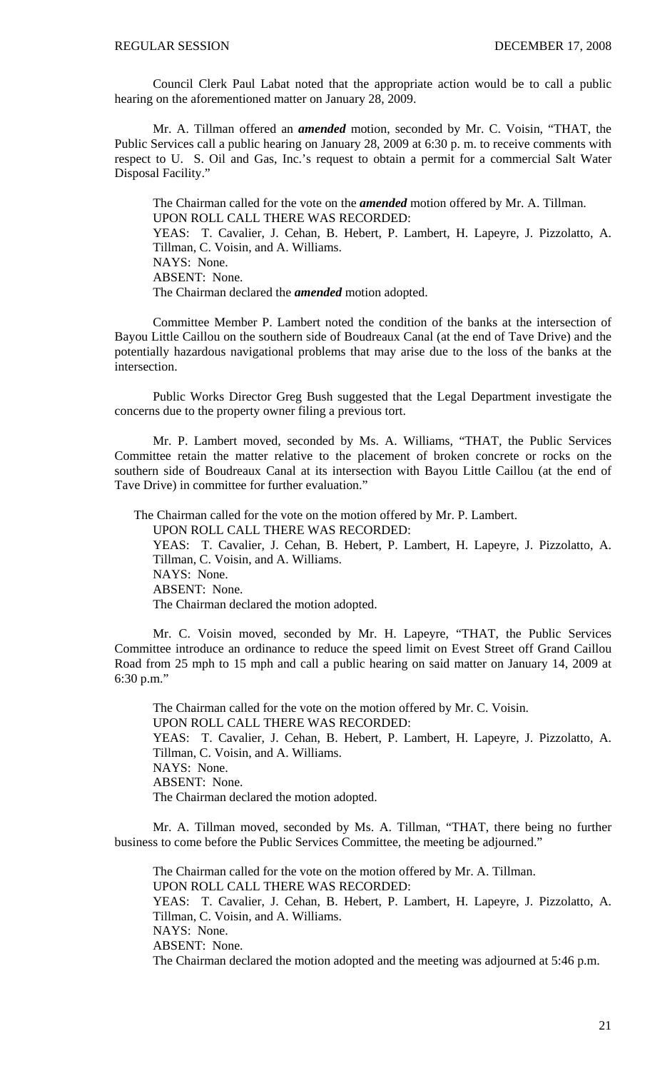Council Clerk Paul Labat noted that the appropriate action would be to call a public hearing on the aforementioned matter on January 28, 2009.

Mr. A. Tillman offered an ***amended*** motion, seconded by Mr. C. Voisin, "THAT, the Public Services call a public hearing on January 28, 2009 at 6:30 p. m. to receive comments with respect to U. S. Oil and Gas, Inc.'s request to obtain a permit for a commercial Salt Water Disposal Facility."

The Chairman called for the vote on the ***amended*** motion offered by Mr. A. Tillman.
UPON ROLL CALL THERE WAS RECORDED:
YEAS: T. Cavalier, J. Cehan, B. Hebert, P. Lambert, H. Lapeyre, J. Pizzolatto, A. Tillman, C. Voisin, and A. Williams.
NAYS: None.
ABSENT: None.
The Chairman declared the ***amended*** motion adopted.

Committee Member P. Lambert noted the condition of the banks at the intersection of Bayou Little Caillou on the southern side of Boudreaux Canal (at the end of Tave Drive) and the potentially hazardous navigational problems that may arise due to the loss of the banks at the intersection.

Public Works Director Greg Bush suggested that the Legal Department investigate the concerns due to the property owner filing a previous tort.

Mr. P. Lambert moved, seconded by Ms. A. Williams, "THAT, the Public Services Committee retain the matter relative to the placement of broken concrete or rocks on the southern side of Boudreaux Canal at its intersection with Bayou Little Caillou (at the end of Tave Drive) in committee for further evaluation."

The Chairman called for the vote on the motion offered by Mr. P. Lambert.
UPON ROLL CALL THERE WAS RECORDED:
YEAS: T. Cavalier, J. Cehan, B. Hebert, P. Lambert, H. Lapeyre, J. Pizzolatto, A. Tillman, C. Voisin, and A. Williams.
NAYS: None.
ABSENT: None.
The Chairman declared the motion adopted.

Mr. C. Voisin moved, seconded by Mr. H. Lapeyre, "THAT, the Public Services Committee introduce an ordinance to reduce the speed limit on Evest Street off Grand Caillou Road from 25 mph to 15 mph and call a public hearing on said matter on January 14, 2009 at 6:30 p.m."

The Chairman called for the vote on the motion offered by Mr. C. Voisin.
UPON ROLL CALL THERE WAS RECORDED:
YEAS: T. Cavalier, J. Cehan, B. Hebert, P. Lambert, H. Lapeyre, J. Pizzolatto, A. Tillman, C. Voisin, and A. Williams.
NAYS: None.
ABSENT: None.
The Chairman declared the motion adopted.

Mr. A. Tillman moved, seconded by Ms. A. Tillman, "THAT, there being no further business to come before the Public Services Committee, the meeting be adjourned."

The Chairman called for the vote on the motion offered by Mr. A. Tillman.
UPON ROLL CALL THERE WAS RECORDED:
YEAS: T. Cavalier, J. Cehan, B. Hebert, P. Lambert, H. Lapeyre, J. Pizzolatto, A. Tillman, C. Voisin, and A. Williams.
NAYS: None.
ABSENT: None.
The Chairman declared the motion adopted and the meeting was adjourned at 5:46 p.m.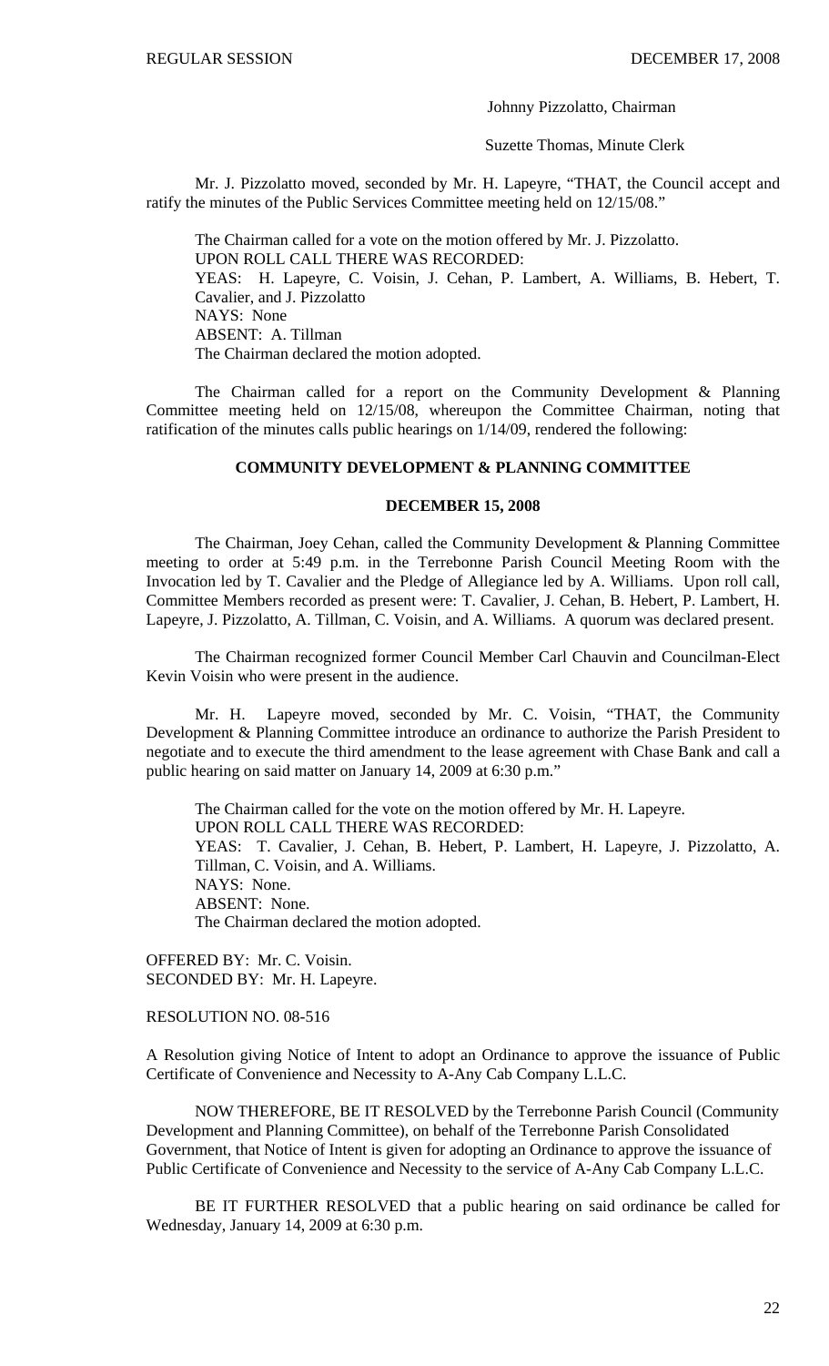Johnny Pizzolatto, Chairman

Suzette Thomas, Minute Clerk

Mr. J. Pizzolatto moved, seconded by Mr. H. Lapeyre, "THAT, the Council accept and ratify the minutes of the Public Services Committee meeting held on 12/15/08."

The Chairman called for a vote on the motion offered by Mr. J. Pizzolatto.
UPON ROLL CALL THERE WAS RECORDED:
YEAS: H. Lapeyre, C. Voisin, J. Cehan, P. Lambert, A. Williams, B. Hebert, T. Cavalier, and J. Pizzolatto
NAYS: None
ABSENT: A. Tillman
The Chairman declared the motion adopted.

The Chairman called for a report on the Community Development & Planning Committee meeting held on 12/15/08, whereupon the Committee Chairman, noting that ratification of the minutes calls public hearings on 1/14/09, rendered the following:

## COMMUNITY DEVELOPMENT & PLANNING COMMITTEE

## DECEMBER 15, 2008

The Chairman, Joey Cehan, called the Community Development & Planning Committee meeting to order at 5:49 p.m. in the Terrebonne Parish Council Meeting Room with the Invocation led by T. Cavalier and the Pledge of Allegiance led by A. Williams. Upon roll call, Committee Members recorded as present were: T. Cavalier, J. Cehan, B. Hebert, P. Lambert, H. Lapeyre, J. Pizzolatto, A. Tillman, C. Voisin, and A. Williams. A quorum was declared present.

The Chairman recognized former Council Member Carl Chauvin and Councilman-Elect Kevin Voisin who were present in the audience.

Mr. H. Lapeyre moved, seconded by Mr. C. Voisin, "THAT, the Community Development & Planning Committee introduce an ordinance to authorize the Parish President to negotiate and to execute the third amendment to the lease agreement with Chase Bank and call a public hearing on said matter on January 14, 2009 at 6:30 p.m."

The Chairman called for the vote on the motion offered by Mr. H. Lapeyre.
UPON ROLL CALL THERE WAS RECORDED:
YEAS: T. Cavalier, J. Cehan, B. Hebert, P. Lambert, H. Lapeyre, J. Pizzolatto, A. Tillman, C. Voisin, and A. Williams.
NAYS: None.
ABSENT: None.
The Chairman declared the motion adopted.

OFFERED BY: Mr. C. Voisin.
SECONDED BY: Mr. H. Lapeyre.

RESOLUTION NO. 08-516

A Resolution giving Notice of Intent to adopt an Ordinance to approve the issuance of Public Certificate of Convenience and Necessity to A-Any Cab Company L.L.C.

NOW THEREFORE, BE IT RESOLVED by the Terrebonne Parish Council (Community Development and Planning Committee), on behalf of the Terrebonne Parish Consolidated Government, that Notice of Intent is given for adopting an Ordinance to approve the issuance of Public Certificate of Convenience and Necessity to the service of A-Any Cab Company L.L.C.

BE IT FURTHER RESOLVED that a public hearing on said ordinance be called for Wednesday, January 14, 2009 at 6:30 p.m.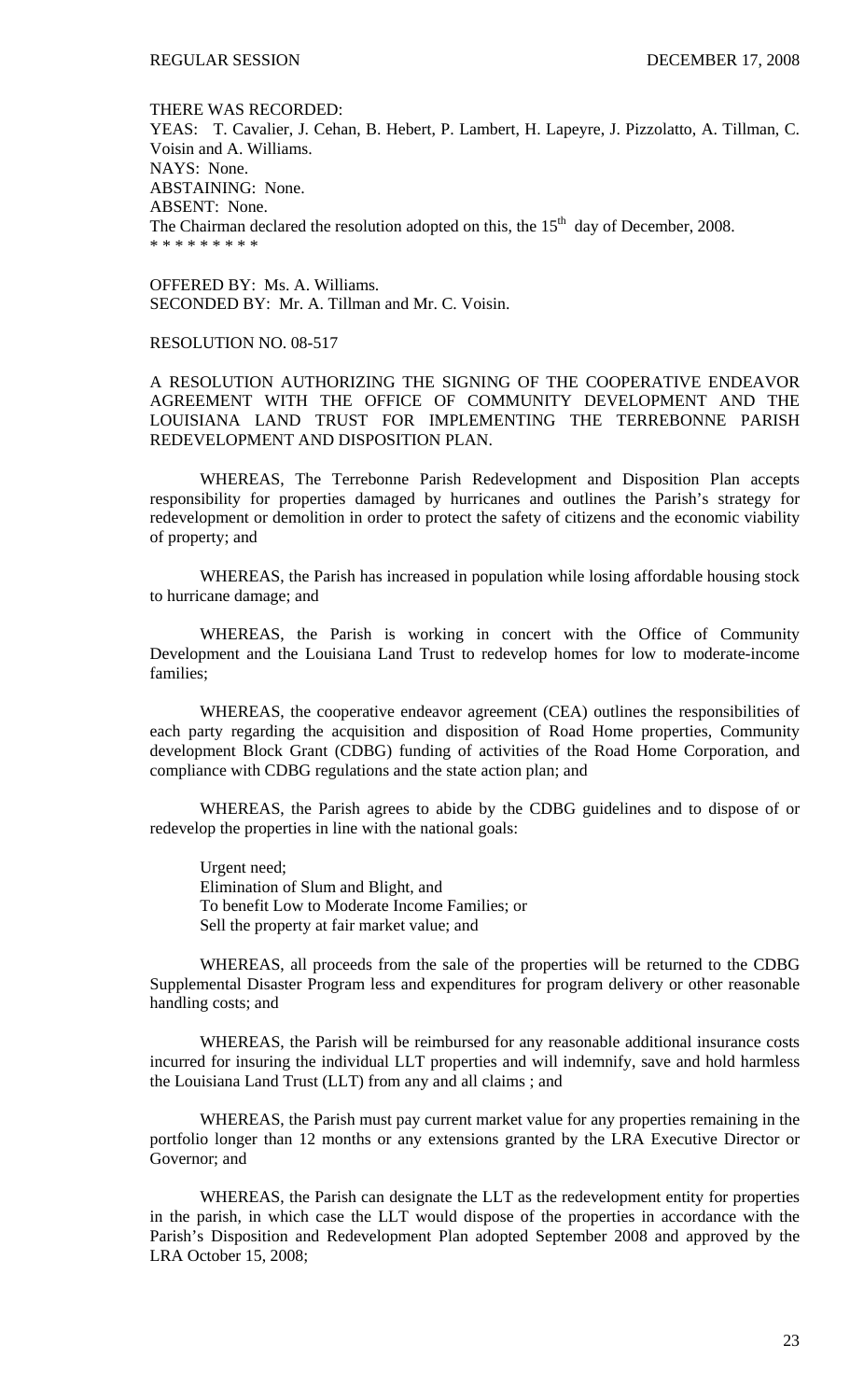THERE WAS RECORDED:
YEAS: T. Cavalier, J. Cehan, B. Hebert, P. Lambert, H. Lapeyre, J. Pizzolatto, A. Tillman, C. Voisin and A. Williams.
NAYS: None.
ABSTAINING: None.
ABSENT: None.
The Chairman declared the resolution adopted on this, the 15th day of December, 2008.
* * * * * * * * *

OFFERED BY: Ms. A. Williams.
SECONDED BY: Mr. A. Tillman and Mr. C. Voisin.

RESOLUTION NO. 08-517

A RESOLUTION AUTHORIZING THE SIGNING OF THE COOPERATIVE ENDEAVOR AGREEMENT WITH THE OFFICE OF COMMUNITY DEVELOPMENT AND THE LOUISIANA LAND TRUST FOR IMPLEMENTING THE TERREBONNE PARISH REDEVELOPMENT AND DISPOSITION PLAN.

WHEREAS, The Terrebonne Parish Redevelopment and Disposition Plan accepts responsibility for properties damaged by hurricanes and outlines the Parish's strategy for redevelopment or demolition in order to protect the safety of citizens and the economic viability of property; and

WHEREAS, the Parish has increased in population while losing affordable housing stock to hurricane damage; and

WHEREAS, the Parish is working in concert with the Office of Community Development and the Louisiana Land Trust to redevelop homes for low to moderate-income families;

WHEREAS, the cooperative endeavor agreement (CEA) outlines the responsibilities of each party regarding the acquisition and disposition of Road Home properties, Community development Block Grant (CDBG) funding of activities of the Road Home Corporation, and compliance with CDBG regulations and the state action plan; and

WHEREAS, the Parish agrees to abide by the CDBG guidelines and to dispose of or redevelop the properties in line with the national goals:

Urgent need;
Elimination of Slum and Blight, and
To benefit Low to Moderate Income Families; or
Sell the property at fair market value; and

WHEREAS, all proceeds from the sale of the properties will be returned to the CDBG Supplemental Disaster Program less and expenditures for program delivery or other reasonable handling costs; and

WHEREAS, the Parish will be reimbursed for any reasonable additional insurance costs incurred for insuring the individual LLT properties and will indemnify, save and hold harmless the Louisiana Land Trust (LLT) from any and all claims ; and

WHEREAS, the Parish must pay current market value for any properties remaining in the portfolio longer than 12 months or any extensions granted by the LRA Executive Director or Governor; and

WHEREAS, the Parish can designate the LLT as the redevelopment entity for properties in the parish, in which case the LLT would dispose of the properties in accordance with the Parish's Disposition and Redevelopment Plan adopted September 2008 and approved by the LRA October 15, 2008;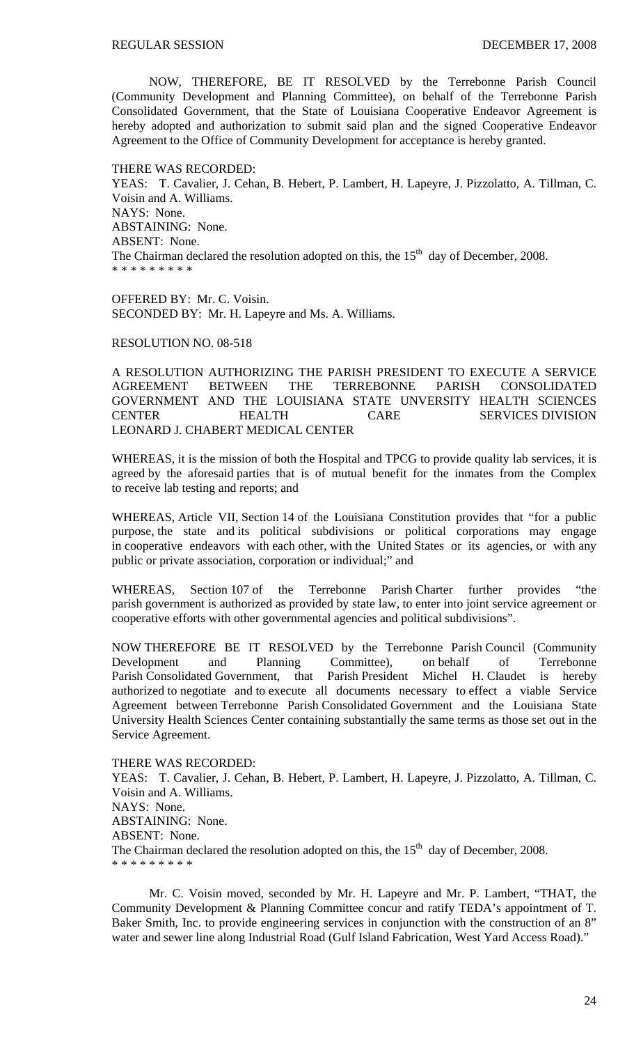NOW, THEREFORE, BE IT RESOLVED by the Terrebonne Parish Council (Community Development and Planning Committee), on behalf of the Terrebonne Parish Consolidated Government, that the State of Louisiana Cooperative Endeavor Agreement is hereby adopted and authorization to submit said plan and the signed Cooperative Endeavor Agreement to the Office of Community Development for acceptance is hereby granted.

THERE WAS RECORDED:
YEAS: T. Cavalier, J. Cehan, B. Hebert, P. Lambert, H. Lapeyre, J. Pizzolatto, A. Tillman, C. Voisin and A. Williams.
NAYS: None.
ABSTAINING: None.
ABSENT: None.
The Chairman declared the resolution adopted on this, the 15th day of December, 2008.
* * * * * * * * *

OFFERED BY: Mr. C. Voisin.
SECONDED BY: Mr. H. Lapeyre and Ms. A. Williams.

RESOLUTION NO. 08-518

A RESOLUTION AUTHORIZING THE PARISH PRESIDENT TO EXECUTE A SERVICE AGREEMENT BETWEEN THE TERREBONNE PARISH CONSOLIDATED GOVERNMENT AND THE LOUISIANA STATE UNVERSITY HEALTH SCIENCES CENTER HEALTH CARE SERVICES DIVISION LEONARD J. CHABERT MEDICAL CENTER

WHEREAS, it is the mission of both the Hospital and TPCG to provide quality lab services, it is agreed by the aforesaid parties that is of mutual benefit for the inmates from the Complex to receive lab testing and reports; and

WHEREAS, Article VII, Section 14 of the Louisiana Constitution provides that "for a public purpose, the state and its political subdivisions or political corporations may engage in cooperative endeavors with each other, with the United States or its agencies, or with any public or private association, corporation or individual;" and

WHEREAS, Section 107 of the Terrebonne Parish Charter further provides "the parish government is authorized as provided by state law, to enter into joint service agreement or cooperative efforts with other governmental agencies and political subdivisions".

NOW THEREFORE BE IT RESOLVED by the Terrebonne Parish Council (Community Development and Planning Committee), on behalf of Terrebonne Parish Consolidated Government, that Parish President Michel H. Claudet is hereby authorized to negotiate and to execute all documents necessary to effect a viable Service Agreement between Terrebonne Parish Consolidated Government and the Louisiana State University Health Sciences Center containing substantially the same terms as those set out in the Service Agreement.

THERE WAS RECORDED:
YEAS: T. Cavalier, J. Cehan, B. Hebert, P. Lambert, H. Lapeyre, J. Pizzolatto, A. Tillman, C. Voisin and A. Williams.
NAYS: None.
ABSTAINING: None.
ABSENT: None.
The Chairman declared the resolution adopted on this, the 15th day of December, 2008.
* * * * * * * * *

Mr. C. Voisin moved, seconded by Mr. H. Lapeyre and Mr. P. Lambert, "THAT, the Community Development & Planning Committee concur and ratify TEDA's appointment of T. Baker Smith, Inc. to provide engineering services in conjunction with the construction of an 8" water and sewer line along Industrial Road (Gulf Island Fabrication, West Yard Access Road)."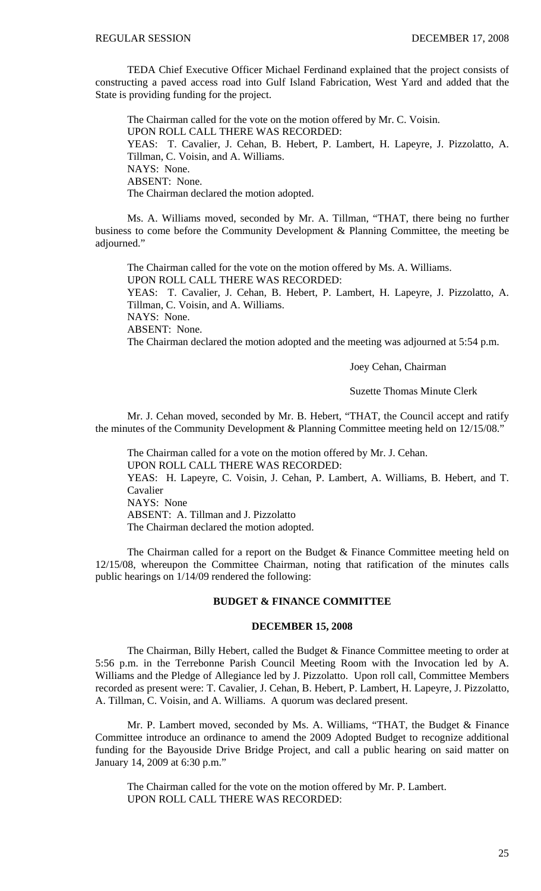TEDA Chief Executive Officer Michael Ferdinand explained that the project consists of constructing a paved access road into Gulf Island Fabrication, West Yard and added that the State is providing funding for the project.

The Chairman called for the vote on the motion offered by Mr. C. Voisin.
UPON ROLL CALL THERE WAS RECORDED:
YEAS: T. Cavalier, J. Cehan, B. Hebert, P. Lambert, H. Lapeyre, J. Pizzolatto, A. Tillman, C. Voisin, and A. Williams.
NAYS: None.
ABSENT: None.
The Chairman declared the motion adopted.

Ms. A. Williams moved, seconded by Mr. A. Tillman, "THAT, there being no further business to come before the Community Development & Planning Committee, the meeting be adjourned."

The Chairman called for the vote on the motion offered by Ms. A. Williams.
UPON ROLL CALL THERE WAS RECORDED:
YEAS: T. Cavalier, J. Cehan, B. Hebert, P. Lambert, H. Lapeyre, J. Pizzolatto, A. Tillman, C. Voisin, and A. Williams.
NAYS: None.
ABSENT: None.
The Chairman declared the motion adopted and the meeting was adjourned at 5:54 p.m.

Joey Cehan, Chairman

Suzette Thomas Minute Clerk

Mr. J. Cehan moved, seconded by Mr. B. Hebert, "THAT, the Council accept and ratify the minutes of the Community Development & Planning Committee meeting held on 12/15/08."

The Chairman called for a vote on the motion offered by Mr. J. Cehan.
UPON ROLL CALL THERE WAS RECORDED:
YEAS: H. Lapeyre, C. Voisin, J. Cehan, P. Lambert, A. Williams, B. Hebert, and T. Cavalier
NAYS: None
ABSENT: A. Tillman and J. Pizzolatto
The Chairman declared the motion adopted.

The Chairman called for a report on the Budget & Finance Committee meeting held on 12/15/08, whereupon the Committee Chairman, noting that ratification of the minutes calls public hearings on 1/14/09 rendered the following:

## BUDGET & FINANCE COMMITTEE

## DECEMBER 15, 2008

The Chairman, Billy Hebert, called the Budget & Finance Committee meeting to order at 5:56 p.m. in the Terrebonne Parish Council Meeting Room with the Invocation led by A. Williams and the Pledge of Allegiance led by J. Pizzolatto. Upon roll call, Committee Members recorded as present were: T. Cavalier, J. Cehan, B. Hebert, P. Lambert, H. Lapeyre, J. Pizzolatto, A. Tillman, C. Voisin, and A. Williams. A quorum was declared present.

Mr. P. Lambert moved, seconded by Ms. A. Williams, "THAT, the Budget & Finance Committee introduce an ordinance to amend the 2009 Adopted Budget to recognize additional funding for the Bayouside Drive Bridge Project, and call a public hearing on said matter on January 14, 2009 at 6:30 p.m."

The Chairman called for the vote on the motion offered by Mr. P. Lambert.
UPON ROLL CALL THERE WAS RECORDED: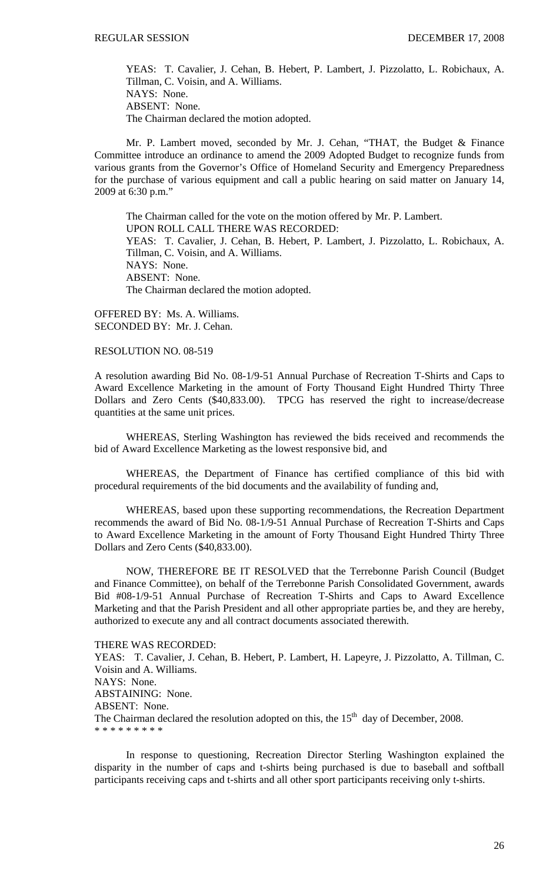YEAS: T. Cavalier, J. Cehan, B. Hebert, P. Lambert, J. Pizzolatto, L. Robichaux, A. Tillman, C. Voisin, and A. Williams.
NAYS: None.
ABSENT: None.
The Chairman declared the motion adopted.

Mr. P. Lambert moved, seconded by Mr. J. Cehan, "THAT, the Budget & Finance Committee introduce an ordinance to amend the 2009 Adopted Budget to recognize funds from various grants from the Governor's Office of Homeland Security and Emergency Preparedness for the purchase of various equipment and call a public hearing on said matter on January 14, 2009 at 6:30 p.m."

The Chairman called for the vote on the motion offered by Mr. P. Lambert.
UPON ROLL CALL THERE WAS RECORDED:
YEAS: T. Cavalier, J. Cehan, B. Hebert, P. Lambert, J. Pizzolatto, L. Robichaux, A. Tillman, C. Voisin, and A. Williams.
NAYS: None.
ABSENT: None.
The Chairman declared the motion adopted.

OFFERED BY: Ms. A. Williams.
SECONDED BY: Mr. J. Cehan.

RESOLUTION NO. 08-519

A resolution awarding Bid No. 08-1/9-51 Annual Purchase of Recreation T-Shirts and Caps to Award Excellence Marketing in the amount of Forty Thousand Eight Hundred Thirty Three Dollars and Zero Cents ($40,833.00). TPCG has reserved the right to increase/decrease quantities at the same unit prices.

WHEREAS, Sterling Washington has reviewed the bids received and recommends the bid of Award Excellence Marketing as the lowest responsive bid, and

WHEREAS, the Department of Finance has certified compliance of this bid with procedural requirements of the bid documents and the availability of funding and,

WHEREAS, based upon these supporting recommendations, the Recreation Department recommends the award of Bid No. 08-1/9-51 Annual Purchase of Recreation T-Shirts and Caps to Award Excellence Marketing in the amount of Forty Thousand Eight Hundred Thirty Three Dollars and Zero Cents ($40,833.00).

NOW, THEREFORE BE IT RESOLVED that the Terrebonne Parish Council (Budget and Finance Committee), on behalf of the Terrebonne Parish Consolidated Government, awards Bid #08-1/9-51 Annual Purchase of Recreation T-Shirts and Caps to Award Excellence Marketing and that the Parish President and all other appropriate parties be, and they are hereby, authorized to execute any and all contract documents associated therewith.

THERE WAS RECORDED:
YEAS: T. Cavalier, J. Cehan, B. Hebert, P. Lambert, H. Lapeyre, J. Pizzolatto, A. Tillman, C. Voisin and A. Williams.
NAYS: None.
ABSTAINING: None.
ABSENT: None.
The Chairman declared the resolution adopted on this, the 15th day of December, 2008.
* * * * * * * * *

In response to questioning, Recreation Director Sterling Washington explained the disparity in the number of caps and t-shirts being purchased is due to baseball and softball participants receiving caps and t-shirts and all other sport participants receiving only t-shirts.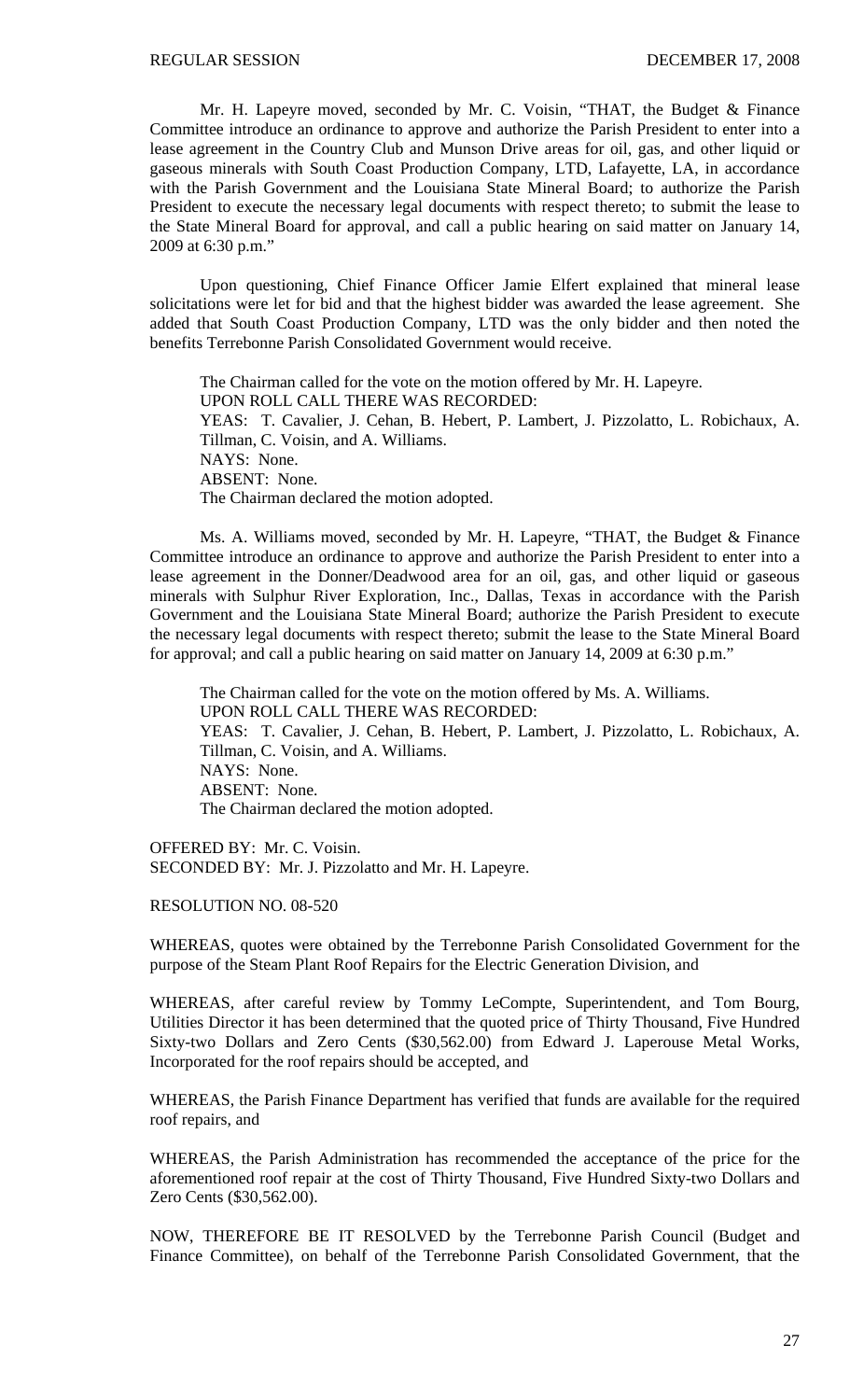Mr. H. Lapeyre moved, seconded by Mr. C. Voisin, "THAT, the Budget & Finance Committee introduce an ordinance to approve and authorize the Parish President to enter into a lease agreement in the Country Club and Munson Drive areas for oil, gas, and other liquid or gaseous minerals with South Coast Production Company, LTD, Lafayette, LA, in accordance with the Parish Government and the Louisiana State Mineral Board; to authorize the Parish President to execute the necessary legal documents with respect thereto; to submit the lease to the State Mineral Board for approval, and call a public hearing on said matter on January 14, 2009 at 6:30 p.m."

Upon questioning, Chief Finance Officer Jamie Elfert explained that mineral lease solicitations were let for bid and that the highest bidder was awarded the lease agreement. She added that South Coast Production Company, LTD was the only bidder and then noted the benefits Terrebonne Parish Consolidated Government would receive.

The Chairman called for the vote on the motion offered by Mr. H. Lapeyre.
UPON ROLL CALL THERE WAS RECORDED:
YEAS: T. Cavalier, J. Cehan, B. Hebert, P. Lambert, J. Pizzolatto, L. Robichaux, A. Tillman, C. Voisin, and A. Williams.
NAYS: None.
ABSENT: None.
The Chairman declared the motion adopted.

Ms. A. Williams moved, seconded by Mr. H. Lapeyre, "THAT, the Budget & Finance Committee introduce an ordinance to approve and authorize the Parish President to enter into a lease agreement in the Donner/Deadwood area for an oil, gas, and other liquid or gaseous minerals with Sulphur River Exploration, Inc., Dallas, Texas in accordance with the Parish Government and the Louisiana State Mineral Board; authorize the Parish President to execute the necessary legal documents with respect thereto; submit the lease to the State Mineral Board for approval; and call a public hearing on said matter on January 14, 2009 at 6:30 p.m."

The Chairman called for the vote on the motion offered by Ms. A. Williams.
UPON ROLL CALL THERE WAS RECORDED:
YEAS: T. Cavalier, J. Cehan, B. Hebert, P. Lambert, J. Pizzolatto, L. Robichaux, A. Tillman, C. Voisin, and A. Williams.
NAYS: None.
ABSENT: None.
The Chairman declared the motion adopted.

OFFERED BY: Mr. C. Voisin.
SECONDED BY: Mr. J. Pizzolatto and Mr. H. Lapeyre.

RESOLUTION NO. 08-520

WHEREAS, quotes were obtained by the Terrebonne Parish Consolidated Government for the purpose of the Steam Plant Roof Repairs for the Electric Generation Division, and

WHEREAS, after careful review by Tommy LeCompte, Superintendent, and Tom Bourg, Utilities Director it has been determined that the quoted price of Thirty Thousand, Five Hundred Sixty-two Dollars and Zero Cents ($30,562.00) from Edward J. Laperouse Metal Works, Incorporated for the roof repairs should be accepted, and

WHEREAS, the Parish Finance Department has verified that funds are available for the required roof repairs, and

WHEREAS, the Parish Administration has recommended the acceptance of the price for the aforementioned roof repair at the cost of Thirty Thousand, Five Hundred Sixty-two Dollars and Zero Cents ($30,562.00).

NOW, THEREFORE BE IT RESOLVED by the Terrebonne Parish Council (Budget and Finance Committee), on behalf of the Terrebonne Parish Consolidated Government, that the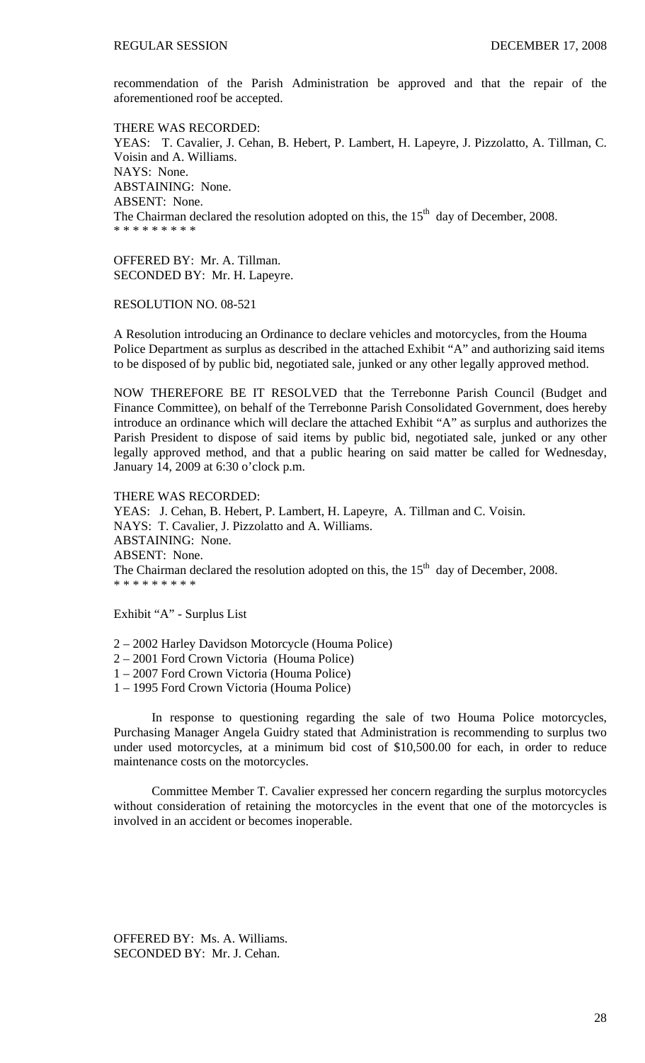recommendation of the Parish Administration be approved and that the repair of the aforementioned roof be accepted.

THERE WAS RECORDED:
YEAS: T. Cavalier, J. Cehan, B. Hebert, P. Lambert, H. Lapeyre, J. Pizzolatto, A. Tillman, C. Voisin and A. Williams.
NAYS: None.
ABSTAINING: None.
ABSENT: None.
The Chairman declared the resolution adopted on this, the 15th day of December, 2008.
\* \* \* \* \* \* \* \* \*

OFFERED BY: Mr. A. Tillman.
SECONDED BY: Mr. H. Lapeyre.

RESOLUTION NO. 08-521

A Resolution introducing an Ordinance to declare vehicles and motorcycles, from the Houma Police Department as surplus as described in the attached Exhibit "A" and authorizing said items to be disposed of by public bid, negotiated sale, junked or any other legally approved method.

NOW THEREFORE BE IT RESOLVED that the Terrebonne Parish Council (Budget and Finance Committee), on behalf of the Terrebonne Parish Consolidated Government, does hereby introduce an ordinance which will declare the attached Exhibit "A" as surplus and authorizes the Parish President to dispose of said items by public bid, negotiated sale, junked or any other legally approved method, and that a public hearing on said matter be called for Wednesday, January 14, 2009 at 6:30 o'clock p.m.

THERE WAS RECORDED:
YEAS: J. Cehan, B. Hebert, P. Lambert, H. Lapeyre, A. Tillman and C. Voisin.
NAYS: T. Cavalier, J. Pizzolatto and A. Williams.
ABSTAINING: None.
ABSENT: None.
The Chairman declared the resolution adopted on this, the 15th day of December, 2008.
\* \* \* \* \* \* \* \* \*

Exhibit "A" - Surplus List

2 – 2002 Harley Davidson Motorcycle (Houma Police)
2 – 2001 Ford Crown Victoria (Houma Police)
1 – 2007 Ford Crown Victoria (Houma Police)
1 – 1995 Ford Crown Victoria (Houma Police)

In response to questioning regarding the sale of two Houma Police motorcycles, Purchasing Manager Angela Guidry stated that Administration is recommending to surplus two under used motorcycles, at a minimum bid cost of $10,500.00 for each, in order to reduce maintenance costs on the motorcycles.

Committee Member T. Cavalier expressed her concern regarding the surplus motorcycles without consideration of retaining the motorcycles in the event that one of the motorcycles is involved in an accident or becomes inoperable.

OFFERED BY: Ms. A. Williams.
SECONDED BY: Mr. J. Cehan.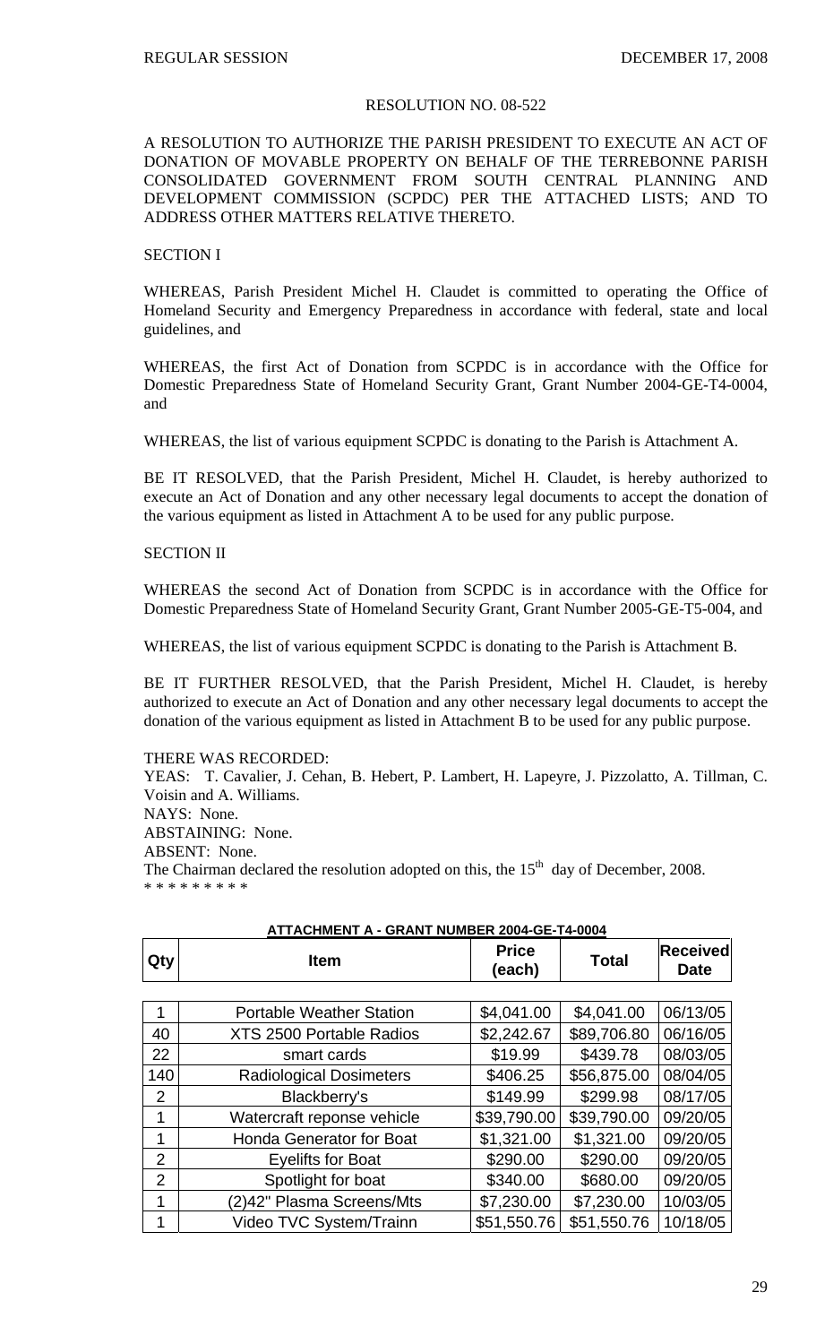REGULAR SESSION DECEMBER 17, 2008

RESOLUTION NO. 08-522

A RESOLUTION TO AUTHORIZE THE PARISH PRESIDENT TO EXECUTE AN ACT OF DONATION OF MOVABLE PROPERTY ON BEHALF OF THE TERREBONNE PARISH CONSOLIDATED GOVERNMENT FROM SOUTH CENTRAL PLANNING AND DEVELOPMENT COMMISSION (SCPDC) PER THE ATTACHED LISTS; AND TO ADDRESS OTHER MATTERS RELATIVE THERETO.

SECTION I

WHEREAS, Parish President Michel H. Claudet is committed to operating the Office of Homeland Security and Emergency Preparedness in accordance with federal, state and local guidelines, and

WHEREAS, the first Act of Donation from SCPDC is in accordance with the Office for Domestic Preparedness State of Homeland Security Grant, Grant Number 2004-GE-T4-0004, and

WHEREAS, the list of various equipment SCPDC is donating to the Parish is Attachment A.

BE IT RESOLVED, that the Parish President, Michel H. Claudet, is hereby authorized to execute an Act of Donation and any other necessary legal documents to accept the donation of the various equipment as listed in Attachment A to be used for any public purpose.

SECTION II

WHEREAS the second Act of Donation from SCPDC is in accordance with the Office for Domestic Preparedness State of Homeland Security Grant, Grant Number 2005-GE-T5-004, and

WHEREAS, the list of various equipment SCPDC is donating to the Parish is Attachment B.

BE IT FURTHER RESOLVED, that the Parish President, Michel H. Claudet, is hereby authorized to execute an Act of Donation and any other necessary legal documents to accept the donation of the various equipment as listed in Attachment B to be used for any public purpose.

THERE WAS RECORDED:
YEAS: T. Cavalier, J. Cehan, B. Hebert, P. Lambert, H. Lapeyre, J. Pizzolatto, A. Tillman, C. Voisin and A. Williams.
NAYS: None.
ABSTAINING: None.
ABSENT: None.
The Chairman declared the resolution adopted on this, the 15th day of December, 2008.
\* \* \* \* \* \* \* \* \*

**ATTACHMENT A - GRANT NUMBER 2004-GE-T4-0004**

| Qty | Item | Price (each) | Total | Received Date |
|---|---|---|---|---|
| 1 | Portable Weather Station | $4,041.00 | $4,041.00 | 06/13/05 |
| 40 | XTS 2500 Portable Radios | $2,242.67 | $89,706.80 | 06/16/05 |
| 22 | smart cards | $19.99 | $439.78 | 08/03/05 |
| 140 | Radiological Dosimeters | $406.25 | $56,875.00 | 08/04/05 |
| 2 | Blackberry's | $149.99 | $299.98 | 08/17/05 |
| 1 | Watercraft reponse vehicle | $39,790.00 | $39,790.00 | 09/20/05 |
| 1 | Honda Generator for Boat | $1,321.00 | $1,321.00 | 09/20/05 |
| 2 | Eyelifts for Boat | $290.00 | $290.00 | 09/20/05 |
| 2 | Spotlight for boat | $340.00 | $680.00 | 09/20/05 |
| 1 | (2)42" Plasma Screens/Mts | $7,230.00 | $7,230.00 | 10/03/05 |
| 1 | Video TVC System/Trainn | $51,550.76 | $51,550.76 | 10/18/05 |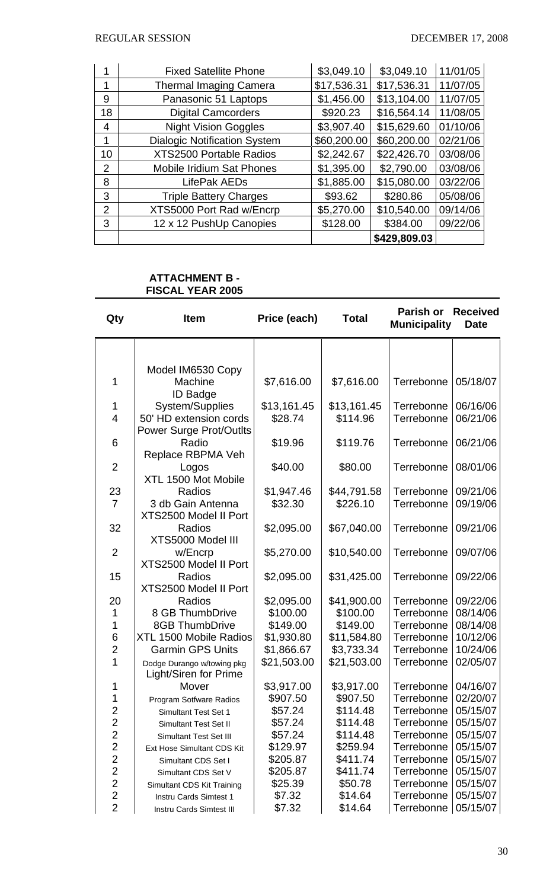| | | | | |
|---|---|---|---|---|
| 1 | Fixed Satellite Phone | $3,049.10 | $3,049.10 | 11/01/05 |
| 1 | Thermal Imaging Camera | $17,536.31 | $17,536.31 | 11/07/05 |
| 9 | Panasonic 51 Laptops | $1,456.00 | $13,104.00 | 11/07/05 |
| 18 | Digital Camcorders | $920.23 | $16,564.14 | 11/08/05 |
| 4 | Night Vision Goggles | $3,907.40 | $15,629.60 | 01/10/06 |
| 1 | Dialogic Notification System | $60,200.00 | $60,200.00 | 02/21/06 |
| 10 | XTS2500 Portable Radios | $2,242.67 | $22,426.70 | 03/08/06 |
| 2 | Mobile Iridium Sat Phones | $1,395.00 | $2,790.00 | 03/08/06 |
| 8 | LifePak AEDs | $1,885.00 | $15,080.00 | 03/22/06 |
| 3 | Triple Battery Charges | $93.62 | $280.86 | 05/08/06 |
| 2 | XTS5000 Port Rad w/Encrp | $5,270.00 | $10,540.00 | 09/14/06 |
| 3 | 12 x 12 PushUp Canopies | $128.00 | $384.00 | 09/22/06 |
| | | | $429,809.03 | |

**ATTACHMENT B - FISCAL YEAR 2005**

| Qty | Item | Price (each) | Total | Parish or Municipality | Received Date |
|---|---|---|---|---|---|
| 1 | Model IM6530 Copy Machine | $7,616.00 | $7,616.00 | Terrebonne | 05/18/07 |
| 1 | ID Badge System/Supplies | $13,161.45 | $13,161.45 | Terrebonne | 06/16/06 |
| 4 | 50' HD extension cords | $28.74 | $114.96 | Terrebonne | 06/21/06 |
| 6 | Power Surge Prot/Outlts Radio | $19.96 | $119.76 | Terrebonne | 06/21/06 |
| 2 | Replace RBPMA Veh Logos | $40.00 | $80.00 | Terrebonne | 08/01/06 |
| 23 | XTL 1500 Mot Mobile Radios | $1,947.46 | $44,791.58 | Terrebonne | 09/21/06 |
| 7 | 3 db Gain Antenna | $32.30 | $226.10 | Terrebonne | 09/19/06 |
| 32 | XTS2500 Model II Port Radios | $2,095.00 | $67,040.00 | Terrebonne | 09/21/06 |
| 2 | XTS5000 Model III w/Encrp | $5,270.00 | $10,540.00 | Terrebonne | 09/07/06 |
| 15 | XTS2500 Model II Port Radios | $2,095.00 | $31,425.00 | Terrebonne | 09/22/06 |
| 20 | XTS2500 Model II Port Radios | $2,095.00 | $41,900.00 | Terrebonne | 09/22/06 |
| 1 | 8 GB ThumbDrive | $100.00 | $100.00 | Terrebonne | 08/14/06 |
| 1 | 8GB ThumbDrive | $149.00 | $149.00 | Terrebonne | 08/14/08 |
| 6 | XTL 1500 Mobile Radios | $1,930.80 | $11,584.80 | Terrebonne | 10/12/06 |
| 2 | Garmin GPS Units | $1,866.67 | $3,733.34 | Terrebonne | 10/24/06 |
| 1 | Dodge Durango w/towing pkg | $21,503.00 | $21,503.00 | Terrebonne | 02/05/07 |
| 1 | Light/Siren for Prime Mover | $3,917.00 | $3,917.00 | Terrebonne | 04/16/07 |
| 1 | Program Sotfware Radios | $907.50 | $907.50 | Terrebonne | 02/20/07 |
| 2 | Simultant Test Set 1 | $57.24 | $114.48 | Terrebonne | 05/15/07 |
| 2 | Simultant Test Set II | $57.24 | $114.48 | Terrebonne | 05/15/07 |
| 2 | Simultant Test Set III | $57.24 | $114.48 | Terrebonne | 05/15/07 |
| 2 | Ext Hose Simultant CDS Kit | $129.97 | $259.94 | Terrebonne | 05/15/07 |
| 2 | Simultant CDS Set I | $205.87 | $411.74 | Terrebonne | 05/15/07 |
| 2 | Simultant CDS Set V | $205.87 | $411.74 | Terrebonne | 05/15/07 |
| 2 | Simultant CDS Kit Training | $25.39 | $50.78 | Terrebonne | 05/15/07 |
| 2 | Instru Cards Simtest 1 | $7.32 | $14.64 | Terrebonne | 05/15/07 |
| 2 | Instru Cards Simtest III | $7.32 | $14.64 | Terrebonne | 05/15/07 |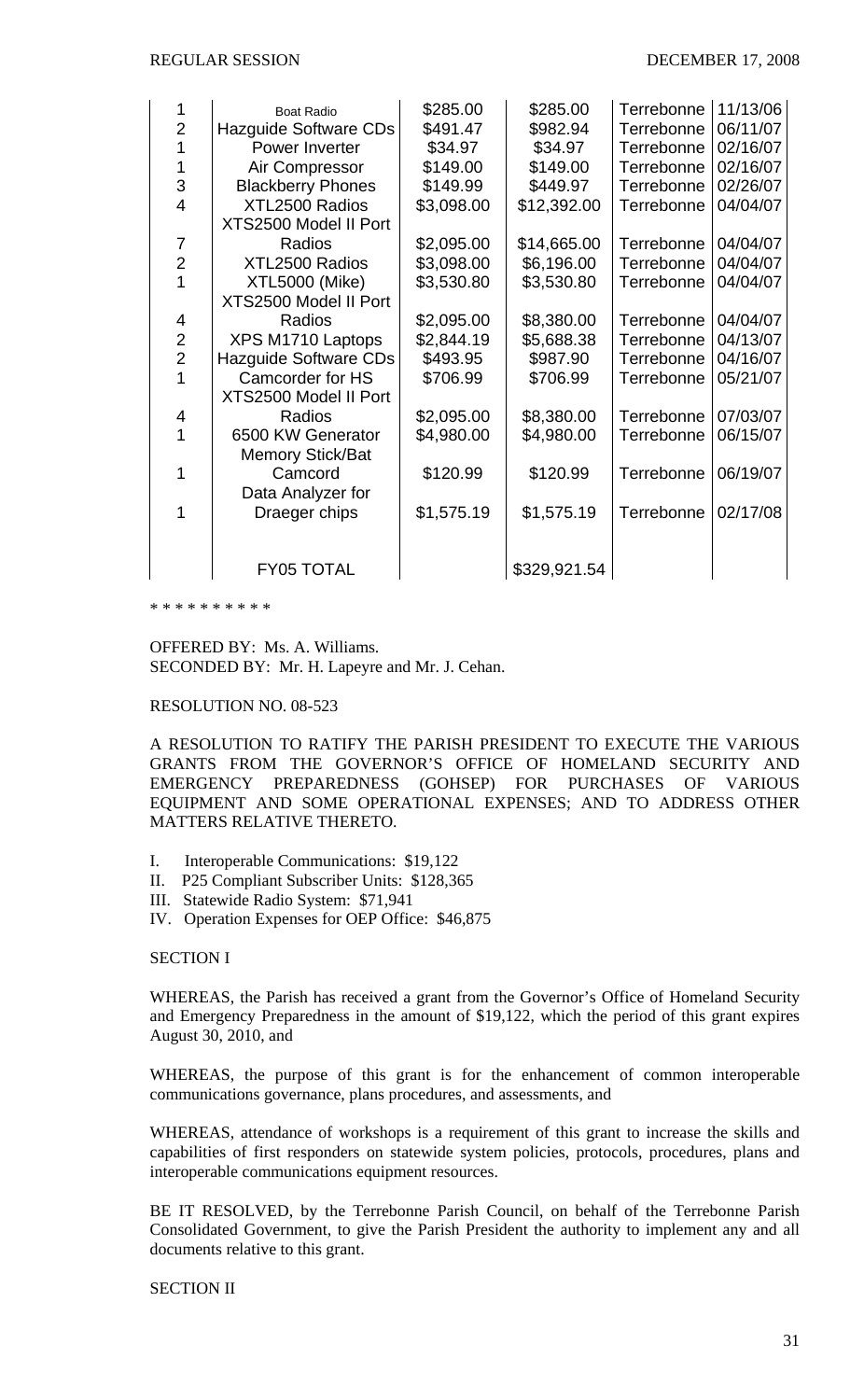| | | | | | |
|---|---|---|---|---|---|
| 1 | Boat Radio | \$285.00 | \$285.00 | Terrebonne | 11/13/06 |
| 2 | Hazguide Software CDs | \$491.47 | \$982.94 | Terrebonne | 06/11/07 |
| 1 | Power Inverter | \$34.97 | \$34.97 | Terrebonne | 02/16/07 |
| 1 | Air Compressor | \$149.00 | \$149.00 | Terrebonne | 02/16/07 |
| 3 | Blackberry Phones | \$149.99 | \$449.97 | Terrebonne | 02/26/07 |
| 4 | XTL2500 Radios | \$3,098.00 | \$12,392.00 | Terrebonne | 04/04/07 |
| 7 | XTS2500 Model II Port Radios | \$2,095.00 | \$14,665.00 | Terrebonne | 04/04/07 |
| 2 | XTL2500 Radios | \$3,098.00 | \$6,196.00 | Terrebonne | 04/04/07 |
| 1 | XTL5000 (Mike) | \$3,530.80 | \$3,530.80 | Terrebonne | 04/04/07 |
| 4 | XTS2500 Model II Port Radios | \$2,095.00 | \$8,380.00 | Terrebonne | 04/04/07 |
| 2 | XPS M1710 Laptops | \$2,844.19 | \$5,688.38 | Terrebonne | 04/13/07 |
| 2 | Hazguide Software CDs | \$493.95 | \$987.90 | Terrebonne | 04/16/07 |
| 1 | Camcorder for HS | \$706.99 | \$706.99 | Terrebonne | 05/21/07 |
| 4 | XTS2500 Model II Port Radios | \$2,095.00 | \$8,380.00 | Terrebonne | 07/03/07 |
| 1 | 6500 KW Generator | \$4,980.00 | \$4,980.00 | Terrebonne | 06/15/07 |
| 1 | Memory Stick/Bat Camcord | \$120.99 | \$120.99 | Terrebonne | 06/19/07 |
| 1 | Data Analyzer for Draeger chips | \$1,575.19 | \$1,575.19 | Terrebonne | 02/17/08 |
| | FY05 TOTAL | | \$329,921.54 | | |

* * * * * * * * * *

OFFERED BY: Ms. A. Williams.
SECONDED BY: Mr. H. Lapeyre and Mr. J. Cehan.

RESOLUTION NO. 08-523

A RESOLUTION TO RATIFY THE PARISH PRESIDENT TO EXECUTE THE VARIOUS GRANTS FROM THE GOVERNOR'S OFFICE OF HOMELAND SECURITY AND EMERGENCY PREPAREDNESS (GOHSEP) FOR PURCHASES OF VARIOUS EQUIPMENT AND SOME OPERATIONAL EXPENSES; AND TO ADDRESS OTHER MATTERS RELATIVE THERETO.

I. Interoperable Communications: \$19,122
II. P25 Compliant Subscriber Units: \$128,365
III. Statewide Radio System: \$71,941
IV. Operation Expenses for OEP Office: \$46,875

SECTION I

WHEREAS, the Parish has received a grant from the Governor's Office of Homeland Security and Emergency Preparedness in the amount of \$19,122, which the period of this grant expires August 30, 2010, and

WHEREAS, the purpose of this grant is for the enhancement of common interoperable communications governance, plans procedures, and assessments, and

WHEREAS, attendance of workshops is a requirement of this grant to increase the skills and capabilities of first responders on statewide system policies, protocols, procedures, plans and interoperable communications equipment resources.

BE IT RESOLVED, by the Terrebonne Parish Council, on behalf of the Terrebonne Parish Consolidated Government, to give the Parish President the authority to implement any and all documents relative to this grant.

SECTION II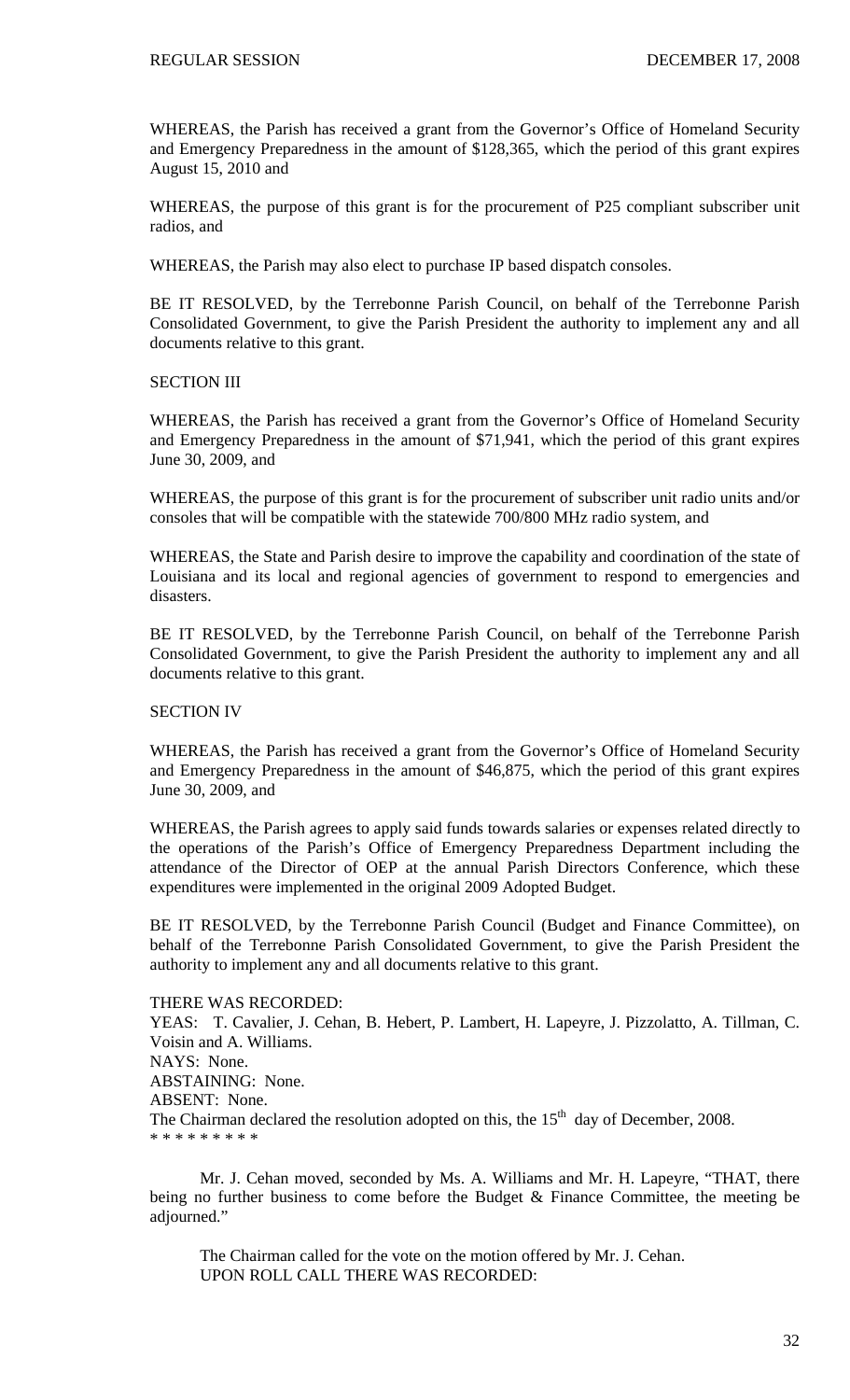WHEREAS, the Parish has received a grant from the Governor's Office of Homeland Security and Emergency Preparedness in the amount of $128,365, which the period of this grant expires August 15, 2010 and

WHEREAS, the purpose of this grant is for the procurement of P25 compliant subscriber unit radios, and

WHEREAS, the Parish may also elect to purchase IP based dispatch consoles.

BE IT RESOLVED, by the Terrebonne Parish Council, on behalf of the Terrebonne Parish Consolidated Government, to give the Parish President the authority to implement any and all documents relative to this grant.

SECTION III

WHEREAS, the Parish has received a grant from the Governor's Office of Homeland Security and Emergency Preparedness in the amount of $71,941, which the period of this grant expires June 30, 2009, and

WHEREAS, the purpose of this grant is for the procurement of subscriber unit radio units and/or consoles that will be compatible with the statewide 700/800 MHz radio system, and

WHEREAS, the State and Parish desire to improve the capability and coordination of the state of Louisiana and its local and regional agencies of government to respond to emergencies and disasters.

BE IT RESOLVED, by the Terrebonne Parish Council, on behalf of the Terrebonne Parish Consolidated Government, to give the Parish President the authority to implement any and all documents relative to this grant.

SECTION IV

WHEREAS, the Parish has received a grant from the Governor's Office of Homeland Security and Emergency Preparedness in the amount of $46,875, which the period of this grant expires June 30, 2009, and

WHEREAS, the Parish agrees to apply said funds towards salaries or expenses related directly to the operations of the Parish's Office of Emergency Preparedness Department including the attendance of the Director of OEP at the annual Parish Directors Conference, which these expenditures were implemented in the original 2009 Adopted Budget.

BE IT RESOLVED, by the Terrebonne Parish Council (Budget and Finance Committee), on behalf of the Terrebonne Parish Consolidated Government, to give the Parish President the authority to implement any and all documents relative to this grant.

THERE WAS RECORDED:
YEAS: T. Cavalier, J. Cehan, B. Hebert, P. Lambert, H. Lapeyre, J. Pizzolatto, A. Tillman, C. Voisin and A. Williams.
NAYS: None.
ABSTAINING: None.
ABSENT: None.
The Chairman declared the resolution adopted on this, the 15th day of December, 2008.
\* \* \* \* \* \* \* \* \*

Mr. J. Cehan moved, seconded by Ms. A. Williams and Mr. H. Lapeyre, "THAT, there being no further business to come before the Budget & Finance Committee, the meeting be adjourned."

The Chairman called for the vote on the motion offered by Mr. J. Cehan.
UPON ROLL CALL THERE WAS RECORDED: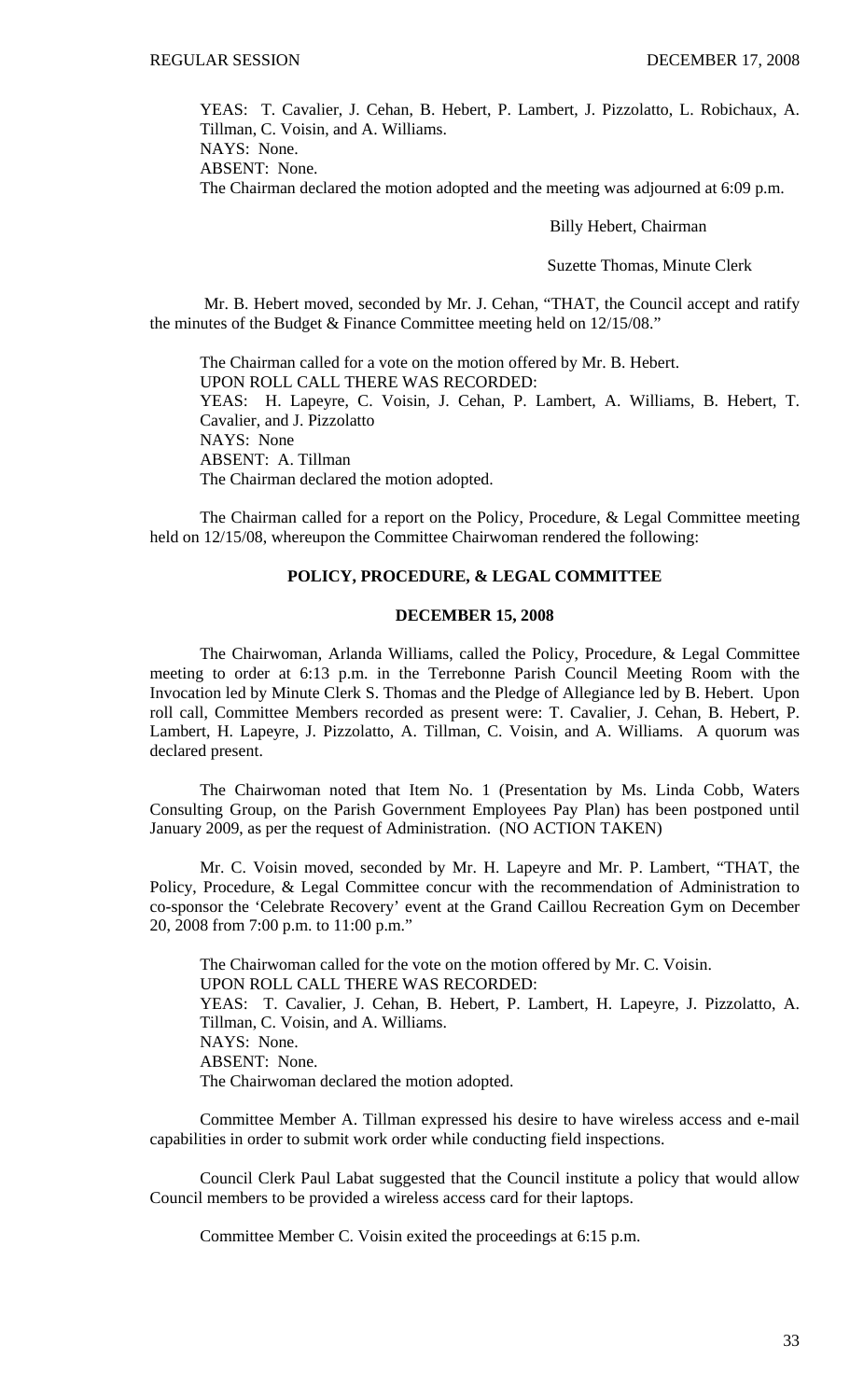YEAS: T. Cavalier, J. Cehan, B. Hebert, P. Lambert, J. Pizzolatto, L. Robichaux, A. Tillman, C. Voisin, and A. Williams.
NAYS: None.
ABSENT: None.
The Chairman declared the motion adopted and the meeting was adjourned at 6:09 p.m.

Billy Hebert, Chairman

Suzette Thomas, Minute Clerk

Mr. B. Hebert moved, seconded by Mr. J. Cehan, "THAT, the Council accept and ratify the minutes of the Budget & Finance Committee meeting held on 12/15/08."

The Chairman called for a vote on the motion offered by Mr. B. Hebert.
UPON ROLL CALL THERE WAS RECORDED:
YEAS: H. Lapeyre, C. Voisin, J. Cehan, P. Lambert, A. Williams, B. Hebert, T. Cavalier, and J. Pizzolatto
NAYS: None
ABSENT: A. Tillman
The Chairman declared the motion adopted.

The Chairman called for a report on the Policy, Procedure, & Legal Committee meeting held on 12/15/08, whereupon the Committee Chairwoman rendered the following:

## POLICY, PROCEDURE, & LEGAL COMMITTEE

### DECEMBER 15, 2008

The Chairwoman, Arlanda Williams, called the Policy, Procedure, & Legal Committee meeting to order at 6:13 p.m. in the Terrebonne Parish Council Meeting Room with the Invocation led by Minute Clerk S. Thomas and the Pledge of Allegiance led by B. Hebert. Upon roll call, Committee Members recorded as present were: T. Cavalier, J. Cehan, B. Hebert, P. Lambert, H. Lapeyre, J. Pizzolatto, A. Tillman, C. Voisin, and A. Williams. A quorum was declared present.

The Chairwoman noted that Item No. 1 (Presentation by Ms. Linda Cobb, Waters Consulting Group, on the Parish Government Employees Pay Plan) has been postponed until January 2009, as per the request of Administration. (NO ACTION TAKEN)

Mr. C. Voisin moved, seconded by Mr. H. Lapeyre and Mr. P. Lambert, "THAT, the Policy, Procedure, & Legal Committee concur with the recommendation of Administration to co-sponsor the 'Celebrate Recovery' event at the Grand Caillou Recreation Gym on December 20, 2008 from 7:00 p.m. to 11:00 p.m."

The Chairwoman called for the vote on the motion offered by Mr. C. Voisin.
UPON ROLL CALL THERE WAS RECORDED:
YEAS: T. Cavalier, J. Cehan, B. Hebert, P. Lambert, H. Lapeyre, J. Pizzolatto, A. Tillman, C. Voisin, and A. Williams.
NAYS: None.
ABSENT: None.
The Chairwoman declared the motion adopted.

Committee Member A. Tillman expressed his desire to have wireless access and e-mail capabilities in order to submit work order while conducting field inspections.

Council Clerk Paul Labat suggested that the Council institute a policy that would allow Council members to be provided a wireless access card for their laptops.

Committee Member C. Voisin exited the proceedings at 6:15 p.m.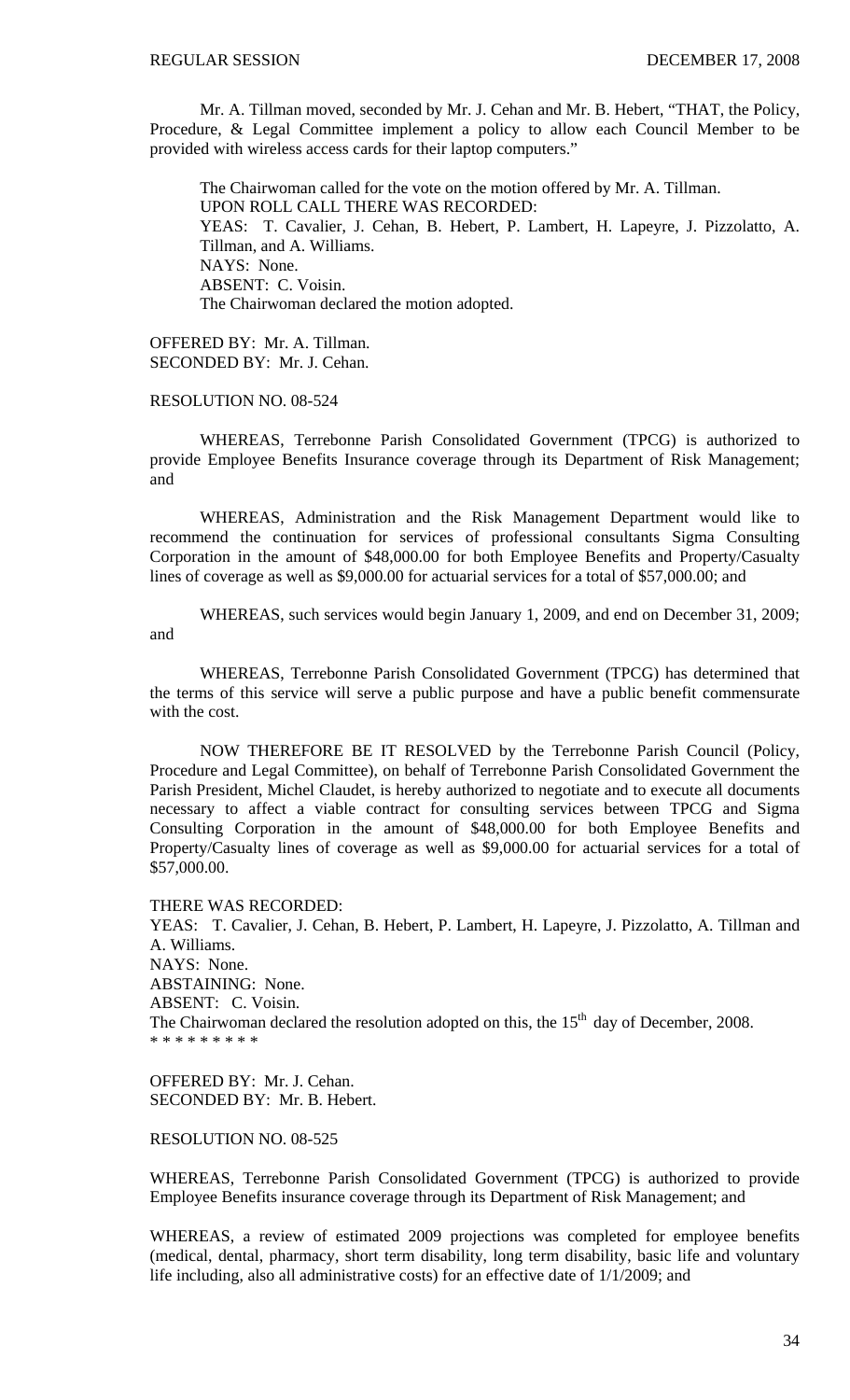Mr. A. Tillman moved, seconded by Mr. J. Cehan and Mr. B. Hebert, "THAT, the Policy, Procedure, & Legal Committee implement a policy to allow each Council Member to be provided with wireless access cards for their laptop computers."

The Chairwoman called for the vote on the motion offered by Mr. A. Tillman.
UPON ROLL CALL THERE WAS RECORDED:
YEAS: T. Cavalier, J. Cehan, B. Hebert, P. Lambert, H. Lapeyre, J. Pizzolatto, A. Tillman, and A. Williams.
NAYS: None.
ABSENT: C. Voisin.
The Chairwoman declared the motion adopted.

OFFERED BY: Mr. A. Tillman.
SECONDED BY: Mr. J. Cehan.

RESOLUTION NO. 08-524

WHEREAS, Terrebonne Parish Consolidated Government (TPCG) is authorized to provide Employee Benefits Insurance coverage through its Department of Risk Management; and

WHEREAS, Administration and the Risk Management Department would like to recommend the continuation for services of professional consultants Sigma Consulting Corporation in the amount of $48,000.00 for both Employee Benefits and Property/Casualty lines of coverage as well as $9,000.00 for actuarial services for a total of $57,000.00; and

WHEREAS, such services would begin January 1, 2009, and end on December 31, 2009; and

WHEREAS, Terrebonne Parish Consolidated Government (TPCG) has determined that the terms of this service will serve a public purpose and have a public benefit commensurate with the cost.

NOW THEREFORE BE IT RESOLVED by the Terrebonne Parish Council (Policy, Procedure and Legal Committee), on behalf of Terrebonne Parish Consolidated Government the Parish President, Michel Claudet, is hereby authorized to negotiate and to execute all documents necessary to affect a viable contract for consulting services between TPCG and Sigma Consulting Corporation in the amount of $48,000.00 for both Employee Benefits and Property/Casualty lines of coverage as well as $9,000.00 for actuarial services for a total of $57,000.00.

THERE WAS RECORDED:
YEAS: T. Cavalier, J. Cehan, B. Hebert, P. Lambert, H. Lapeyre, J. Pizzolatto, A. Tillman and A. Williams.
NAYS: None.
ABSTAINING: None.
ABSENT: C. Voisin.
The Chairwoman declared the resolution adopted on this, the 15th day of December, 2008.
\* \* \* \* \* \* \* \* \*

OFFERED BY: Mr. J. Cehan.
SECONDED BY: Mr. B. Hebert.

RESOLUTION NO. 08-525

WHEREAS, Terrebonne Parish Consolidated Government (TPCG) is authorized to provide Employee Benefits insurance coverage through its Department of Risk Management; and

WHEREAS, a review of estimated 2009 projections was completed for employee benefits (medical, dental, pharmacy, short term disability, long term disability, basic life and voluntary life including, also all administrative costs) for an effective date of 1/1/2009; and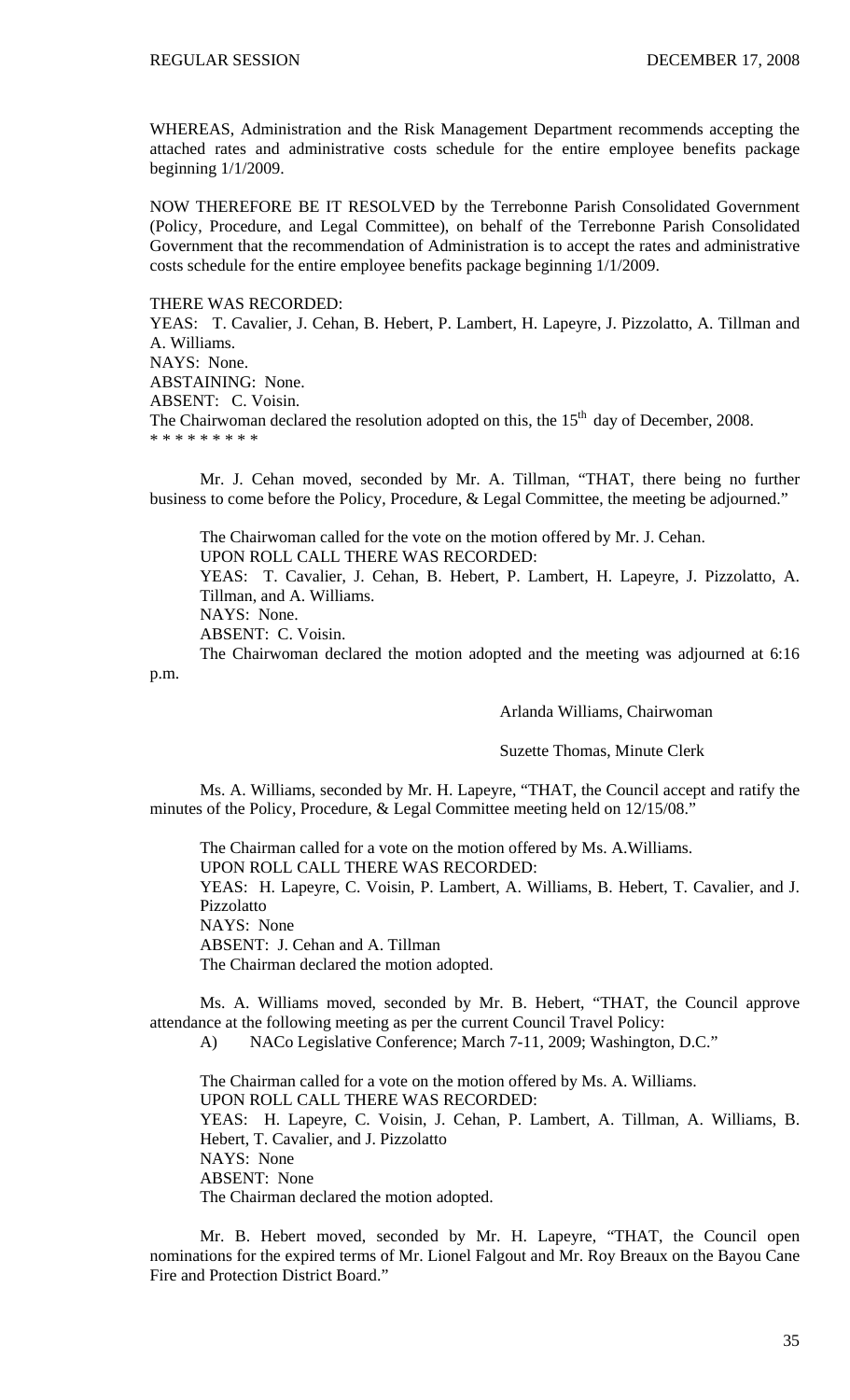WHEREAS, Administration and the Risk Management Department recommends accepting the attached rates and administrative costs schedule for the entire employee benefits package beginning 1/1/2009.

NOW THEREFORE BE IT RESOLVED by the Terrebonne Parish Consolidated Government (Policy, Procedure, and Legal Committee), on behalf of the Terrebonne Parish Consolidated Government that the recommendation of Administration is to accept the rates and administrative costs schedule for the entire employee benefits package beginning 1/1/2009.

THERE WAS RECORDED:
YEAS: T. Cavalier, J. Cehan, B. Hebert, P. Lambert, H. Lapeyre, J. Pizzolatto, A. Tillman and A. Williams.
NAYS: None.
ABSTAINING: None.
ABSENT: C. Voisin.
The Chairwoman declared the resolution adopted on this, the 15th day of December, 2008.
* * * * * * * * *

Mr. J. Cehan moved, seconded by Mr. A. Tillman, "THAT, there being no further business to come before the Policy, Procedure, & Legal Committee, the meeting be adjourned."

The Chairwoman called for the vote on the motion offered by Mr. J. Cehan.
UPON ROLL CALL THERE WAS RECORDED:
YEAS: T. Cavalier, J. Cehan, B. Hebert, P. Lambert, H. Lapeyre, J. Pizzolatto, A. Tillman, and A. Williams.
NAYS: None.
ABSENT: C. Voisin.
The Chairwoman declared the motion adopted and the meeting was adjourned at 6:16 p.m.

Arlanda Williams, Chairwoman

Suzette Thomas, Minute Clerk

Ms. A. Williams, seconded by Mr. H. Lapeyre, "THAT, the Council accept and ratify the minutes of the Policy, Procedure, & Legal Committee meeting held on 12/15/08."

The Chairman called for a vote on the motion offered by Ms. A.Williams.
UPON ROLL CALL THERE WAS RECORDED:
YEAS: H. Lapeyre, C. Voisin, P. Lambert, A. Williams, B. Hebert, T. Cavalier, and J. Pizzolatto
NAYS: None
ABSENT: J. Cehan and A. Tillman
The Chairman declared the motion adopted.

Ms. A. Williams moved, seconded by Mr. B. Hebert, "THAT, the Council approve attendance at the following meeting as per the current Council Travel Policy:

A) NACo Legislative Conference; March 7-11, 2009; Washington, D.C."

The Chairman called for a vote on the motion offered by Ms. A. Williams.
UPON ROLL CALL THERE WAS RECORDED:
YEAS: H. Lapeyre, C. Voisin, J. Cehan, P. Lambert, A. Tillman, A. Williams, B. Hebert, T. Cavalier, and J. Pizzolatto
NAYS: None
ABSENT: None
The Chairman declared the motion adopted.

Mr. B. Hebert moved, seconded by Mr. H. Lapeyre, "THAT, the Council open nominations for the expired terms of Mr. Lionel Falgout and Mr. Roy Breaux on the Bayou Cane Fire and Protection District Board."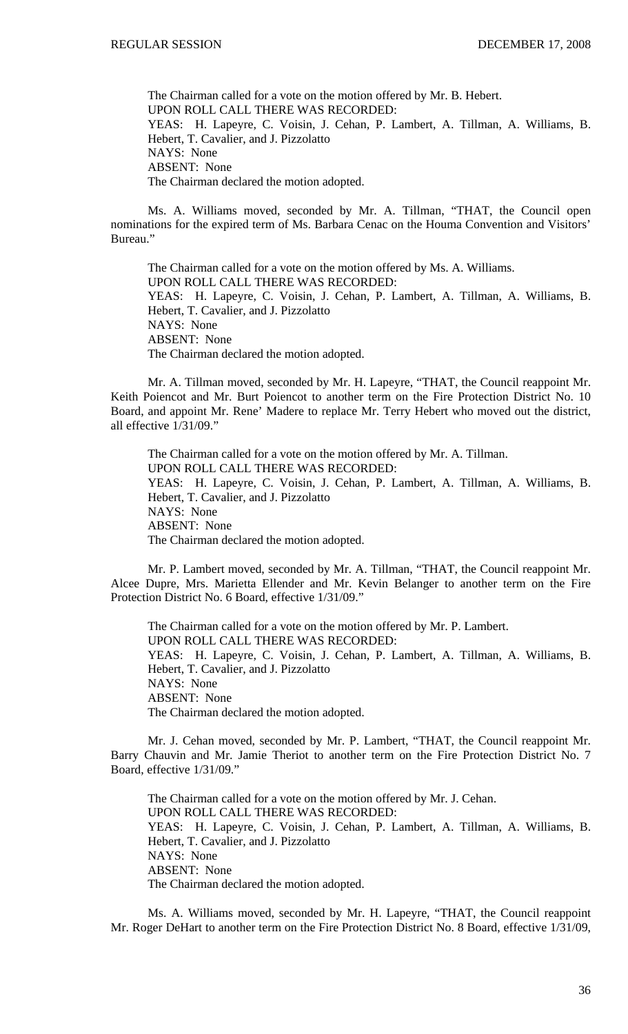The Chairman called for a vote on the motion offered by Mr. B. Hebert.
UPON ROLL CALL THERE WAS RECORDED:
YEAS: H. Lapeyre, C. Voisin, J. Cehan, P. Lambert, A. Tillman, A. Williams, B. Hebert, T. Cavalier, and J. Pizzolatto
NAYS: None
ABSENT: None
The Chairman declared the motion adopted.

Ms. A. Williams moved, seconded by Mr. A. Tillman, "THAT, the Council open nominations for the expired term of Ms. Barbara Cenac on the Houma Convention and Visitors' Bureau."

The Chairman called for a vote on the motion offered by Ms. A. Williams.
UPON ROLL CALL THERE WAS RECORDED:
YEAS: H. Lapeyre, C. Voisin, J. Cehan, P. Lambert, A. Tillman, A. Williams, B. Hebert, T. Cavalier, and J. Pizzolatto
NAYS: None
ABSENT: None
The Chairman declared the motion adopted.

Mr. A. Tillman moved, seconded by Mr. H. Lapeyre, "THAT, the Council reappoint Mr. Keith Poiencot and Mr. Burt Poiencot to another term on the Fire Protection District No. 10 Board, and appoint Mr. Rene' Madere to replace Mr. Terry Hebert who moved out the district, all effective 1/31/09."

The Chairman called for a vote on the motion offered by Mr. A. Tillman.
UPON ROLL CALL THERE WAS RECORDED:
YEAS: H. Lapeyre, C. Voisin, J. Cehan, P. Lambert, A. Tillman, A. Williams, B. Hebert, T. Cavalier, and J. Pizzolatto
NAYS: None
ABSENT: None
The Chairman declared the motion adopted.

Mr. P. Lambert moved, seconded by Mr. A. Tillman, "THAT, the Council reappoint Mr. Alcee Dupre, Mrs. Marietta Ellender and Mr. Kevin Belanger to another term on the Fire Protection District No. 6 Board, effective 1/31/09."

The Chairman called for a vote on the motion offered by Mr. P. Lambert.
UPON ROLL CALL THERE WAS RECORDED:
YEAS: H. Lapeyre, C. Voisin, J. Cehan, P. Lambert, A. Tillman, A. Williams, B. Hebert, T. Cavalier, and J. Pizzolatto
NAYS: None
ABSENT: None
The Chairman declared the motion adopted.

Mr. J. Cehan moved, seconded by Mr. P. Lambert, "THAT, the Council reappoint Mr. Barry Chauvin and Mr. Jamie Theriot to another term on the Fire Protection District No. 7 Board, effective 1/31/09."

The Chairman called for a vote on the motion offered by Mr. J. Cehan.
UPON ROLL CALL THERE WAS RECORDED:
YEAS: H. Lapeyre, C. Voisin, J. Cehan, P. Lambert, A. Tillman, A. Williams, B. Hebert, T. Cavalier, and J. Pizzolatto
NAYS: None
ABSENT: None
The Chairman declared the motion adopted.

Ms. A. Williams moved, seconded by Mr. H. Lapeyre, "THAT, the Council reappoint Mr. Roger DeHart to another term on the Fire Protection District No. 8 Board, effective 1/31/09,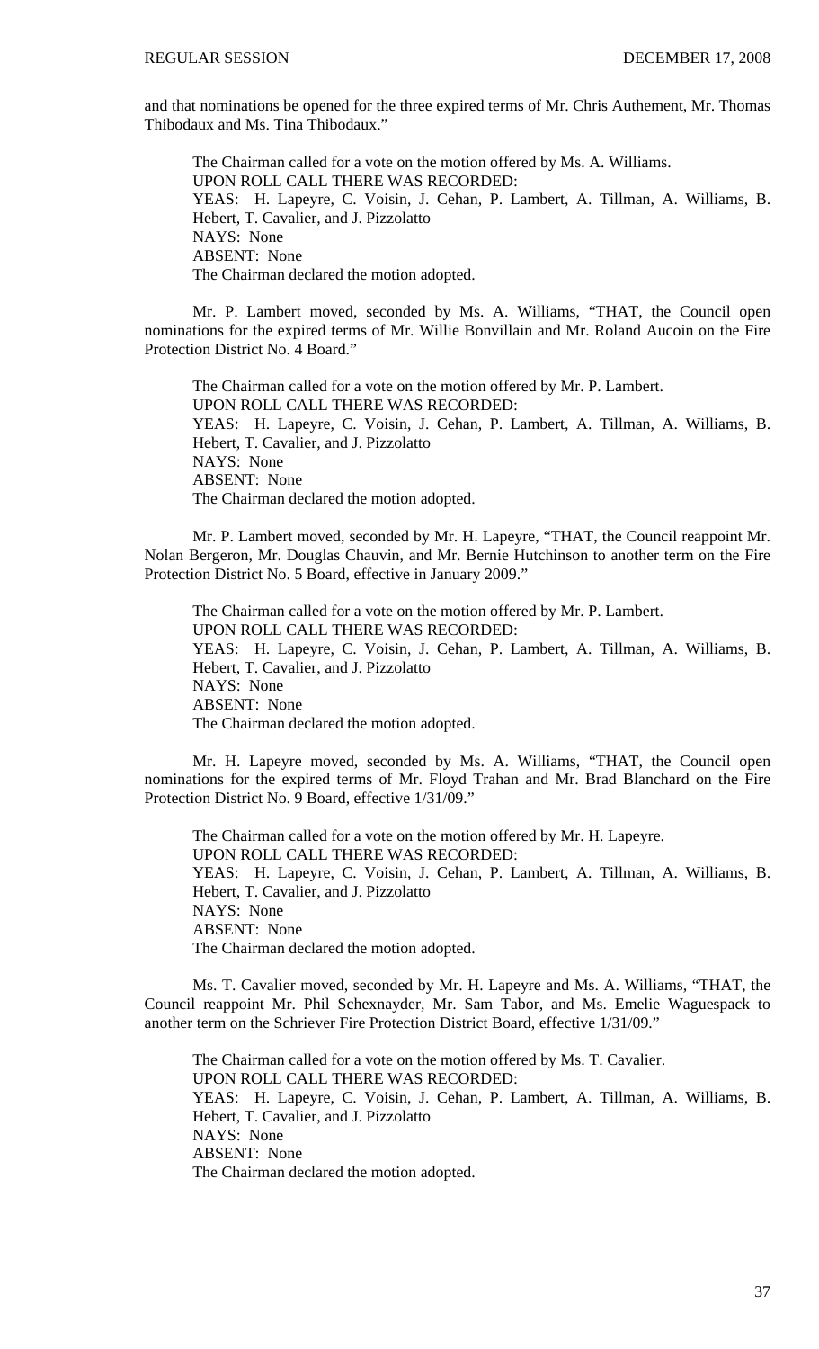and that nominations be opened for the three expired terms of Mr. Chris Authement, Mr. Thomas Thibodaux and Ms. Tina Thibodaux."

The Chairman called for a vote on the motion offered by Ms. A. Williams.
UPON ROLL CALL THERE WAS RECORDED:
YEAS: H. Lapeyre, C. Voisin, J. Cehan, P. Lambert, A. Tillman, A. Williams, B. Hebert, T. Cavalier, and J. Pizzolatto
NAYS: None
ABSENT: None
The Chairman declared the motion adopted.

Mr. P. Lambert moved, seconded by Ms. A. Williams, "THAT, the Council open nominations for the expired terms of Mr. Willie Bonvillain and Mr. Roland Aucoin on the Fire Protection District No. 4 Board."

The Chairman called for a vote on the motion offered by Mr. P. Lambert.
UPON ROLL CALL THERE WAS RECORDED:
YEAS: H. Lapeyre, C. Voisin, J. Cehan, P. Lambert, A. Tillman, A. Williams, B. Hebert, T. Cavalier, and J. Pizzolatto
NAYS: None
ABSENT: None
The Chairman declared the motion adopted.

Mr. P. Lambert moved, seconded by Mr. H. Lapeyre, "THAT, the Council reappoint Mr. Nolan Bergeron, Mr. Douglas Chauvin, and Mr. Bernie Hutchinson to another term on the Fire Protection District No. 5 Board, effective in January 2009."

The Chairman called for a vote on the motion offered by Mr. P. Lambert.
UPON ROLL CALL THERE WAS RECORDED:
YEAS: H. Lapeyre, C. Voisin, J. Cehan, P. Lambert, A. Tillman, A. Williams, B. Hebert, T. Cavalier, and J. Pizzolatto
NAYS: None
ABSENT: None
The Chairman declared the motion adopted.

Mr. H. Lapeyre moved, seconded by Ms. A. Williams, "THAT, the Council open nominations for the expired terms of Mr. Floyd Trahan and Mr. Brad Blanchard on the Fire Protection District No. 9 Board, effective 1/31/09."

The Chairman called for a vote on the motion offered by Mr. H. Lapeyre.
UPON ROLL CALL THERE WAS RECORDED:
YEAS: H. Lapeyre, C. Voisin, J. Cehan, P. Lambert, A. Tillman, A. Williams, B. Hebert, T. Cavalier, and J. Pizzolatto
NAYS: None
ABSENT: None
The Chairman declared the motion adopted.

Ms. T. Cavalier moved, seconded by Mr. H. Lapeyre and Ms. A. Williams, "THAT, the Council reappoint Mr. Phil Schexnayder, Mr. Sam Tabor, and Ms. Emelie Waguespack to another term on the Schriever Fire Protection District Board, effective 1/31/09."

The Chairman called for a vote on the motion offered by Ms. T. Cavalier.
UPON ROLL CALL THERE WAS RECORDED:
YEAS: H. Lapeyre, C. Voisin, J. Cehan, P. Lambert, A. Tillman, A. Williams, B. Hebert, T. Cavalier, and J. Pizzolatto
NAYS: None
ABSENT: None
The Chairman declared the motion adopted.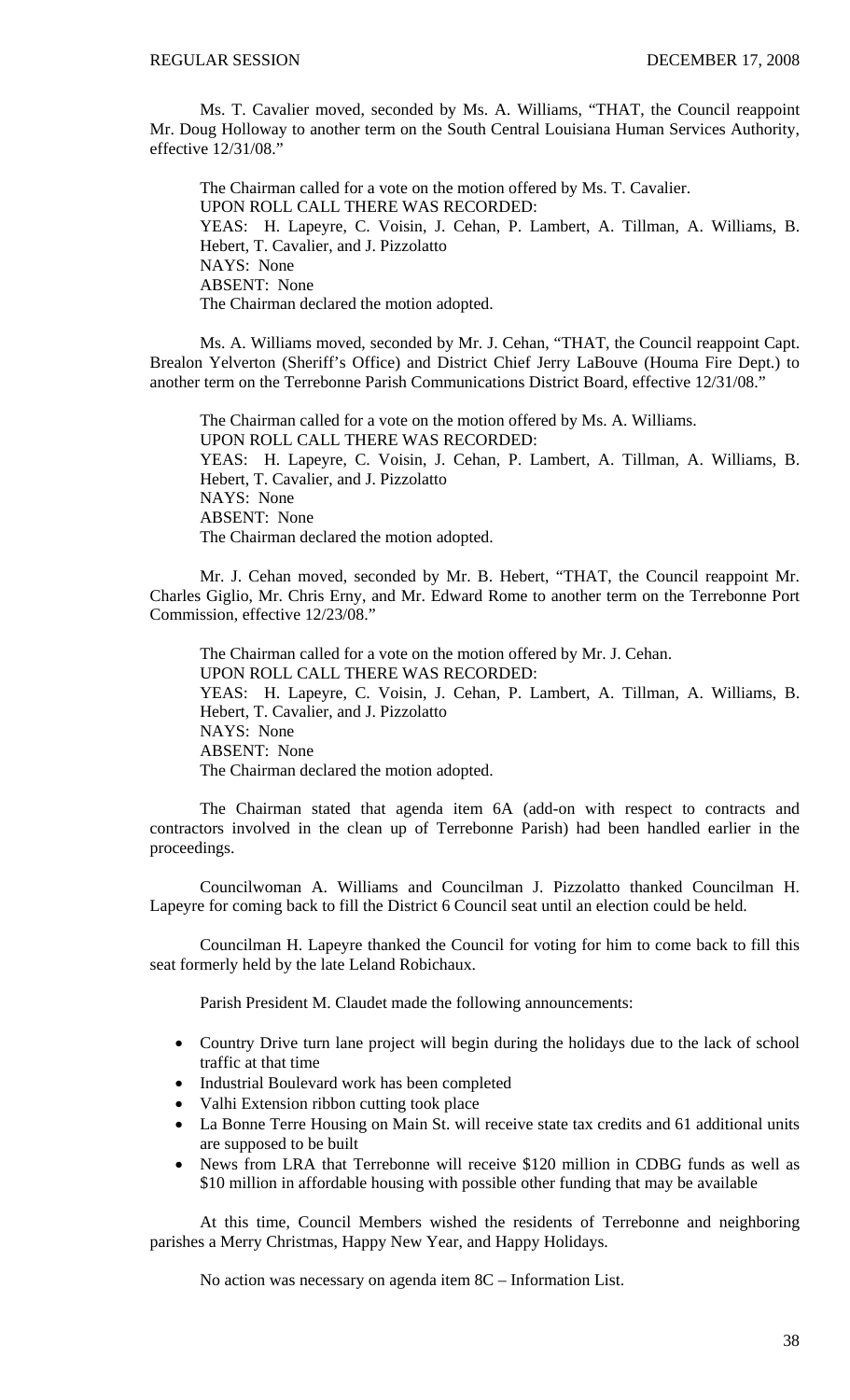Ms. T. Cavalier moved, seconded by Ms. A. Williams, "THAT, the Council reappoint Mr. Doug Holloway to another term on the South Central Louisiana Human Services Authority, effective 12/31/08."

The Chairman called for a vote on the motion offered by Ms. T. Cavalier.
UPON ROLL CALL THERE WAS RECORDED:
YEAS: H. Lapeyre, C. Voisin, J. Cehan, P. Lambert, A. Tillman, A. Williams, B. Hebert, T. Cavalier, and J. Pizzolatto
NAYS: None
ABSENT: None
The Chairman declared the motion adopted.

Ms. A. Williams moved, seconded by Mr. J. Cehan, "THAT, the Council reappoint Capt. Brealon Yelverton (Sheriff's Office) and District Chief Jerry LaBouve (Houma Fire Dept.) to another term on the Terrebonne Parish Communications District Board, effective 12/31/08."

The Chairman called for a vote on the motion offered by Ms. A. Williams.
UPON ROLL CALL THERE WAS RECORDED:
YEAS: H. Lapeyre, C. Voisin, J. Cehan, P. Lambert, A. Tillman, A. Williams, B. Hebert, T. Cavalier, and J. Pizzolatto
NAYS: None
ABSENT: None
The Chairman declared the motion adopted.

Mr. J. Cehan moved, seconded by Mr. B. Hebert, "THAT, the Council reappoint Mr. Charles Giglio, Mr. Chris Erny, and Mr. Edward Rome to another term on the Terrebonne Port Commission, effective 12/23/08."

The Chairman called for a vote on the motion offered by Mr. J. Cehan.
UPON ROLL CALL THERE WAS RECORDED:
YEAS: H. Lapeyre, C. Voisin, J. Cehan, P. Lambert, A. Tillman, A. Williams, B. Hebert, T. Cavalier, and J. Pizzolatto
NAYS: None
ABSENT: None
The Chairman declared the motion adopted.

The Chairman stated that agenda item 6A (add-on with respect to contracts and contractors involved in the clean up of Terrebonne Parish) had been handled earlier in the proceedings.

Councilwoman A. Williams and Councilman J. Pizzolatto thanked Councilman H. Lapeyre for coming back to fill the District 6 Council seat until an election could be held.

Councilman H. Lapeyre thanked the Council for voting for him to come back to fill this seat formerly held by the late Leland Robichaux.

Parish President M. Claudet made the following announcements:

- Country Drive turn lane project will begin during the holidays due to the lack of school traffic at that time
- Industrial Boulevard work has been completed
- Valhi Extension ribbon cutting took place
- La Bonne Terre Housing on Main St. will receive state tax credits and 61 additional units are supposed to be built
- News from LRA that Terrebonne will receive $120 million in CDBG funds as well as $10 million in affordable housing with possible other funding that may be available

At this time, Council Members wished the residents of Terrebonne and neighboring parishes a Merry Christmas, Happy New Year, and Happy Holidays.

No action was necessary on agenda item 8C – Information List.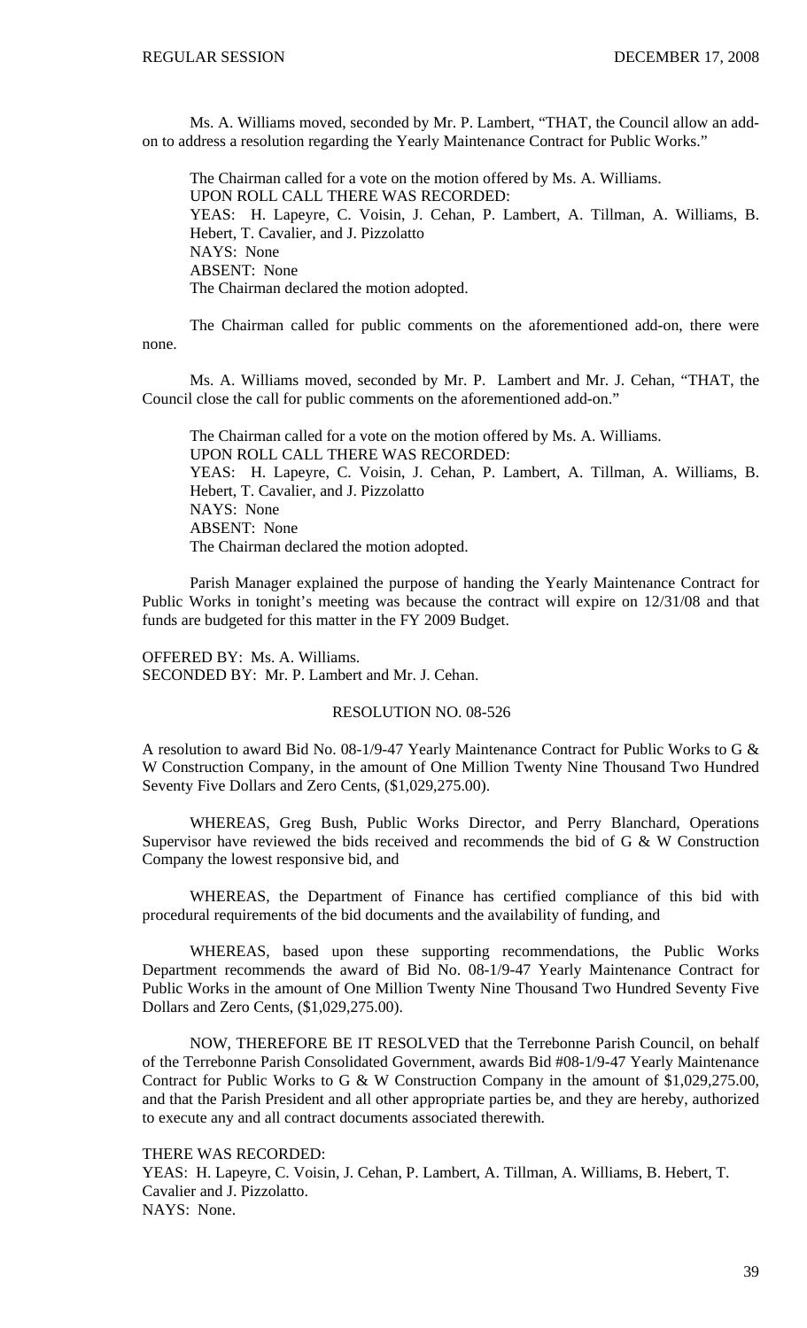Ms. A. Williams moved, seconded by Mr. P. Lambert, "THAT, the Council allow an add-on to address a resolution regarding the Yearly Maintenance Contract for Public Works."

The Chairman called for a vote on the motion offered by Ms. A. Williams.
UPON ROLL CALL THERE WAS RECORDED:
YEAS: H. Lapeyre, C. Voisin, J. Cehan, P. Lambert, A. Tillman, A. Williams, B. Hebert, T. Cavalier, and J. Pizzolatto
NAYS: None
ABSENT: None
The Chairman declared the motion adopted.

The Chairman called for public comments on the aforementioned add-on, there were none.

Ms. A. Williams moved, seconded by Mr. P. Lambert and Mr. J. Cehan, "THAT, the Council close the call for public comments on the aforementioned add-on."

The Chairman called for a vote on the motion offered by Ms. A. Williams.
UPON ROLL CALL THERE WAS RECORDED:
YEAS: H. Lapeyre, C. Voisin, J. Cehan, P. Lambert, A. Tillman, A. Williams, B. Hebert, T. Cavalier, and J. Pizzolatto
NAYS: None
ABSENT: None
The Chairman declared the motion adopted.

Parish Manager explained the purpose of handing the Yearly Maintenance Contract for Public Works in tonight's meeting was because the contract will expire on 12/31/08 and that funds are budgeted for this matter in the FY 2009 Budget.

OFFERED BY: Ms. A. Williams.
SECONDED BY: Mr. P. Lambert and Mr. J. Cehan.

RESOLUTION NO. 08-526

A resolution to award Bid No. 08-1/9-47 Yearly Maintenance Contract for Public Works to G & W Construction Company, in the amount of One Million Twenty Nine Thousand Two Hundred Seventy Five Dollars and Zero Cents, ($1,029,275.00).

WHEREAS, Greg Bush, Public Works Director, and Perry Blanchard, Operations Supervisor have reviewed the bids received and recommends the bid of G & W Construction Company the lowest responsive bid, and

WHEREAS, the Department of Finance has certified compliance of this bid with procedural requirements of the bid documents and the availability of funding, and

WHEREAS, based upon these supporting recommendations, the Public Works Department recommends the award of Bid No. 08-1/9-47 Yearly Maintenance Contract for Public Works in the amount of One Million Twenty Nine Thousand Two Hundred Seventy Five Dollars and Zero Cents, ($1,029,275.00).

NOW, THEREFORE BE IT RESOLVED that the Terrebonne Parish Council, on behalf of the Terrebonne Parish Consolidated Government, awards Bid #08-1/9-47 Yearly Maintenance Contract for Public Works to G & W Construction Company in the amount of $1,029,275.00, and that the Parish President and all other appropriate parties be, and they are hereby, authorized to execute any and all contract documents associated therewith.

THERE WAS RECORDED:
YEAS: H. Lapeyre, C. Voisin, J. Cehan, P. Lambert, A. Tillman, A. Williams, B. Hebert, T. Cavalier and J. Pizzolatto.
NAYS: None.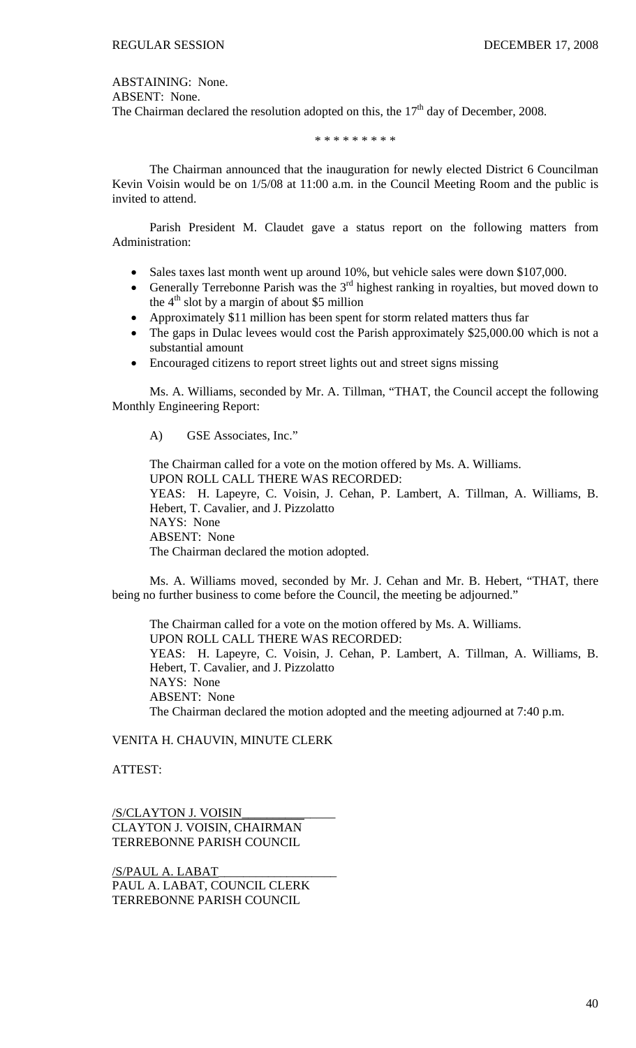ABSTAINING: None.
ABSENT: None.
The Chairman declared the resolution adopted on this, the 17th day of December, 2008.

\* \* \* \* \* \* \* \* \*

The Chairman announced that the inauguration for newly elected District 6 Councilman Kevin Voisin would be on 1/5/08 at 11:00 a.m. in the Council Meeting Room and the public is invited to attend.

Parish President M. Claudet gave a status report on the following matters from Administration:

- Sales taxes last month went up around 10%, but vehicle sales were down $107,000.
- Generally Terrebonne Parish was the 3rd highest ranking in royalties, but moved down to the 4th slot by a margin of about $5 million
- Approximately $11 million has been spent for storm related matters thus far
- The gaps in Dulac levees would cost the Parish approximately $25,000.00 which is not a substantial amount
- Encouraged citizens to report street lights out and street signs missing

Ms. A. Williams, seconded by Mr. A. Tillman, "THAT, the Council accept the following Monthly Engineering Report:

A) GSE Associates, Inc."

The Chairman called for a vote on the motion offered by Ms. A. Williams.
UPON ROLL CALL THERE WAS RECORDED:
YEAS: H. Lapeyre, C. Voisin, J. Cehan, P. Lambert, A. Tillman, A. Williams, B. Hebert, T. Cavalier, and J. Pizzolatto
NAYS: None
ABSENT: None
The Chairman declared the motion adopted.

Ms. A. Williams moved, seconded by Mr. J. Cehan and Mr. B. Hebert, "THAT, there being no further business to come before the Council, the meeting be adjourned."

The Chairman called for a vote on the motion offered by Ms. A. Williams.
UPON ROLL CALL THERE WAS RECORDED:
YEAS: H. Lapeyre, C. Voisin, J. Cehan, P. Lambert, A. Tillman, A. Williams, B. Hebert, T. Cavalier, and J. Pizzolatto
NAYS: None
ABSENT: None
The Chairman declared the motion adopted and the meeting adjourned at 7:40 p.m.

VENITA H. CHAUVIN, MINUTE CLERK

ATTEST:

/S/CLAYTON J. VOISIN
CLAYTON J. VOISIN, CHAIRMAN
TERREBONNE PARISH COUNCIL

/S/PAUL A. LABAT
PAUL A. LABAT, COUNCIL CLERK
TERREBONNE PARISH COUNCIL